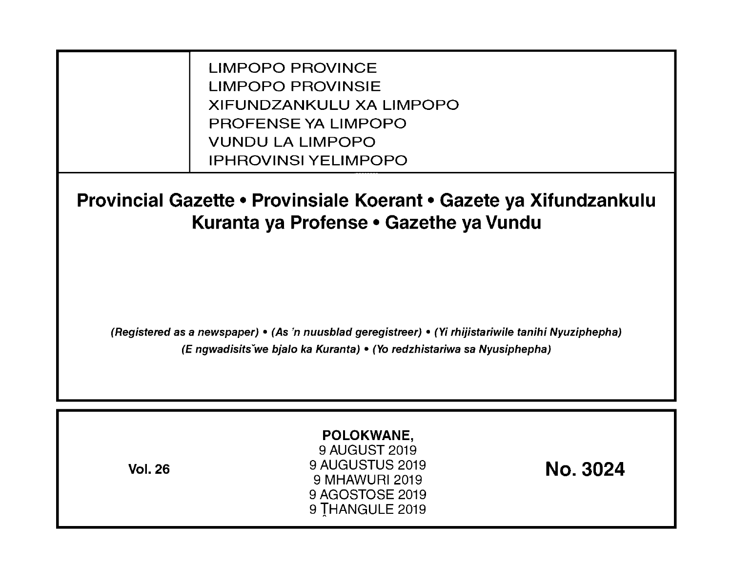LIMPOPO PROVINCE
LIMPOPO PROVINSIE
XIFUNDZANKULU XA LIMPOPO
PROFENSE YA LIMPOPO
VUNDU LA LIMPOPO
IPHROVINSI YELIMPOPO

# Provincial Gazette • Provinsiale Koerant • Gazete ya Xifundzankulu Kuranta ya Profense • Gazethe ya Vundu

*(Registered as a newspaper) • (As 'n nuusblad geregistreer) • (Yi rhijistariwile tanihi Nyuziphepha) (E ngwadisitšwe bjalo ka Kuranta) • (Yo redzhistariwa sa Nyusiphepha)*

**Vol. 26**

**POLOKWANE,**
9 AUGUST 2019
9 AUGUSTUS 2019
9 MHAWURI 2019
9 AGOSTOSE 2019
9 Ṱ̂HANGULE 2019

**No. 3024**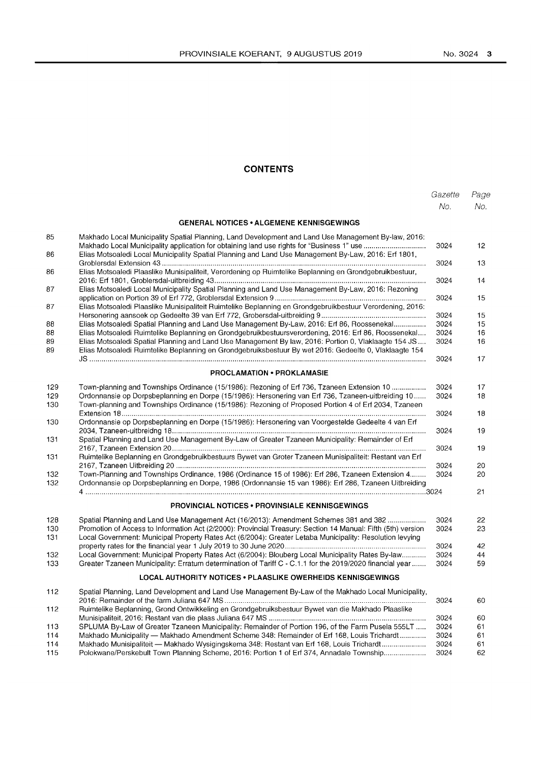## CONTENTS

| | | Gazette No. | Page No. |
|---|---|---|---|
| | **GENERAL NOTICES • ALGEMENE KENNISGEWINGS** | | |
| 85 | Makhado Local Municipality Spatial Planning, Land Development and Land Use Management By-law, 2016: Makhado Local Municipality application for obtaining land use rights for "Business 1" use | 3024 | 12 |
| 86 | Elias Motsoaledi Local Municipality Spatial Planning and Land Use Management By-Law, 2016: Erf 1801, Groblersdal Extension 43 | 3024 | 13 |
| 86 | Elias Motsoaledi Plaaslike Munisipaliteit, Verordening op Ruimtelike Beplanning en Grondgebruikbestuur, 2016: Erf 1801, Groblersdal-uitbreiding 43 | 3024 | 14 |
| 87 | Elias Motsoaledi Local Municipality Spatial Planning and Land Use Management By-Law, 2016: Rezoning application on Portion 39 of Erf 772, Groblersdal Extension 9 | 3024 | 15 |
| 87 | Elias Motsoaledi Plaaslike Munisipaliteit Ruimtelike Beplanning en Grondgebruikbestuur Verordening, 2016: Hersonering aansoek op Gedeelte 39 van Erf 772, Grobersdal-uitbreiding 9 | 3024 | 15 |
| 88 | Elias Motsoaledi Spatial Planning and Land Use Management By-Law, 2016: Erf 86, Roossenekal | 3024 | 15 |
| 88 | Elias Motsoaledi Ruimtelike Beplanning en Grondgebruikbestuursverordening, 2016: Erf 86, Roossenekal | 3024 | 16 |
| 89 | Elias Motsoaledi Spatial Planning and Land Use Management By law, 2016: Portion 0, Vlaklaagte 154 JS | 3024 | 16 |
| 89 | Elias Motsoaledi Ruimtelike Beplanning en Grondgebruiksbestuur By wet 2016: Gedeelte 0, Vlaklaagte 154 JS | 3024 | 17 |
| | **PROCLAMATION • PROKLAMASIE** | | |
| 129 | Town-planning and Townships Ordinance (15/1986): Rezoning of Erf 736, Tzaneen Extension 10 | 3024 | 17 |
| 129 | Ordonnansie op Dorpsbeplanning en Dorpe (15/1986): Hersonering van Erf 736, Tzaneen-uitbreiding 10 | 3024 | 18 |
| 130 | Town-planning and Townships Ordinance (15/1986): Rezoning of Proposed Portion 4 of Erf 2034, Tzaneen Extension 18 | 3024 | 18 |
| 130 | Ordonnansie op Dorpsbeplanning en Dorpe (15/1986): Hersonering van Voorgestelde Gedeelte 4 van Erf 2034, Tzaneen-uitbreidng 18 | 3024 | 19 |
| 131 | Spatial Planning and Land Use Management By-Law of Greater Tzaneen Municipality: Remainder of Erf 2167, Tzaneen Extension 20 | 3024 | 19 |
| 131 | Ruimtelike Beplanning en Grondgebruikbestuurs Bywet van Groter Tzaneen Munisipaliteit: Restant van Erf 2167, Tzaneen Uitbreiding 20 | 3024 | 20 |
| 132 | Town-Planning and Townships Ordinance, 1986 (Ordinance 15 of 1986): Erf 286, Tzaneen Extension 4 | 3024 | 20 |
| 132 | Ordonnansie op Dorpsbeplanning en Dorpe, 1986 (Ordonnansie 15 van 1986): Erf 286, Tzaneen Uitbreiding 4 | 3024 | 21 |
| | **PROVINCIAL NOTICES • PROVINSIALE KENNISGEWINGS** | | |
| 128 | Spatial Planning and Land Use Management Act (16/2013): Amendment Schemes 381 and 382 | 3024 | 22 |
| 130 | Promotion of Access to Information Act (2/2000): Provincial Treasury: Section 14 Manual: Fifth (5th) version | 3024 | 23 |
| 131 | Local Government: Municipal Property Rates Act (6/2004): Greater Letaba Municipality: Resolution levying property rates for the financial year 1 July 2019 to 30 June 2020 | 3024 | 42 |
| 132 | Local Government: Municipal Property Rates Act (6/2004): Blouberg Local Municipality Rates By-law | 3024 | 44 |
| 133 | Greater Tzaneen Municipality: Erratum determination of Tariff C - C.1.1 for the 2019/2020 financial year | 3024 | 59 |
| | **LOCAL AUTHORITY NOTICES • PLAASLIKE OWERHEIDS KENNISGEWINGS** | | |
| 112 | Spatial Planning, Land Development and Land Use Management By-Law of the Makhado Local Municipality, 2016: Remainder of the farm Juliana 647 MS | 3024 | 60 |
| 112 | Ruimtelike Beplanning, Grond Ontwikkeling en Grondgebruiksbestuur Bywet van die Makhado Plaaslike Munisipaliteit, 2016: Restant van die plaas Juliana 647 MS | 3024 | 60 |
| 113 | SPLUMA By-Law of Greater Tzaneen Municipality: Remainder of Portion 196, of the Farm Pusela 555LT | 3024 | 61 |
| 114 | Makhado Municipality — Makhado Amendment Scheme 348: Remainder of Erf 168, Louis Trichardt | 3024 | 61 |
| 114 | Makhado Munisipaliteit — Makhado Wysigingskema 348: Restant van Erf 168, Louis Trichardt | 3024 | 61 |
| 115 | Polokwane/Perskebult Town Planning Scheme, 2016: Portion 1 of Erf 374, Annadale Township | 3024 | 62 |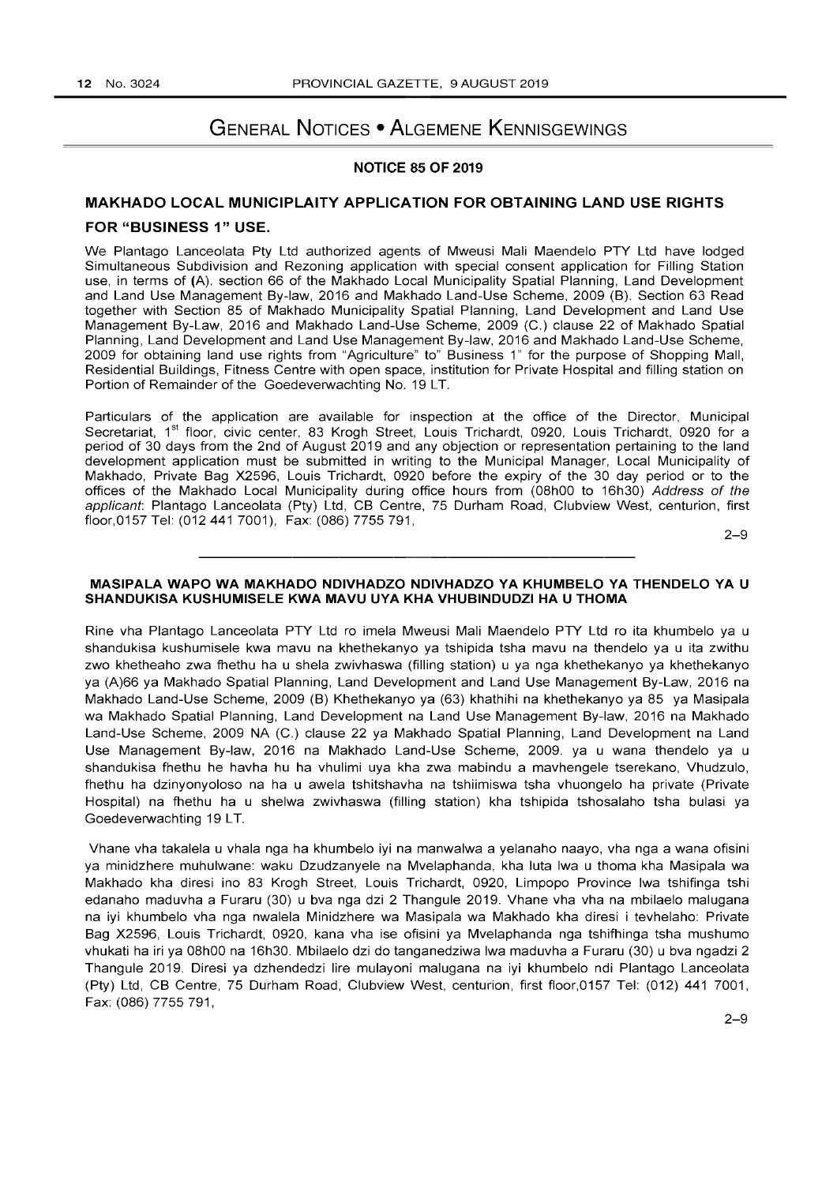# GENERAL NOTICES • ALGEMENE KENNISGEWINGS

### NOTICE 85 OF 2019

## MAKHADO LOCAL MUNICIPLAITY APPLICATION FOR OBTAINING LAND USE RIGHTS FOR "BUSINESS 1" USE.

We Plantago Lanceolata Pty Ltd authorized agents of Mweusi Mali Maendelo PTY Ltd have lodged Simultaneous Subdivision and Rezoning application with special consent application for Filling Station use, in terms of (A). section 66 of the Makhado Local Municipality Spatial Planning, Land Development and Land Use Management By-law, 2016 and Makhado Land-Use Scheme, 2009 (B). Section 63 Read together with Section 85 of Makhado Municipality Spatial Planning, Land Development and Land Use Management By-Law, 2016 and Makhado Land-Use Scheme, 2009 (C.) clause 22 of Makhado Spatial Planning, Land Development and Land Use Management By-law, 2016 and Makhado Land-Use Scheme, 2009 for obtaining land use rights from "Agriculture" to" Business 1" for the purpose of Shopping Mall, Residential Buildings, Fitness Centre with open space, institution for Private Hospital and filling station on Portion of Remainder of the Goedeverwachting No. 19 LT.

Particulars of the application are available for inspection at the office of the Director, Municipal Secretariat, 1st floor, civic center, 83 Krogh Street, Louis Trichardt, 0920, Louis Trichardt, 0920 for a period of 30 days from the 2nd of August 2019 and any objection or representation pertaining to the land development application must be submitted in writing to the Municipal Manager, Local Municipality of Makhado, Private Bag X2596, Louis Trichardt, 0920 before the expiry of the 30 day period or to the offices of the Makhado Local Municipality during office hours from (08h00 to 16h30) *Address of the applicant*: Plantago Lanceolata (Pty) Ltd, CB Centre, 75 Durham Road, Clubview West, centurion, first floor,0157 Tel: (012 441 7001), Fax: (086) 7755 791,

2–9

---

### MASIPALA WAPO WA MAKHADO NDIVHADZO NDIVHADZO YA KHUMBELO YA THENDELO YA U SHANDUKISA KUSHUMISELE KWA MAVU UYA KHA VHUBINDUDZI HA U THOMA

Rine vha Plantago Lanceolata PTY Ltd ro imela Mweusi Mali Maendelo PTY Ltd ro ita khumbelo ya u shandukisa kushumisele kwa mavu na khethekanyo ya tshipida tsha mavu na thendelo ya u ita zwithu zwo khetheaho zwa fhethu ha u shela zwivhaswa (filling station) u ya nga khethekanyo ya khethekanyo ya (A)66 ya Makhado Spatial Planning, Land Development and Land Use Management By-Law, 2016 na Makhado Land-Use Scheme, 2009 (B) Khethekanyo ya (63) khathihi na khethekanyo ya 85 ya Masipala wa Makhado Spatial Planning, Land Development na Land Use Management By-law, 2016 na Makhado Land-Use Scheme, 2009 NA (C.) clause 22 ya Makhado Spatial Planning, Land Development na Land Use Management By-law, 2016 na Makhado Land-Use Scheme, 2009. ya u wana thendelo ya u shandukisa fhethu he havha hu ha vhulimi uya kha zwa mabindu a mavhengele tserekano, Vhudzulo, fhethu ha dzinyonyoloso na ha u awela tshitshavha na tshiimiswa tsha vhuongelo ha private (Private Hospital) na fhethu ha u shelwa zwivhaswa (filling station) kha tshipida tshosalaho tsha bulasi ya Goedeverwachting 19 LT.

Vhane vha takalela u vhala nga ha khumbelo iyi na manwalwa a yelanaho naayo, vha nga a wana ofisini ya minidzhere muhulwane: waku Dzudzanyele na Mvelaphanda, kha luta lwa u thoma kha Masipala wa Makhado kha diresi ino 83 Krogh Street, Louis Trichardt, 0920, Limpopo Province lwa tshifinga tshi edanaho maduvha a Furaru (30) u bva nga dzi 2 Thangule 2019. Vhane vha vha na mbilaelo malugana na iyi khumbelo vha nga nwalela Minidzhere wa Masipala wa Makhado kha diresi i tevhelaho: Private Bag X2596, Louis Trichardt, 0920, kana vha ise ofisini ya Mvelaphanda nga tshifhinga tsha mushumo vhukati ha iri ya 08h00 na 16h30. Mbilaelo dzi do tanganedziwa lwa maduvha a Furaru (30) u bva ngadzi 2 Thangule 2019. Diresi ya dzhendedzi lire mulayoni malugana na iyi khumbelo ndi Plantago Lanceolata (Pty) Ltd, CB Centre, 75 Durham Road, Clubview West, centurion, first floor,0157 Tel: (012) 441 7001, Fax: (086) 7755 791,

2–9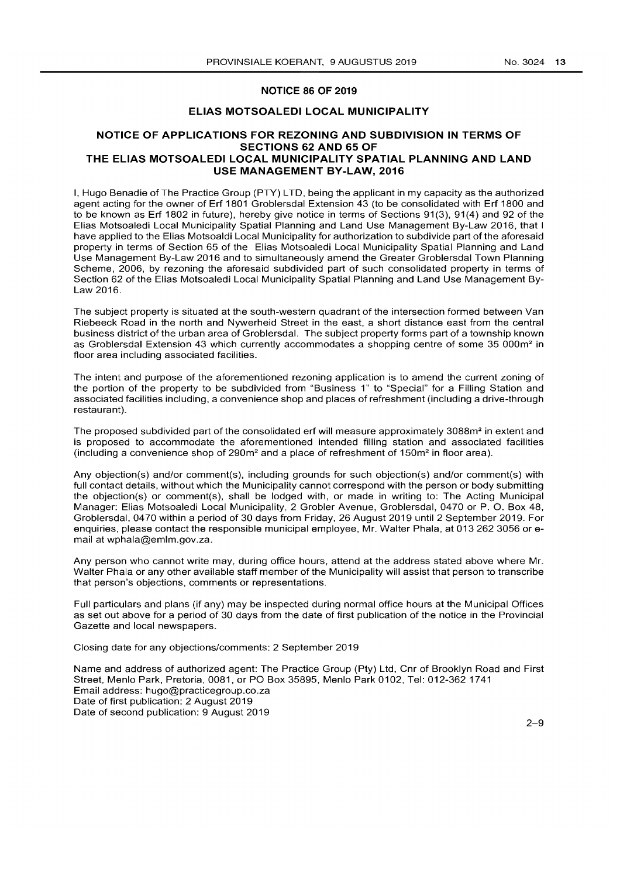## NOTICE 86 OF 2019

## ELIAS MOTSOALEDI LOCAL MUNICIPALITY

### NOTICE OF APPLICATIONS FOR REZONING AND SUBDIVISION IN TERMS OF SECTIONS 62 AND 65 OF THE ELIAS MOTSOALEDI LOCAL MUNICIPALITY SPATIAL PLANNING AND LAND USE MANAGEMENT BY-LAW, 2016

I, Hugo Benadie of The Practice Group (PTY) LTD, being the applicant in my capacity as the authorized agent acting for the owner of Erf 1801 Groblersdal Extension 43 (to be consolidated with Erf 1800 and to be known as Erf 1802 in future), hereby give notice in terms of Sections 91(3), 91(4) and 92 of the Elias Motsoaledi Local Municipality Spatial Planning and Land Use Management By-Law 2016, that I have applied to the Elias Motsoaldi Local Municipality for authorization to subdivide part of the aforesaid property in terms of Section 65 of the Elias Motsoaledi Local Municipality Spatial Planning and Land Use Management By-Law 2016 and to simultaneously amend the Greater Groblersdal Town Planning Scheme, 2006, by rezoning the aforesaid subdivided part of such consolidated property in terms of Section 62 of the Elias Motsoaledi Local Municipality Spatial Planning and Land Use Management By-Law 2016.

The subject property is situated at the south-western quadrant of the intersection formed between Van Riebeeck Road in the north and Nywerheid Street in the east, a short distance east from the central business district of the urban area of Groblersdal. The subject property forms part of a township known as Groblersdal Extension 43 which currently accommodates a shopping centre of some 35 000m² in floor area including associated facilities.

The intent and purpose of the aforementioned rezoning application is to amend the current zoning of the portion of the property to be subdivided from "Business 1" to "Special" for a Filling Station and associated facilities including, a convenience shop and places of refreshment (including a drive-through restaurant).

The proposed subdivided part of the consolidated erf will measure approximately 3088m² in extent and is proposed to accommodate the aforementioned intended filling station and associated facilities (including a convenience shop of 290m² and a place of refreshment of 150m² in floor area).

Any objection(s) and/or comment(s), including grounds for such objection(s) and/or comment(s) with full contact details, without which the Municipality cannot correspond with the person or body submitting the objection(s) or comment(s), shall be lodged with, or made in writing to: The Acting Municipal Manager: Elias Motsoaledi Local Municipality, 2 Grobler Avenue, Groblersdal, 0470 or P. O. Box 48, Groblersdal, 0470 within a period of 30 days from Friday, 26 August 2019 until 2 September 2019. For enquiries, please contact the responsible municipal employee, Mr. Walter Phala, at 013 262 3056 or e-mail at wphala@emlm.gov.za.

Any person who cannot write may, during office hours, attend at the address stated above where Mr. Walter Phala or any other available staff member of the Municipality will assist that person to transcribe that person's objections, comments or representations.

Full particulars and plans (if any) may be inspected during normal office hours at the Municipal Offices as set out above for a period of 30 days from the date of first publication of the notice in the Provincial Gazette and local newspapers.

Closing date for any objections/comments: 2 September 2019

Name and address of authorized agent: The Practice Group (Pty) Ltd, Cnr of Brooklyn Road and First Street, Menlo Park, Pretoria, 0081, or PO Box 35895, Menlo Park 0102, Tel: 012-362 1741
Email address: hugo@practicegroup.co.za
Date of first publication: 2 August 2019
Date of second publication: 9 August 2019

2–9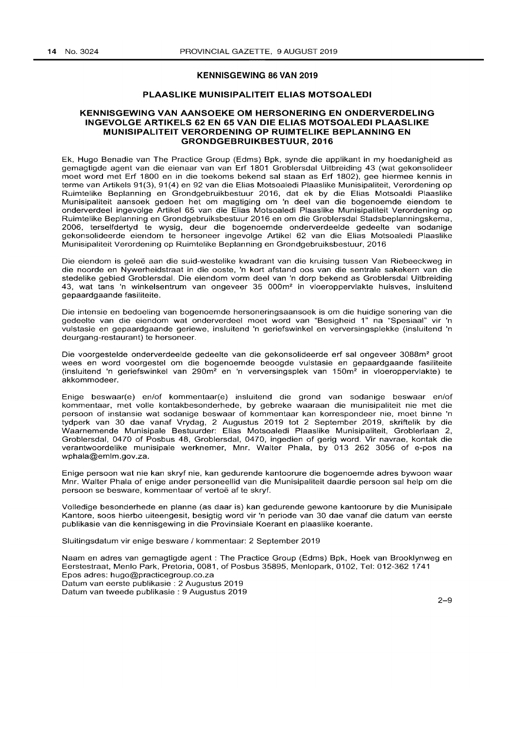## KENNISGEWING 86 VAN 2019

## PLAASLIKE MUNISIPALITEIT ELIAS MOTSOALEDI

### KENNISGEWING VAN AANSOEKE OM HERSONERING EN ONDERVERDELING INGEVOLGE ARTIKELS 62 EN 65 VAN DIE ELIAS MOTSOALEDI PLAASLIKE MUNISIPALITEIT VERORDENING OP RUIMTELIKE BEPLANNING EN GRONDGEBRUIKBESTUUR, 2016

Ek, Hugo Benadie van The Practice Group (Edms) Bpk, synde die applikant in my hoedanigheid as gemagtigde agent van die eienaar van van Erf 1801 Groblersdal Uitbreiding 43 (wat gekonsolideer moet word met Erf 1800 en in die toekoms bekend sal staan as Erf 1802), gee hiermee kennis in terme van Artikels 91(3), 91(4) en 92 van die Elias Motsoaledi Plaaslike Munisipaliteit, Verordening op Ruimtelike Beplanning en Grondgebruikbestuur 2016, dat ek by die Elias Motsoaldi Plaaslike Munisipaliteit aansoek gedoen het om magtiging om 'n deel van die bogenoemde eiendom te onderverdeel ingevolge Artikel 65 van die Elias Motsoaledi Plaaslike Munisipaliteit Verordening op Ruimtelike Beplanning en Grondgebruiksbestuur 2016 en om die Groblersdal Stadsbeplanningskema, 2006, terselfdertyd te wysig, deur die bogenoemde onderverdeelde gedeelte van sodanige gekonsolideerde eiendom te hersoneer ingevolge Artikel 62 van die Elias Motsoaledi Plaaslike Munisipaliteit Verordening op Ruimtelike Beplanning en Grondgebruiksbestuur, 2016

Die eiendom is geleë aan die suid-westelike kwadrant van die kruising tussen Van Riebeeckweg in die noorde en Nywerheidstraat in die ooste, 'n kort afstand oos van die sentrale sakekern van die stedelike gebied Groblersdal. Die eiendom vorm deel van 'n dorp bekend as Groblersdal Uitbreiding 43, wat tans 'n winkelsentrum van ongeveer 35 000m² in vloeroppervlakte huisves, insluitend gepaardgaande fasiliteite.

Die intensie en bedoeling van bogenoemde hersoneringsaansoek is om die huidige sonering van die gedeelte van die eiendom wat onderverdeel moet word van "Besigheid 1" na "Spesiaal" vir 'n vulstasie en gepaardgaande geriewe, insluitend 'n geriefswinkel en verversingsplekke (insluitend 'n deurgang-restaurant) te hersoneer.

Die voorgestelde onderverdeelde gedeelte van die gekonsolideerde erf sal ongeveer 3088m² groot wees en word voorgestel om die bogenoemde beoogde vulstasie en gepaardgaande fasiliteite (insluitend 'n geriefswinkel van 290m² en 'n verversingsplek van 150m² in vloeroppervlakte) te akkommodeer.

Enige beswaar(e) en/of kommentaar(e) insluitend die grond van sodanige beswaar en/of kommentaar, met volle kontakbesonderhede, by gebreke waaraan die munisipaliteit nie met die persoon of instansie wat sodanige beswaar of kommentaar kan korrespondeer nie, moet binne 'n tydperk van 30 dae vanaf Vrydag, 2 Augustus 2019 tot 2 September 2019, skriftelik by die Waarnemende Munisipale Bestuurder: Elias Motsoaledi Plaaslike Munisipaliteit, Groblerlaan 2, Groblersdal, 0470 of Posbus 48, Groblersdal, 0470, ingedien of gerig word. Vir navrae, kontak die verantwoordelike munisipale werknemer, Mnr. Walter Phala, by 013 262 3056 of e-pos na wphala@emlm.gov.za.

Enige persoon wat nie kan skryf nie, kan gedurende kantoorure die bogenoemde adres bywoon waar Mnr. Walter Phala of enige ander personeellid van die Munisipaliteit daardie persoon sal help om die persoon se besware, kommentaar of vertoë af te skryf.

Volledige besonderhede en planne (as daar is) kan gedurende gewone kantoorure by die Munisipale Kantore, soos hierbo uiteengesit, besigtig word vir 'n periode van 30 dae vanaf die datum van eerste publikasie van die kennisgewing in die Provinsiale Koerant en plaaslike koerante.

Sluitingsdatum vir enige besware / kommentaar: 2 September 2019

Naam en adres van gemagtigde agent : The Practice Group (Edms) Bpk, Hoek van Brooklynweg en Eerstestraat, Menlo Park, Pretoria, 0081, of Posbus 35895, Menlopark, 0102, Tel: 012-362 1741
Epos adres: hugo@practicegroup.co.za
Datum van eerste publikasie : 2 Augustus 2019
Datum van tweede publikasie : 9 Augustus 2019

2–9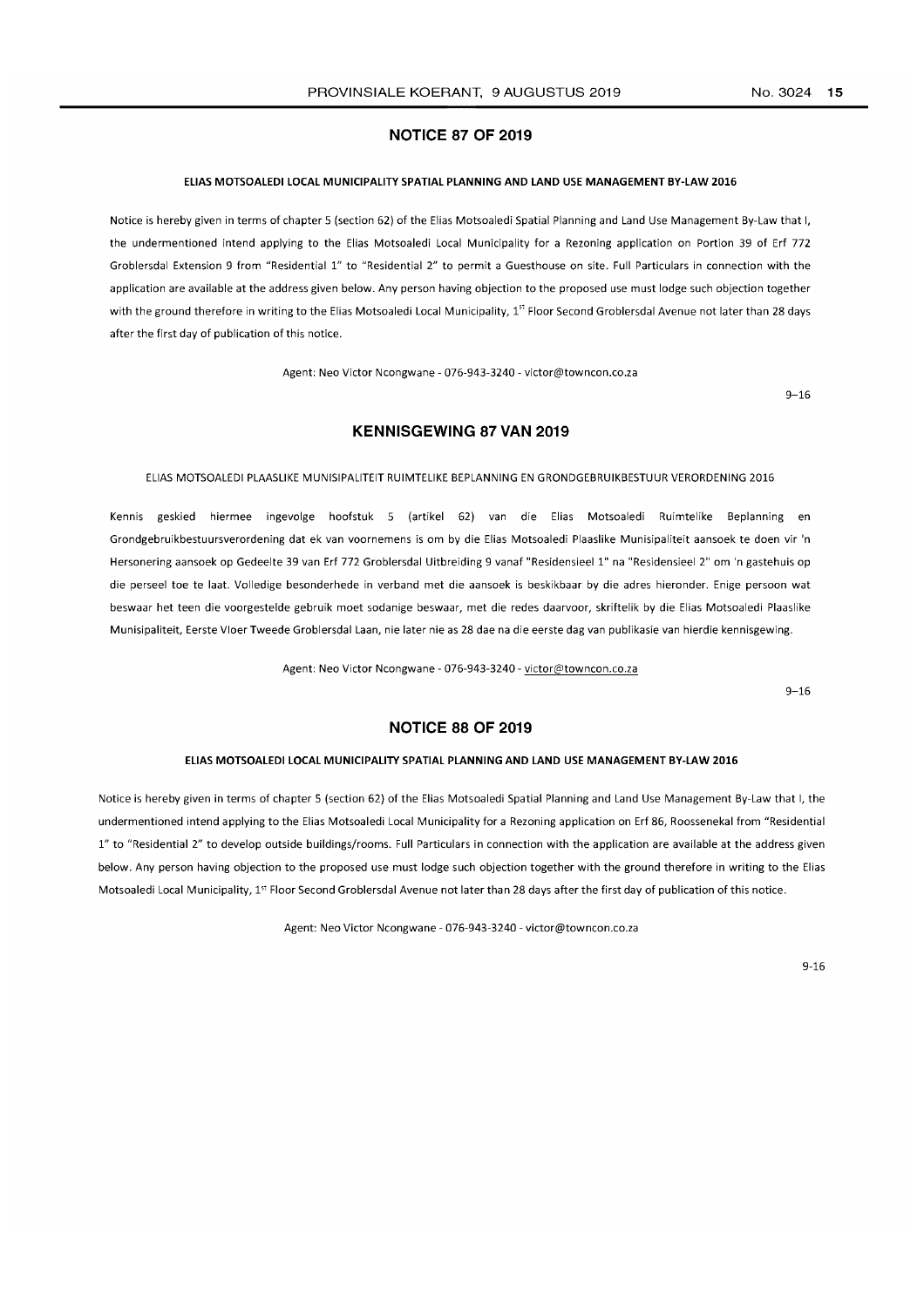## NOTICE 87 OF 2019

**ELIAS MOTSOALEDI LOCAL MUNICIPALITY SPATIAL PLANNING AND LAND USE MANAGEMENT BY-LAW 2016**

Notice is hereby given in terms of chapter 5 (section 62) of the Elias Motsoaledi Spatial Planning and Land Use Management By-Law that I, the undermentioned intend applying to the Elias Motsoaledi Local Municipality for a Rezoning application on Portion 39 of Erf 772 Groblersdal Extension 9 from "Residential 1" to "Residential 2" to permit a Guesthouse on site. Full Particulars in connection with the application are available at the address given below. Any person having objection to the proposed use must lodge such objection together with the ground therefore in writing to the Elias Motsoaledi Local Municipality, 1st Floor Second Groblersdal Avenue not later than 28 days after the first day of publication of this notice.

Agent: Neo Victor Ncongwane - 076-943-3240 - victor@towncon.co.za

9–16

## KENNISGEWING 87 VAN 2019

ELIAS MOTSOALEDI PLAASLIKE MUNISIPALITEIT RUIMTELIKE BEPLANNING EN GRONDGEBRUIKBESTUUR VERORDENING 2016

Kennis geskied hiermee ingevolge hoofstuk 5 (artikel 62) van die Elias Motsoaledi Ruimtelike Beplanning en Grondgebruikbestuursverordening dat ek van voornemens is om by die Elias Motsoaledi Plaaslike Munisipaliteit aansoek te doen vir 'n Hersonering aansoek op Gedeelte 39 van Erf 772 Groblersdal Uitbreiding 9 vanaf "Residensieel 1" na "Residensieel 2" om 'n gastehuis op die perseel toe te laat. Volledige besonderhede in verband met die aansoek is beskikbaar by die adres hieronder. Enige persoon wat beswaar het teen die voorgestelde gebruik moet sodanige beswaar, met die redes daarvoor, skriftelik by die Elias Motsoaledi Plaaslike Munisipaliteit, Eerste Vloer Tweede Groblersdal Laan, nie later nie as 28 dae na die eerste dag van publikasie van hierdie kennisgewing.

Agent: Neo Victor Ncongwane - 076-943-3240 - victor@towncon.co.za

9–16

## NOTICE 88 OF 2019

**ELIAS MOTSOALEDI LOCAL MUNICIPALITY SPATIAL PLANNING AND LAND USE MANAGEMENT BY-LAW 2016**

Notice is hereby given in terms of chapter 5 (section 62) of the Elias Motsoaledi Spatial Planning and Land Use Management By-Law that I, the undermentioned intend applying to the Elias Motsoaledi Local Municipality for a Rezoning application on Erf 86, Roossenekal from "Residential 1" to "Residential 2" to develop outside buildings/rooms. Full Particulars in connection with the application are available at the address given below. Any person having objection to the proposed use must lodge such objection together with the ground therefore in writing to the Elias Motsoaledi Local Municipality, 1st Floor Second Groblersdal Avenue not later than 28 days after the first day of publication of this notice.

Agent: Neo Victor Ncongwane - 076-943-3240 - victor@towncon.co.za

9-16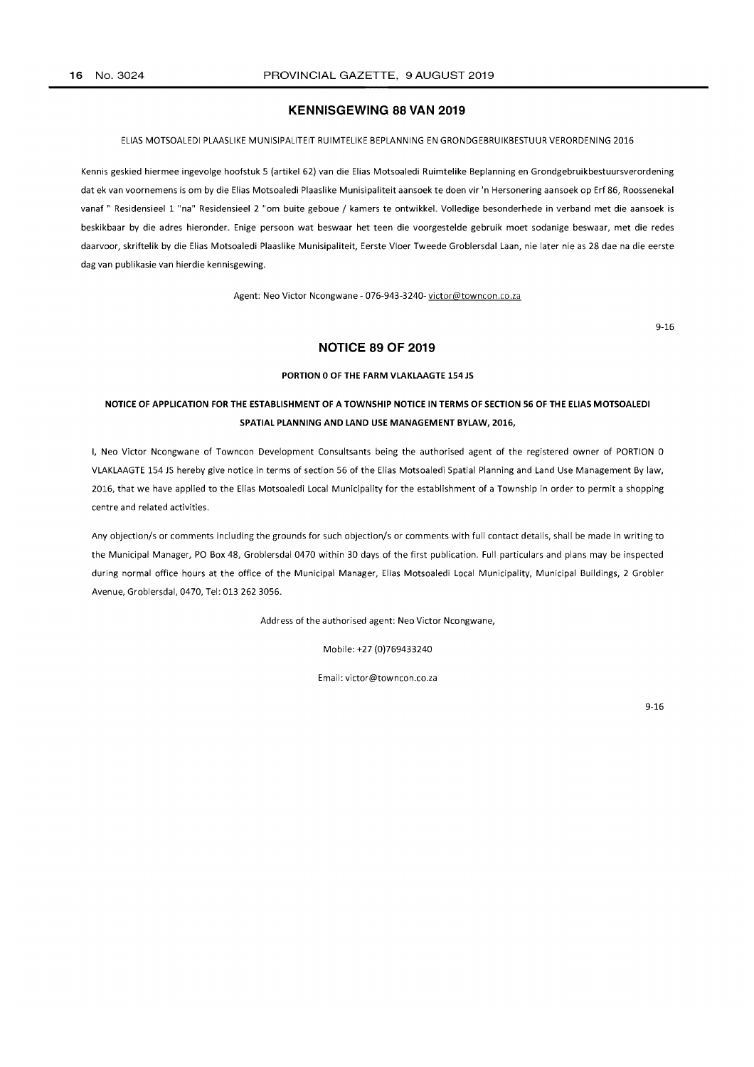## KENNISGEWING 88 VAN 2019

ELIAS MOTSOALEDI PLAASLIKE MUNISIPALITEIT RUIMTELIKE BEPLANNING EN GRONDGEBRUIKBESTUUR VERORDENING 2016

Kennis geskied hiermee ingevolge hoofstuk 5 (artikel 62) van die Elias Motsoaledi Ruimtelike Beplanning en Grondgebruikbestuursverordening dat ek van voornemens is om by die Elias Motsoaledi Plaaslike Munisipaliteit aansoek te doen vir 'n Hersonering aansoek op Erf 86, Roossenekal vanaf " Residensieel 1 "na" Residensieel 2 "om buite geboue / kamers te ontwikkel. Volledige besonderhede in verband met die aansoek is beskikbaar by die adres hieronder. Enige persoon wat beswaar het teen die voorgestelde gebruik moet sodanige beswaar, met die redes daarvoor, skriftelik by die Elias Motsoaledi Plaaslike Munisipaliteit, Eerste Vloer Tweede Groblersdal Laan, nie later nie as 28 dae na die eerste dag van publikasie van hierdie kennisgewing.

Agent: Neo Victor Ncongwane - 076-943-3240- victor@towncon.co.za

9-16

## NOTICE 89 OF 2019

**PORTION 0 OF THE FARM VLAKLAAGTE 154 JS**

**NOTICE OF APPLICATION FOR THE ESTABLISHMENT OF A TOWNSHIP NOTICE IN TERMS OF SECTION 56 OF THE ELIAS MOTSOALEDI SPATIAL PLANNING AND LAND USE MANAGEMENT BYLAW, 2016,**

I, Neo Victor Ncongwane of Towncon Development Consultsants being the authorised agent of the registered owner of PORTION 0 VLAKLAAGTE 154 JS hereby give notice in terms of section 56 of the Elias Motsoaledi Spatial Planning and Land Use Management By law, 2016, that we have applied to the Elias Motsoaledi Local Municipality for the establishment of a Township in order to permit a shopping centre and related activities.

Any objection/s or comments including the grounds for such objection/s or comments with full contact details, shall be made in writing to the Municipal Manager, PO Box 48, Groblersdal 0470 within 30 days of the first publication. Full particulars and plans may be inspected during normal office hours at the office of the Municipal Manager, Elias Motsoaledi Local Municipality, Municipal Buildings, 2 Grobler Avenue, Groblersdal, 0470, Tel: 013 262 3056.

Address of the authorised agent: Neo Victor Ncongwane,

Mobile: +27 (0)769433240

Email: victor@towncon.co.za

9-16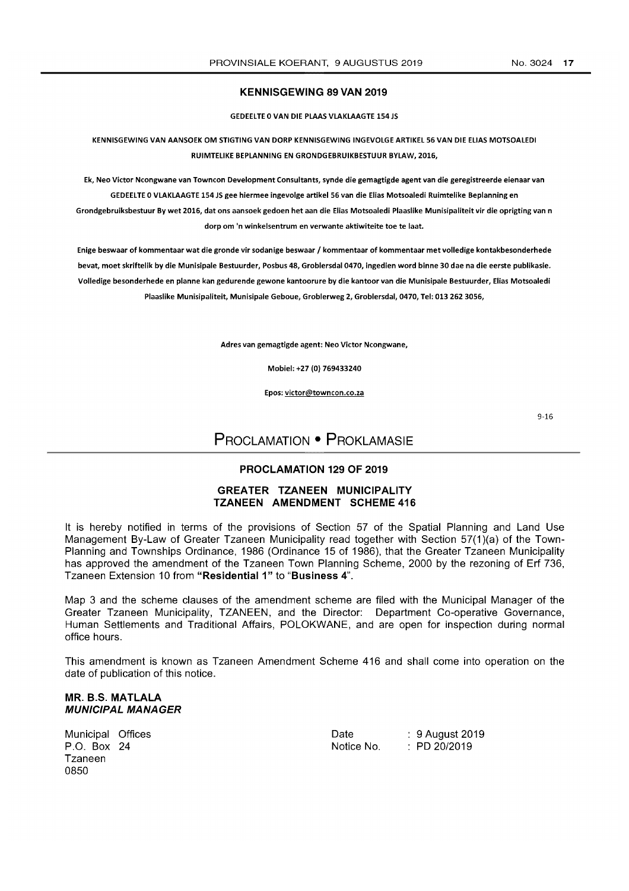## KENNISGEWING 89 VAN 2019

**GEDEELTE 0 VAN DIE PLAAS VLAKLAAGTE 154 JS**

**KENNISGEWING VAN AANSOEK OM STIGTING VAN DORP KENNISGEWING INGEVOLGE ARTIKEL 56 VAN DIE ELIAS MOTSOALEDI RUIMTELIKE BEPLANNING EN GRONDGEBRUIKBESTUUR BYLAW, 2016,**

**Ek, Neo Victor Ncongwane van Towncon Development Consultants, synde die gemagtigde agent van die geregistreerde eienaar van GEDEELTE 0 VLAKLAAGTE 154 JS gee hiermee ingevolge artikel 56 van die Elias Motsoaledi Ruimtelike Beplanning en Grondgebruiksbestuur By wet 2016, dat ons aansoek gedoen het aan die Elias Motsoaledi Plaaslike Munisipaliteit vir die oprigting van n dorp om 'n winkelsentrum en verwante aktiwiteite toe te laat.**

**Enige beswaar of kommentaar wat die gronde vir sodanige beswaar / kommentaar of kommentaar met volledige kontakbesonderhede bevat, moet skriftelik by die Munisipale Bestuurder, Posbus 48, Groblersdal 0470, ingedien word binne 30 dae na die eerste publikasie. Volledige besonderhede en planne kan gedurende gewone kantoorure by die kantoor van die Munisipale Bestuurder, Elias Motsoaledi Plaaslike Munisipaliteit, Munisipale Geboue, Groblerweg 2, Groblersdal, 0470, Tel: 013 262 3056,**

**Adres van gemagtigde agent: Neo Victor Ncongwane,**

**Mobiel: +27 (0) 769433240**

**Epos: victor@towncon.co.za**

9-16

# PROCLAMATION • PROKLAMASIE

## PROCLAMATION 129 OF 2019

### GREATER TZANEEN MUNICIPALITY
### TZANEEN AMENDMENT SCHEME 416

It is hereby notified in terms of the provisions of Section 57 of the Spatial Planning and Land Use Management By-Law of Greater Tzaneen Municipality read together with Section 57(1)(a) of the Town-Planning and Townships Ordinance, 1986 (Ordinance 15 of 1986), that the Greater Tzaneen Municipality has approved the amendment of the Tzaneen Town Planning Scheme, 2000 by the rezoning of Erf 736, Tzaneen Extension 10 from **"Residential 1"** to "**Business 4**".

Map 3 and the scheme clauses of the amendment scheme are filed with the Municipal Manager of the Greater Tzaneen Municipality, TZANEEN, and the Director: Department Co-operative Governance, Human Settlements and Traditional Affairs, POLOKWANE, and are open for inspection during normal office hours.

This amendment is known as Tzaneen Amendment Scheme 416 and shall come into operation on the date of publication of this notice.

**MR. B.S. MATLALA**
***MUNICIPAL MANAGER***

Municipal Offices
P.O. Box 24
Tzaneen
0850

Date : 9 August 2019
Notice No. : PD 20/2019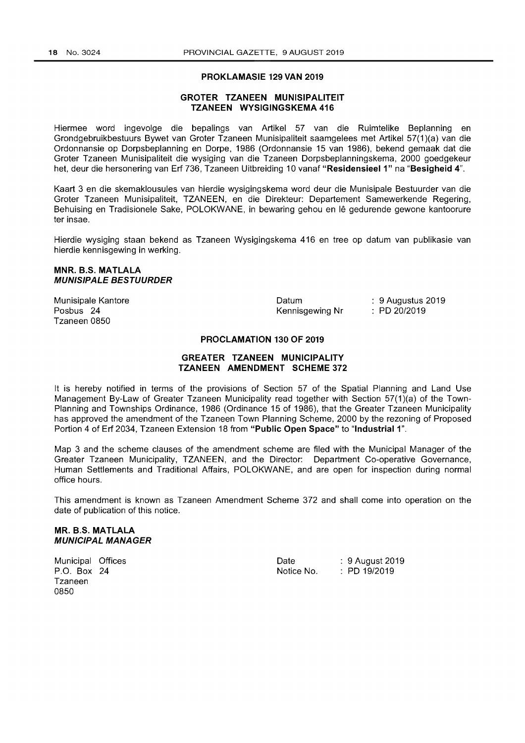## PROKLAMASIE 129 VAN 2019

### GROTER TZANEEN MUNISIPALITEIT
### TZANEEN WYSIGINGSKEMA 416

Hiermee word ingevolge die bepalings van Artikel 57 van die Ruimtelike Beplanning en Grondgebruikbestuurs Bywet van Groter Tzaneen Munisipaliteit saamgelees met Artikel 57(1)(a) van die Ordonnansie op Dorpsbeplanning en Dorpe, 1986 (Ordonnansie 15 van 1986), bekend gemaak dat die Groter Tzaneen Munisipaliteit die wysiging van die Tzaneen Dorpsbeplanningskema, 2000 goedgekeur het, deur die hersonering van Erf 736, Tzaneen Uitbreiding 10 vanaf **"Residensieel 1"** na **"Besigheid 4"**.

Kaart 3 en die skemaklousules van hierdie wysigingskema word deur die Munisipale Bestuurder van die Groter Tzaneen Munisipaliteit, TZANEEN, en die Direkteur: Departement Samewerkende Regering, Behuising en Tradisionele Sake, POLOKWANE, in bewaring gehou en lê gedurende gewone kantoorure ter insae.

Hierdie wysiging staan bekend as Tzaneen Wysigingskema 416 en tree op datum van publikasie van hierdie kennisgewing in werking.

**MNR. B.S. MATLALA**
***MUNISIPALE BESTUURDER***

Munisipale Kantore
Posbus 24
Tzaneen 0850

Datum : 9 Augustus 2019
Kennisgewing Nr : PD 20/2019

## PROCLAMATION 130 OF 2019

### GREATER TZANEEN MUNICIPALITY
### TZANEEN AMENDMENT SCHEME 372

It is hereby notified in terms of the provisions of Section 57 of the Spatial Planning and Land Use Management By-Law of Greater Tzaneen Municipality read together with Section 57(1)(a) of the Town-Planning and Townships Ordinance, 1986 (Ordinance 15 of 1986), that the Greater Tzaneen Municipality has approved the amendment of the Tzaneen Town Planning Scheme, 2000 by the rezoning of Proposed Portion 4 of Erf 2034, Tzaneen Extension 18 from **"Public Open Space"** to **"Industrial 1"**.

Map 3 and the scheme clauses of the amendment scheme are filed with the Municipal Manager of the Greater Tzaneen Municipality, TZANEEN, and the Director: Department Co-operative Governance, Human Settlements and Traditional Affairs, POLOKWANE, and are open for inspection during normal office hours.

This amendment is known as Tzaneen Amendment Scheme 372 and shall come into operation on the date of publication of this notice.

**MR. B.S. MATLALA**
***MUNICIPAL MANAGER***

Municipal Offices
P.O. Box 24
Tzaneen
0850

Date : 9 August 2019
Notice No. : PD 19/2019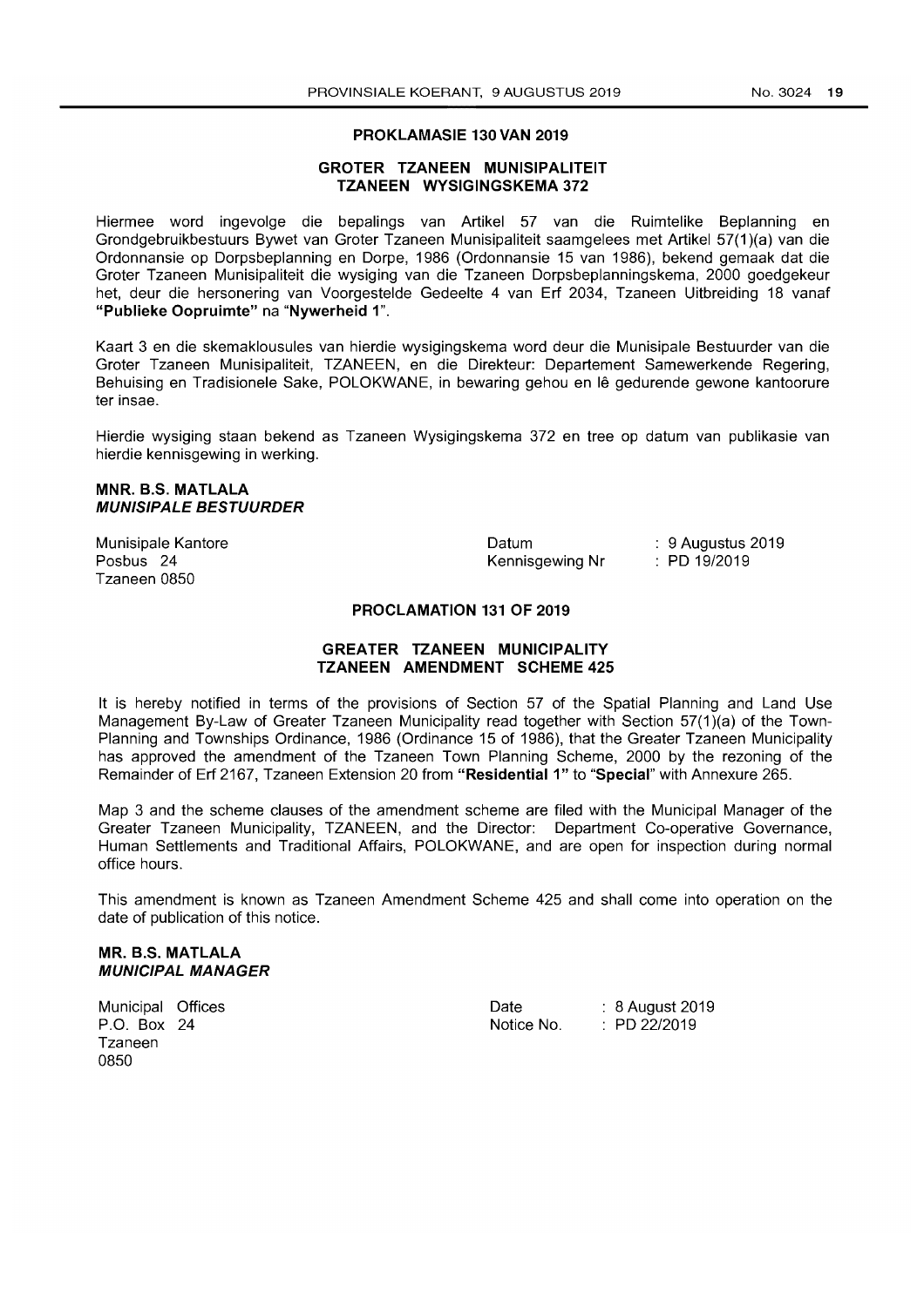## PROKLAMASIE 130 VAN 2019

### GROTER TZANEEN MUNISIPALITEIT
### TZANEEN WYSIGINGSKEMA 372

Hiermee word ingevolge die bepalings van Artikel 57 van die Ruimtelike Beplanning en Grondgebruikbestuurs Bywet van Groter Tzaneen Munisipaliteit saamgelees met Artikel 57(1)(a) van die Ordonnansie op Dorpsbeplanning en Dorpe, 1986 (Ordonnansie 15 van 1986), bekend gemaak dat die Groter Tzaneen Munisipaliteit die wysiging van die Tzaneen Dorpsbeplanningskema, 2000 goedgekeur het, deur die hersonering van Voorgestelde Gedeelte 4 van Erf 2034, Tzaneen Uitbreiding 18 vanaf **"Publieke Oopruimte"** na "**Nywerheid 1**".

Kaart 3 en die skemaklousules van hierdie wysigingskema word deur die Munisipale Bestuurder van die Groter Tzaneen Munisipaliteit, TZANEEN, en die Direkteur: Departement Samewerkende Regering, Behuising en Tradisionele Sake, POLOKWANE, in bewaring gehou en lê gedurende gewone kantoorure ter insae.

Hierdie wysiging staan bekend as Tzaneen Wysigingskema 372 en tree op datum van publikasie van hierdie kennisgewing in werking.

**MNR. B.S. MATLALA**
***MUNISIPALE BESTUURDER***

Munisipale Kantore
Posbus 24
Tzaneen 0850

Datum : 9 Augustus 2019
Kennisgewing Nr : PD 19/2019

## PROCLAMATION 131 OF 2019

### GREATER TZANEEN MUNICIPALITY
### TZANEEN AMENDMENT SCHEME 425

It is hereby notified in terms of the provisions of Section 57 of the Spatial Planning and Land Use Management By-Law of Greater Tzaneen Municipality read together with Section 57(1)(a) of the Town-Planning and Townships Ordinance, 1986 (Ordinance 15 of 1986), that the Greater Tzaneen Municipality has approved the amendment of the Tzaneen Town Planning Scheme, 2000 by the rezoning of the Remainder of Erf 2167, Tzaneen Extension 20 from **"Residential 1"** to "**Special**" with Annexure 265.

Map 3 and the scheme clauses of the amendment scheme are filed with the Municipal Manager of the Greater Tzaneen Municipality, TZANEEN, and the Director: Department Co-operative Governance, Human Settlements and Traditional Affairs, POLOKWANE, and are open for inspection during normal office hours.

This amendment is known as Tzaneen Amendment Scheme 425 and shall come into operation on the date of publication of this notice.

**MR. B.S. MATLALA**
***MUNICIPAL MANAGER***

Municipal Offices
P.O. Box 24
Tzaneen
0850

Date : 8 August 2019
Notice No. : PD 22/2019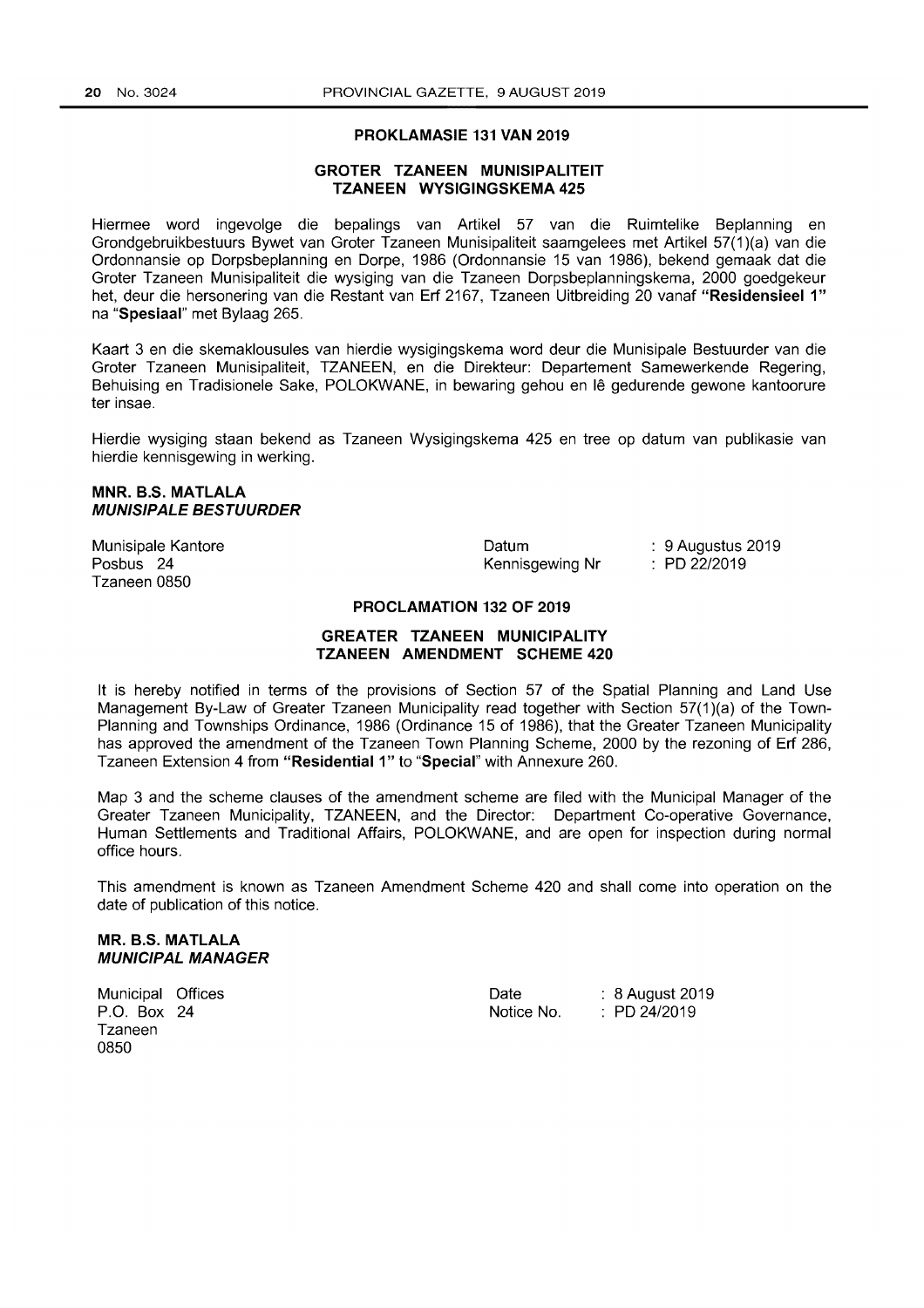## PROKLAMASIE 131 VAN 2019

### GROTER TZANEEN MUNISIPALITEIT
### TZANEEN WYSIGINGSKEMA 425

Hiermee word ingevolge die bepalings van Artikel 57 van die Ruimtelike Beplanning en Grondgebruikbestuurs Bywet van Groter Tzaneen Munisipaliteit saamgelees met Artikel 57(1)(a) van die Ordonnansie op Dorpsbeplanning en Dorpe, 1986 (Ordonnansie 15 van 1986), bekend gemaak dat die Groter Tzaneen Munisipaliteit die wysiging van die Tzaneen Dorpsbeplanningskema, 2000 goedgekeur het, deur die hersonering van die Restant van Erf 2167, Tzaneen Uitbreiding 20 vanaf **"Residensieel 1"** na "**Spesiaal**" met Bylaag 265.

Kaart 3 en die skemaklousules van hierdie wysigingskema word deur die Munisipale Bestuurder van die Groter Tzaneen Munisipaliteit, TZANEEN, en die Direkteur: Departement Samewerkende Regering, Behuising en Tradisionele Sake, POLOKWANE, in bewaring gehou en lê gedurende gewone kantoorure ter insae.

Hierdie wysiging staan bekend as Tzaneen Wysigingskema 425 en tree op datum van publikasie van hierdie kennisgewing in werking.

**MNR. B.S. MATLALA**
***MUNISIPALE BESTUURDER***

Munisipale Kantore
Posbus 24
Tzaneen 0850

Datum : 9 Augustus 2019
Kennisgewing Nr : PD 22/2019

## PROCLAMATION 132 OF 2019

### GREATER TZANEEN MUNICIPALITY
### TZANEEN AMENDMENT SCHEME 420

It is hereby notified in terms of the provisions of Section 57 of the Spatial Planning and Land Use Management By-Law of Greater Tzaneen Municipality read together with Section 57(1)(a) of the Town-Planning and Townships Ordinance, 1986 (Ordinance 15 of 1986), that the Greater Tzaneen Municipality has approved the amendment of the Tzaneen Town Planning Scheme, 2000 by the rezoning of Erf 286, Tzaneen Extension 4 from **"Residential 1"** to "**Special**" with Annexure 260.

Map 3 and the scheme clauses of the amendment scheme are filed with the Municipal Manager of the Greater Tzaneen Municipality, TZANEEN, and the Director: Department Co-operative Governance, Human Settlements and Traditional Affairs, POLOKWANE, and are open for inspection during normal office hours.

This amendment is known as Tzaneen Amendment Scheme 420 and shall come into operation on the date of publication of this notice.

**MR. B.S. MATLALA**
***MUNICIPAL MANAGER***

Municipal Offices
P.O. Box 24
Tzaneen
0850

Date : 8 August 2019
Notice No. : PD 24/2019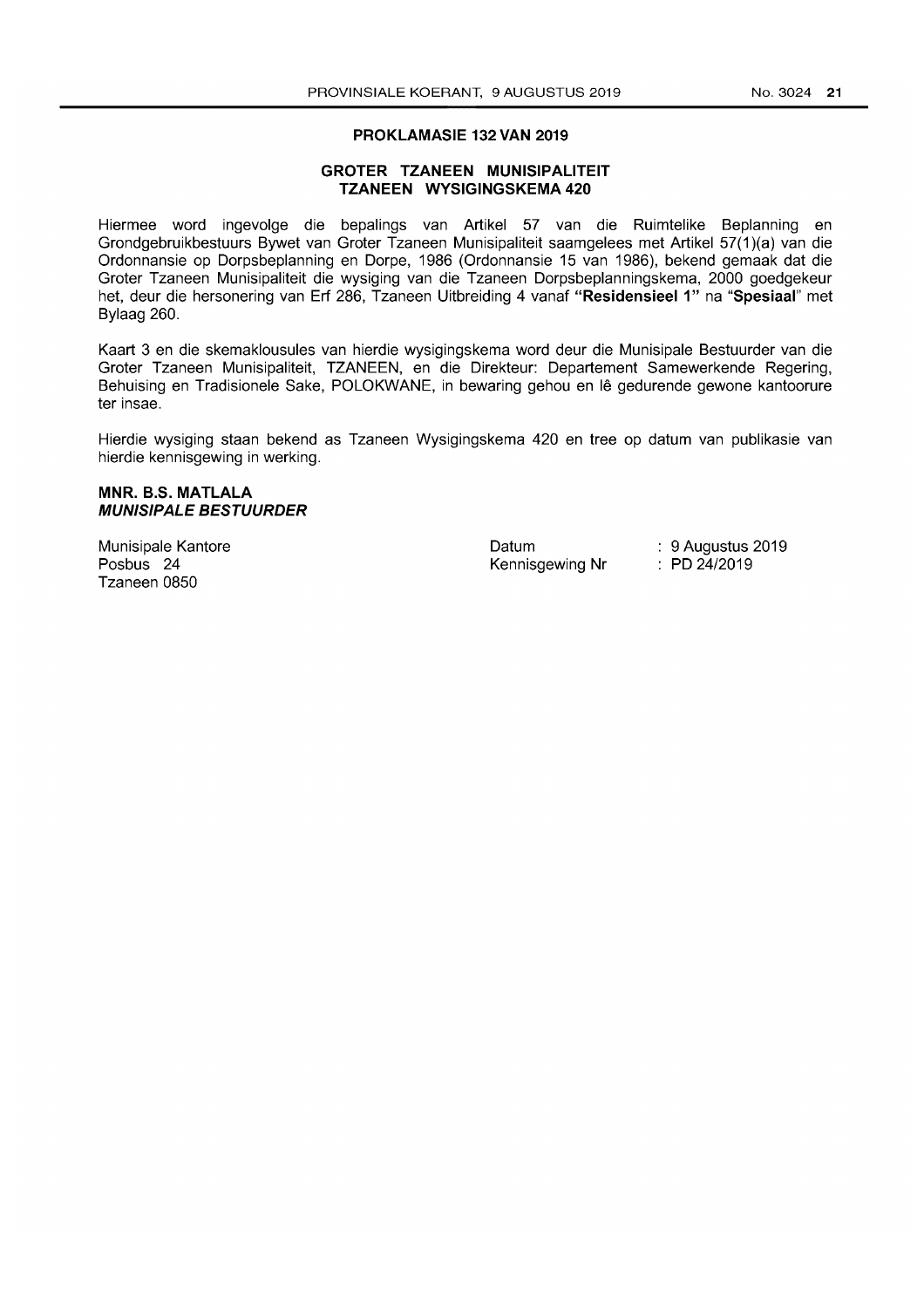## PROKLAMASIE 132 VAN 2019

### GROTER TZANEEN MUNISIPALITEIT
### TZANEEN WYSIGINGSKEMA 420

Hiermee word ingevolge die bepalings van Artikel 57 van die Ruimtelike Beplanning en Grondgebruikbestuurs Bywet van Groter Tzaneen Munisipaliteit saamgelees met Artikel 57(1)(a) van die Ordonnansie op Dorpsbeplanning en Dorpe, 1986 (Ordonnansie 15 van 1986), bekend gemaak dat die Groter Tzaneen Munisipaliteit die wysiging van die Tzaneen Dorpsbeplanningskema, 2000 goedgekeur het, deur die hersonering van Erf 286, Tzaneen Uitbreiding 4 vanaf **"Residensieel 1"** na "**Spesiaal**" met Bylaag 260.

Kaart 3 en die skemaklousules van hierdie wysigingskema word deur die Munisipale Bestuurder van die Groter Tzaneen Munisipaliteit, TZANEEN, en die Direkteur: Departement Samewerkende Regering, Behuising en Tradisionele Sake, POLOKWANE, in bewaring gehou en lê gedurende gewone kantoorure ter insae.

Hierdie wysiging staan bekend as Tzaneen Wysigingskema 420 en tree op datum van publikasie van hierdie kennisgewing in werking.

**MNR. B.S. MATLALA**
***MUNISIPALE BESTUURDER***

Munisipale Kantore
Posbus 24
Tzaneen 0850

Datum : 9 Augustus 2019
Kennisgewing Nr : PD 24/2019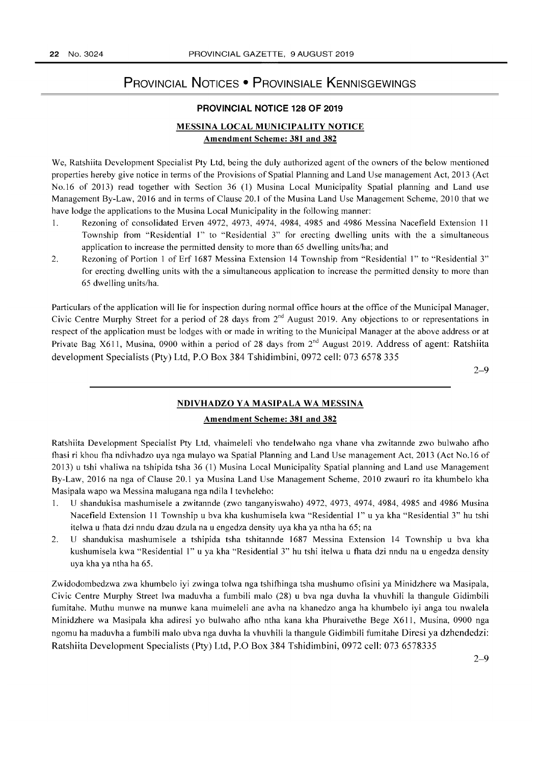# PROVINCIAL NOTICES • PROVINSIALE KENNISGEWINGS

## PROVINCIAL NOTICE 128 OF 2019

### MESSINA LOCAL MUNICIPALITY NOTICE

**Amendment Scheme: 381 and 382**

We, Ratshiita Development Specialist Pty Ltd, being the duly authorized agent of the owners of the below mentioned properties hereby give notice in terms of the Provisions of Spatial Planning and Land Use management Act, 2013 (Act No.16 of 2013) read together with Section 36 (1) Musina Local Municipality Spatial planning and Land use Management By-Law, 2016 and in terms of Clause 20.1 of the Musina Land Use Management Scheme, 2010 that we have lodge the applications to the Musina Local Municipality in the following manner:

1. Rezoning of consolidated Erven 4972, 4973, 4974, 4984, 4985 and 4986 Messina Nacefield Extension 11 Township from "Residential 1" to "Residential 3" for erecting dwelling units with the a simultaneous application to increase the permitted density to more than 65 dwelling units/ha; and
2. Rezoning of Portion 1 of Erf 1687 Messina Extension 14 Township from "Residential 1" to "Residential 3" for erecting dwelling units with the a simultaneous application to increase the permitted density to more than 65 dwelling units/ha.

Particulars of the application will lie for inspection during normal office hours at the office of the Municipal Manager, Civic Centre Murphy Street for a period of 28 days from 2nd August 2019. Any objections to or representations in respect of the application must be lodges with or made in writing to the Municipal Manager at the above address or at Private Bag X611, Musina, 0900 within a period of 28 days from 2nd August 2019. Address of agent: Ratshiita development Specialists (Pty) Ltd, P.O Box 384 Tshidimbini, 0972 cell: 073 6578 335

2–9

### NDIVHADZO YA MASIPALA WA MESSINA

**Amendment Scheme: 381 and 382**

Ratshiita Development Specialist Pty Ltd, vhaimeleli vho tendelwaho nga vhane vha zwitannde zwo bulwaho afho fhasi ri khou fha ndivhadzo uya nga mulayo wa Spatial Planning and Land Use management Act, 2013 (Act No.16 of 2013) u tshi vhaliwa na tshipida tsha 36 (1) Musina Local Municipality Spatial planning and Land use Management By-Law, 2016 na nga of Clause 20.1 ya Musina Land Use Management Scheme, 2010 zwauri ro ita khumbelo kha Masipala wapo wa Messina malugana nga ndila I tevheleho:

1. U shandukisa mashumisele a zwitannde (zwo tanganyiswaho) 4972, 4973, 4974, 4984, 4985 and 4986 Musina Nacefield Extension 11 Township u bva kha kushumisela kwa "Residential 1" u ya kha "Residential 3" hu tshi itelwa u fhata dzi nndu dzau dzula na u engedza density uya kha ya ntha ha 65; na
2. U shandukisa mashumisele a tshipida tsha tshitannde 1687 Messina Extension 14 Township u bva kha kushumisela kwa "Residential 1" u ya kha "Residential 3" hu tshi itelwa u fhata dzi nndu na u engedza density uya kha ya ntha ha 65.

Zwidodombedzwa zwa khumbelo iyi zwinga tolwa nga tshifhinga tsha mushumo ofisini ya Minidzhere wa Masipala, Civic Centre Murphy Street lwa maduvha a fumbili malo (28) u bva nga duvha la vhuvhili la thangule Gidimbili fumitahe. Muthu munwe na munwe kana muimeleli ane avha na khanedzo anga ha khumbelo iyi anga tou nwalela Minidzhere wa Masipala kha adiresi yo bulwaho afho ntha kana kha Phuraivethe Bege X611, Musina, 0900 nga ngomu ha maduvha a fumbili malo ubva nga duvha la vhuvhili la thangule Gidimbili fumitahe Diresi ya dzhendedzi: Ratshiita Development Specialists (Pty) Ltd, P.O Box 384 Tshidimbini, 0972 cell: 073 6578335

2–9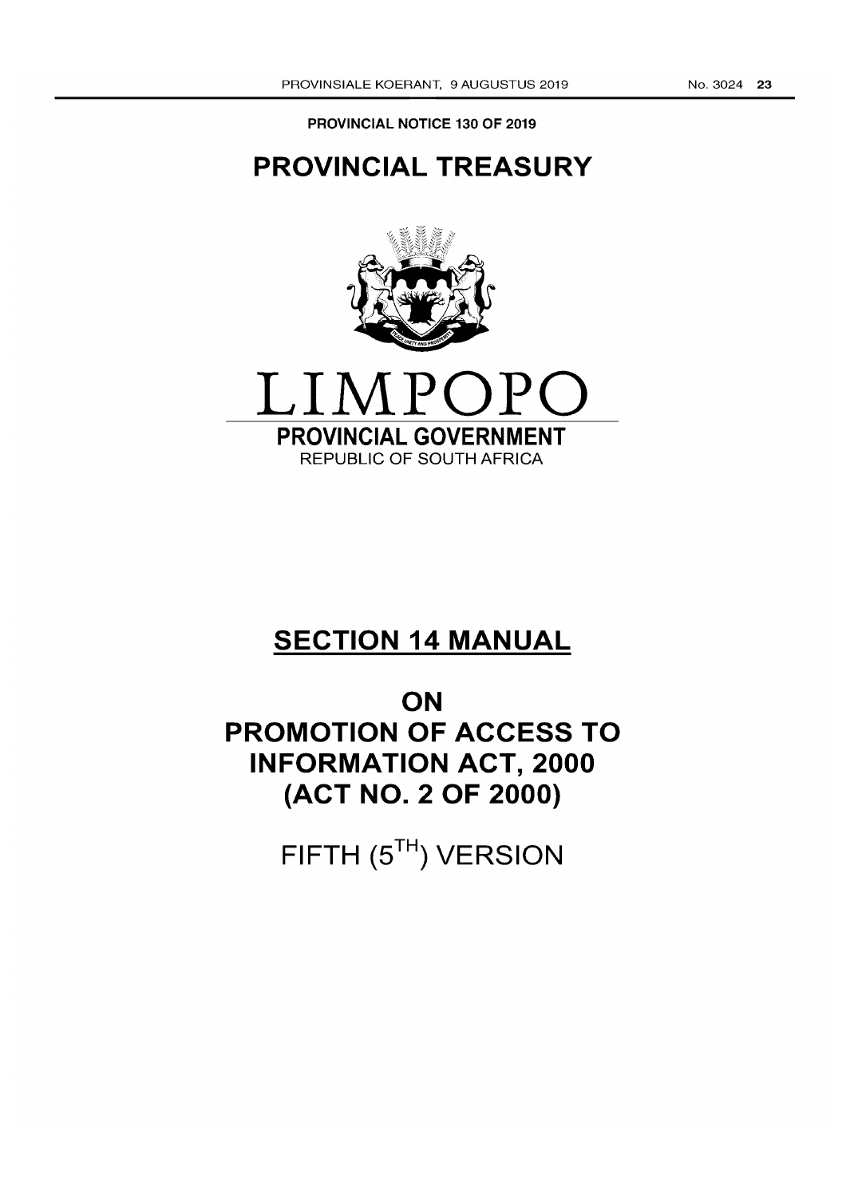**PROVINCIAL NOTICE 130 OF 2019**

# PROVINCIAL TREASURY

LIMPOPO

**PROVINCIAL GOVERNMENT**

REPUBLIC OF SOUTH AFRICA

# SECTION 14 MANUAL

# ON PROMOTION OF ACCESS TO INFORMATION ACT, 2000 (ACT NO. 2 OF 2000)

FIFTH (5TH) VERSION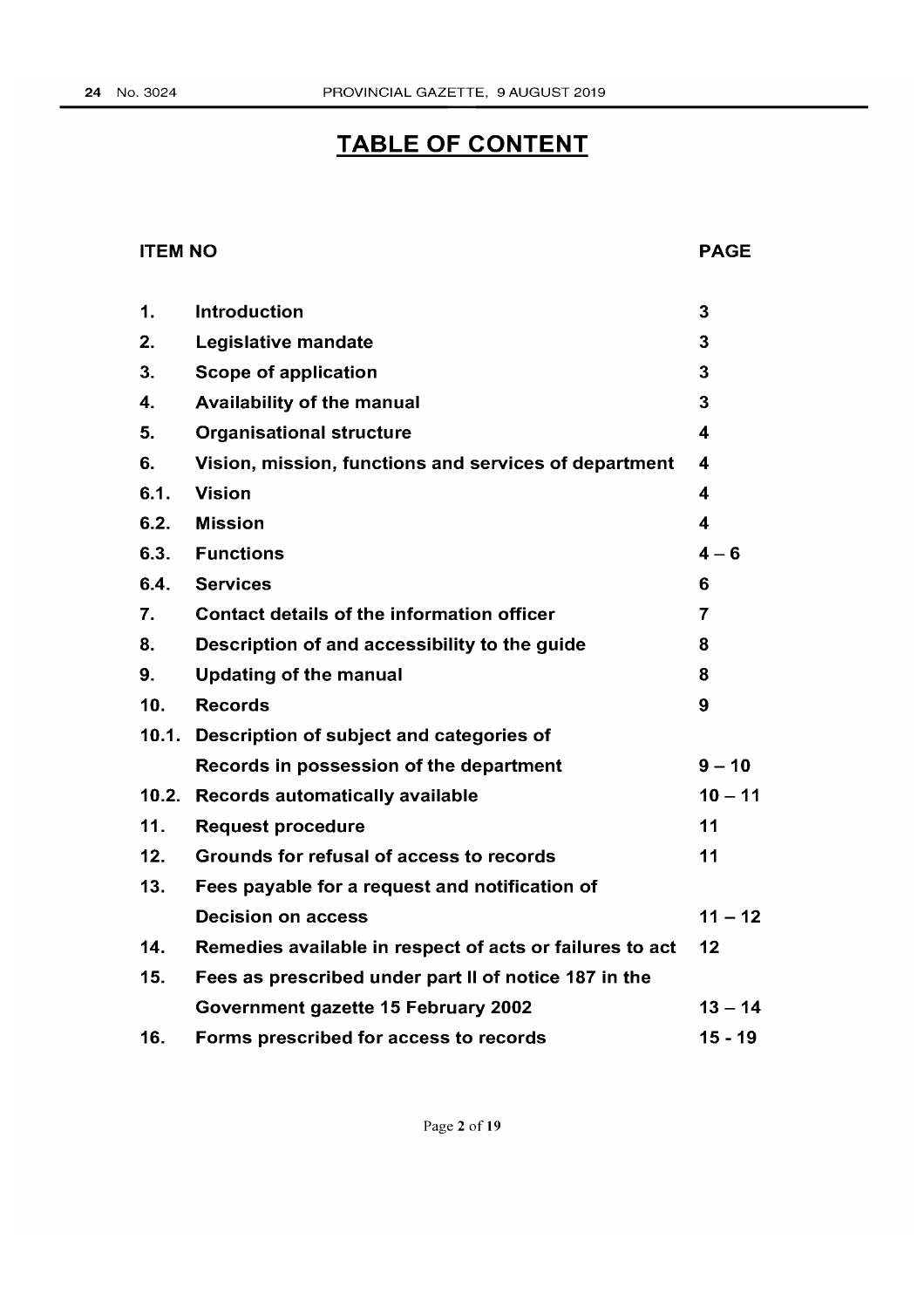# TABLE OF CONTENT

| ITEM NO | | PAGE |
|---|---|---|
| 1. | Introduction | 3 |
| 2. | Legislative mandate | 3 |
| 3. | Scope of application | 3 |
| 4. | Availability of the manual | 3 |
| 5. | Organisational structure | 4 |
| 6. | Vision, mission, functions and services of department | 4 |
| 6.1. | Vision | 4 |
| 6.2. | Mission | 4 |
| 6.3. | Functions | 4 – 6 |
| 6.4. | Services | 6 |
| 7. | Contact details of the information officer | 7 |
| 8. | Description of and accessibility to the guide | 8 |
| 9. | Updating of the manual | 8 |
| 10. | Records | 9 |
| 10.1. | Description of subject and categories of Records in possession of the department | 9 – 10 |
| 10.2. | Records automatically available | 10 – 11 |
| 11. | Request procedure | 11 |
| 12. | Grounds for refusal of access to records | 11 |
| 13. | Fees payable for a request and notification of Decision on access | 11 – 12 |
| 14. | Remedies available in respect of acts or failures to act | 12 |
| 15. | Fees as prescribed under part II of notice 187 in the Government gazette 15 February 2002 | 13 – 14 |
| 16. | Forms prescribed for access to records | 15 - 19 |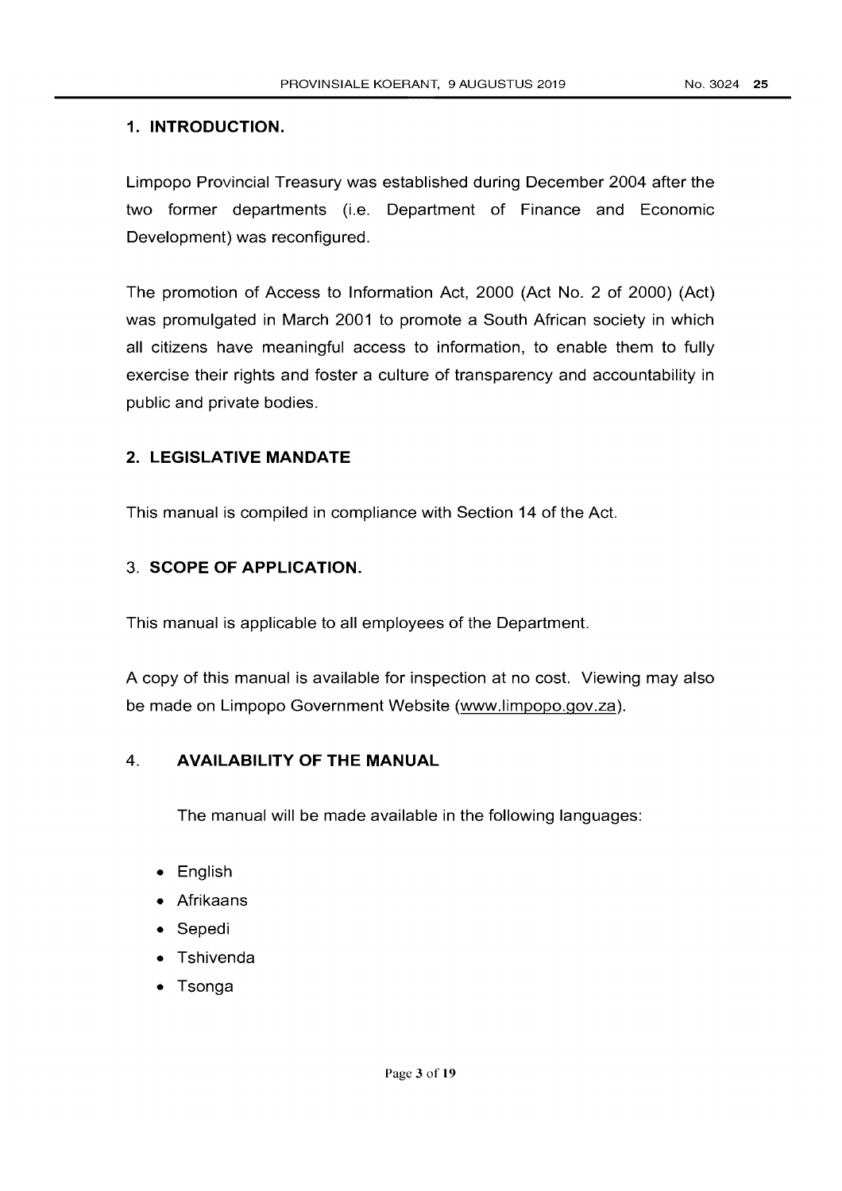## 1. INTRODUCTION.

Limpopo Provincial Treasury was established during December 2004 after the two former departments (i.e. Department of Finance and Economic Development) was reconfigured.

The promotion of Access to Information Act, 2000 (Act No. 2 of 2000) (Act) was promulgated in March 2001 to promote a South African society in which all citizens have meaningful access to information, to enable them to fully exercise their rights and foster a culture of transparency and accountability in public and private bodies.

## 2. LEGISLATIVE MANDATE

This manual is compiled in compliance with Section 14 of the Act.

## 3. SCOPE OF APPLICATION.

This manual is applicable to all employees of the Department.

A copy of this manual is available for inspection at no cost. Viewing may also be made on Limpopo Government Website (www.limpopo.gov.za).

## 4. AVAILABILITY OF THE MANUAL

The manual will be made available in the following languages:

- English
- Afrikaans
- Sepedi
- Tshivenda
- Tsonga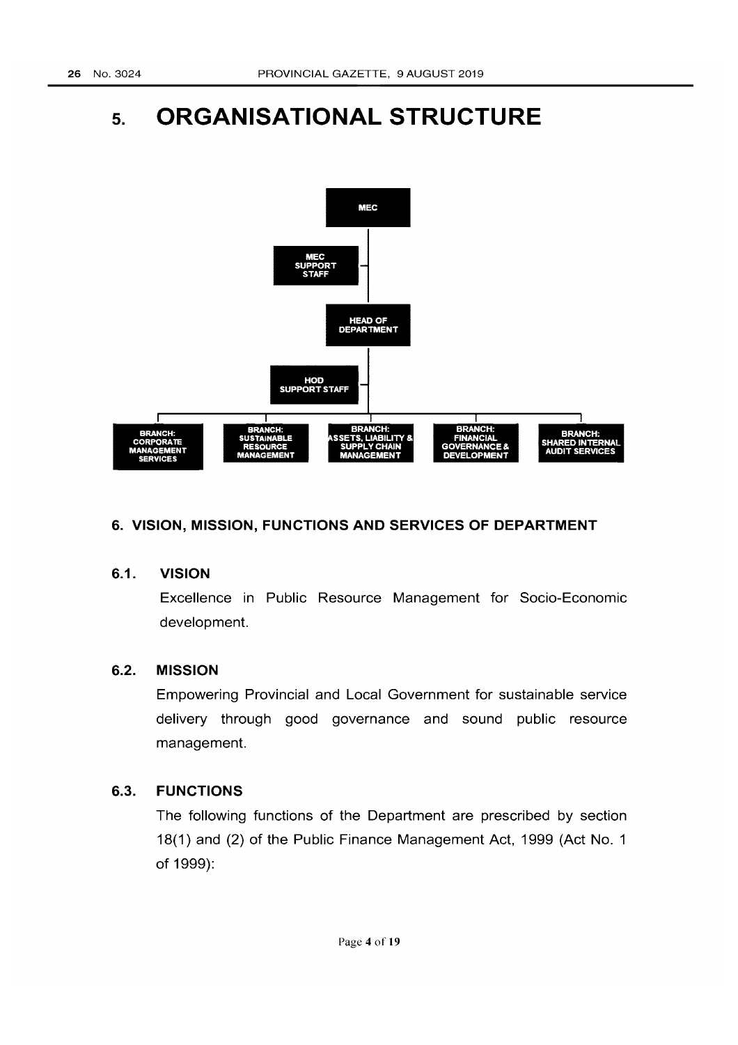# 5. ORGANISATIONAL STRUCTURE

- MEC
  - MEC SUPPORT STAFF
  - HEAD OF DEPARTMENT
    - HOD SUPPORT STAFF
    - BRANCH: CORPORATE MANAGEMENT SERVICES
    - BRANCH: SUSTAINABLE RESOURCE MANAGEMENT
    - BRANCH: ASSETS, LIABILITY & SUPPLY CHAIN MANAGEMENT
    - BRANCH: FINANCIAL GOVERNANCE & DEVELOPMENT
    - BRANCH: SHARED INTERNAL AUDIT SERVICES

## 6. VISION, MISSION, FUNCTIONS AND SERVICES OF DEPARTMENT

### 6.1. VISION

Excellence in Public Resource Management for Socio-Economic development.

### 6.2. MISSION

Empowering Provincial and Local Government for sustainable service delivery through good governance and sound public resource management.

### 6.3. FUNCTIONS

The following functions of the Department are prescribed by section 18(1) and (2) of the Public Finance Management Act, 1999 (Act No. 1 of 1999):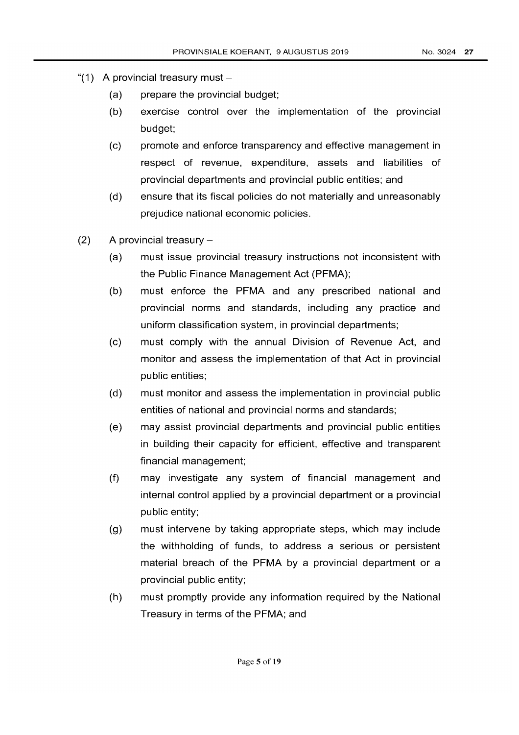"(1) A provincial treasury must –

   (a) prepare the provincial budget;

   (b) exercise control over the implementation of the provincial budget;

   (c) promote and enforce transparency and effective management in respect of revenue, expenditure, assets and liabilities of provincial departments and provincial public entities; and

   (d) ensure that its fiscal policies do not materially and unreasonably prejudice national economic policies.

(2) A provincial treasury –

   (a) must issue provincial treasury instructions not inconsistent with the Public Finance Management Act (PFMA);

   (b) must enforce the PFMA and any prescribed national and provincial norms and standards, including any practice and uniform classification system, in provincial departments;

   (c) must comply with the annual Division of Revenue Act, and monitor and assess the implementation of that Act in provincial public entities;

   (d) must monitor and assess the implementation in provincial public entities of national and provincial norms and standards;

   (e) may assist provincial departments and provincial public entities in building their capacity for efficient, effective and transparent financial management;

   (f) may investigate any system of financial management and internal control applied by a provincial department or a provincial public entity;

   (g) must intervene by taking appropriate steps, which may include the withholding of funds, to address a serious or persistent material breach of the PFMA by a provincial department or a provincial public entity;

   (h) must promptly provide any information required by the National Treasury in terms of the PFMA; and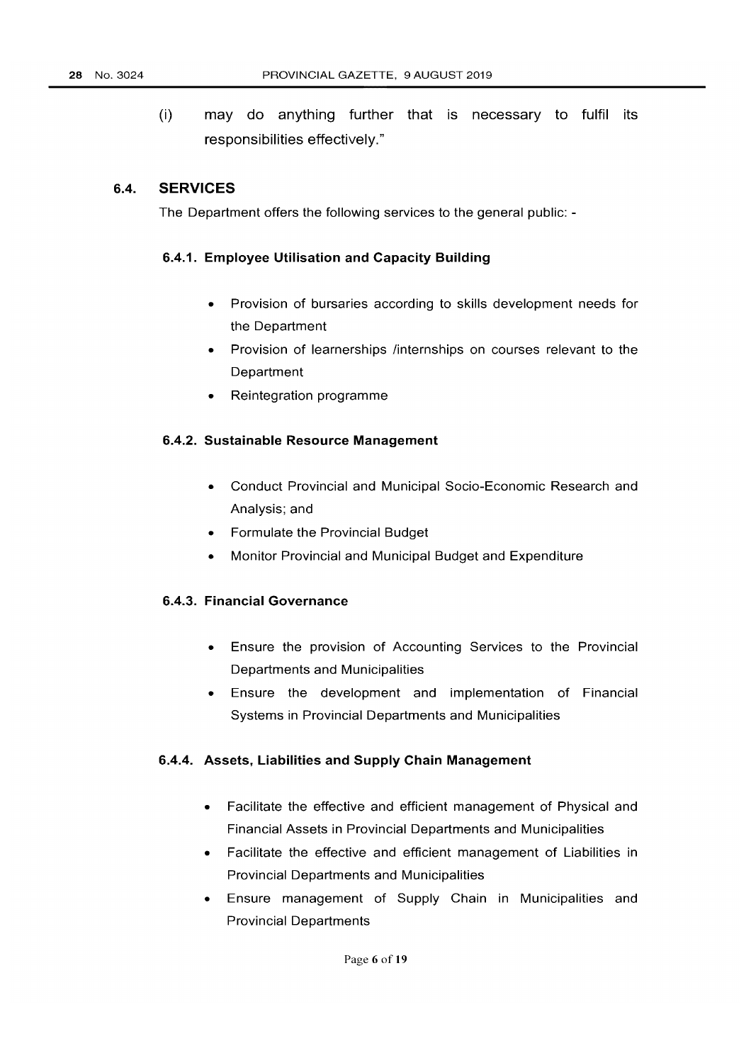(i) may do anything further that is necessary to fulfil its responsibilities effectively."

## 6.4. SERVICES

The Department offers the following services to the general public: -

### 6.4.1. Employee Utilisation and Capacity Building

- Provision of bursaries according to skills development needs for the Department
- Provision of learnerships /internships on courses relevant to the Department
- Reintegration programme

### 6.4.2. Sustainable Resource Management

- Conduct Provincial and Municipal Socio-Economic Research and Analysis; and
- Formulate the Provincial Budget
- Monitor Provincial and Municipal Budget and Expenditure

### 6.4.3. Financial Governance

- Ensure the provision of Accounting Services to the Provincial Departments and Municipalities
- Ensure the development and implementation of Financial Systems in Provincial Departments and Municipalities

### 6.4.4. Assets, Liabilities and Supply Chain Management

- Facilitate the effective and efficient management of Physical and Financial Assets in Provincial Departments and Municipalities
- Facilitate the effective and efficient management of Liabilities in Provincial Departments and Municipalities
- Ensure management of Supply Chain in Municipalities and Provincial Departments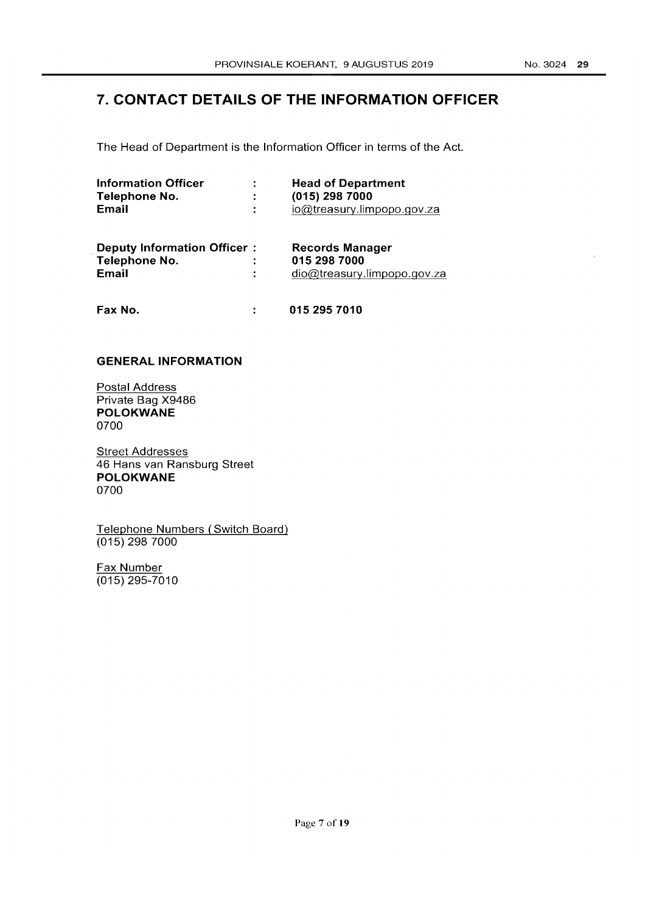## 7. CONTACT DETAILS OF THE INFORMATION OFFICER

The Head of Department is the Information Officer in terms of the Act.

| | | |
|---|---|---|
| **Information Officer** | : | **Head of Department** |
| **Telephone No.** | : | **(015) 298 7000** |
| **Email** | : | io@treasury.limpopo.gov.za |
| | | |
| **Deputy Information Officer** | : | **Records Manager** |
| **Telephone No.** | : | **015 298 7000** |
| **Email** | : | dio@treasury.limpopo.gov.za |
| | | |
| **Fax No.** | : | **015 295 7010** |

### GENERAL INFORMATION

Postal Address
Private Bag X9486
**POLOKWANE**
0700

Street Addresses
46 Hans van Ransburg Street
**POLOKWANE**
0700

Telephone Numbers ( Switch Board)
(015) 298 7000

Fax Number
(015) 295-7010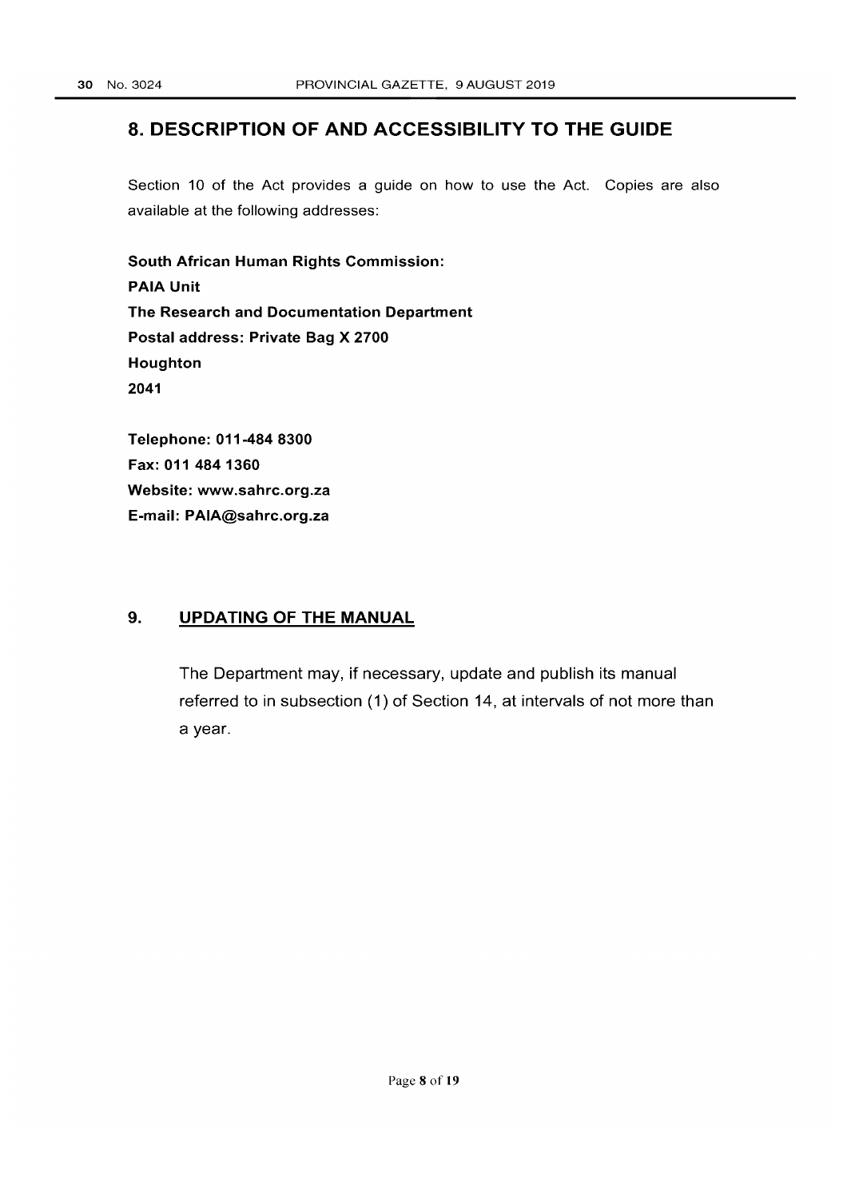## 8. DESCRIPTION OF AND ACCESSIBILITY TO THE GUIDE

Section 10 of the Act provides a guide on how to use the Act. Copies are also available at the following addresses:

**South African Human Rights Commission:**
**PAIA Unit**
**The Research and Documentation Department**
**Postal address: Private Bag X 2700**
**Houghton**
**2041**

**Telephone: 011-484 8300**
**Fax: 011 484 1360**
**Website: www.sahrc.org.za**
**E-mail: PAIA@sahrc.org.za**

## 9. UPDATING OF THE MANUAL

The Department may, if necessary, update and publish its manual referred to in subsection (1) of Section 14, at intervals of not more than a year.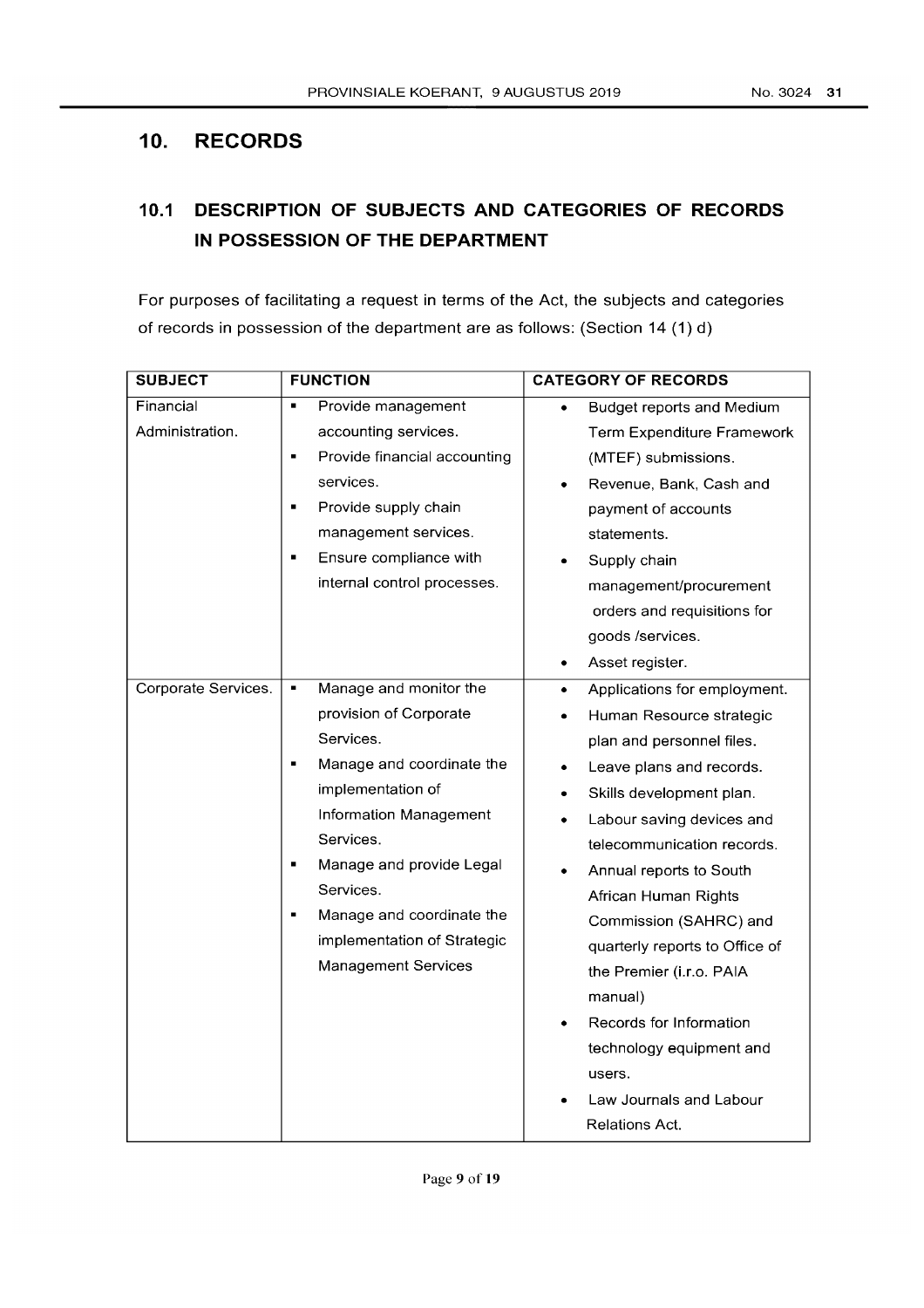## 10. RECORDS

### 10.1 DESCRIPTION OF SUBJECTS AND CATEGORIES OF RECORDS IN POSSESSION OF THE DEPARTMENT

For purposes of facilitating a request in terms of the Act, the subjects and categories of records in possession of the department are as follows: (Section 14 (1) d)

| SUBJECT | FUNCTION | CATEGORY OF RECORDS |
|---|---|---|
| Financial Administration. | ▪ Provide management accounting services.<br>▪ Provide financial accounting services.<br>▪ Provide supply chain management services.<br>▪ Ensure compliance with internal control processes. | • Budget reports and Medium Term Expenditure Framework (MTEF) submissions.<br>• Revenue, Bank, Cash and payment of accounts statements.<br>• Supply chain management/procurement orders and requisitions for goods /services.<br>• Asset register. |
| Corporate Services. | ▪ Manage and monitor the provision of Corporate Services.<br>▪ Manage and coordinate the implementation of Information Management Services.<br>▪ Manage and provide Legal Services.<br>▪ Manage and coordinate the implementation of Strategic Management Services | • Applications for employment.<br>• Human Resource strategic plan and personnel files.<br>• Leave plans and records.<br>• Skills development plan.<br>• Labour saving devices and telecommunication records.<br>• Annual reports to South African Human Rights Commission (SAHRC) and quarterly reports to Office of the Premier (i.r.o. PAIA manual)<br>• Records for Information technology equipment and users.<br>• Law Journals and Labour Relations Act. |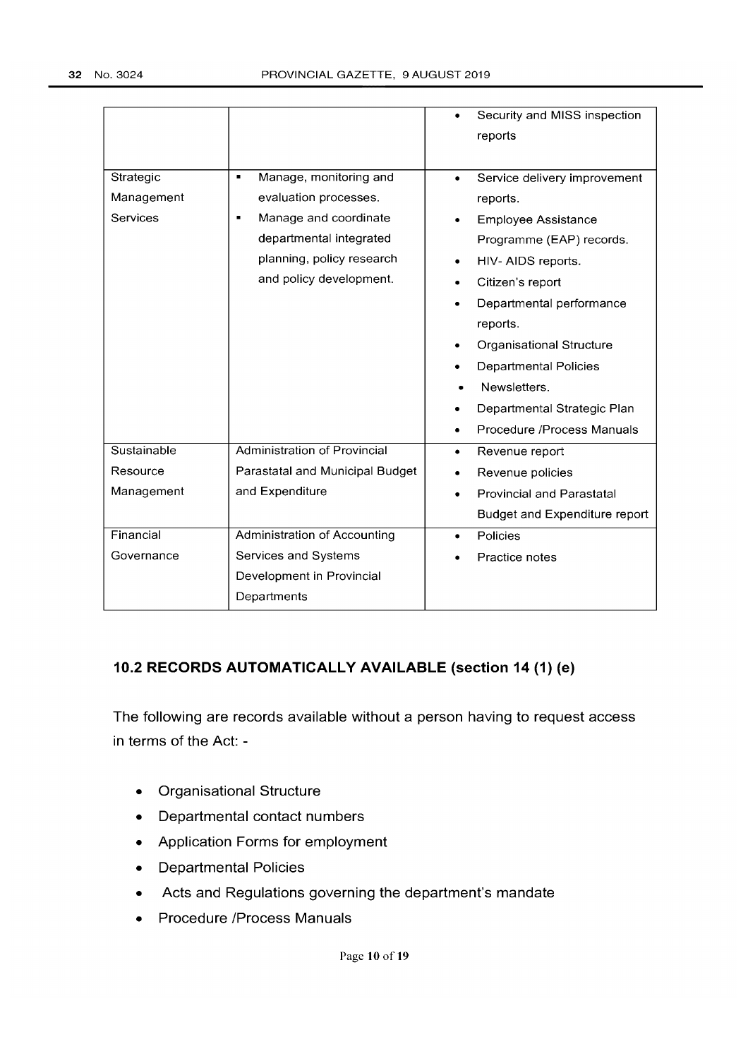| | | • Security and MISS inspection reports |
|---|---|---|
| Strategic Management Services | ▪ Manage, monitoring and evaluation processes.<br>▪ Manage and coordinate departmental integrated planning, policy research and policy development. | • Service delivery improvement reports.<br>• Employee Assistance Programme (EAP) records.<br>• HIV- AIDS reports.<br>• Citizen's report<br>• Departmental performance reports.<br>• Organisational Structure<br>• Departmental Policies<br>• Newsletters.<br>• Departmental Strategic Plan<br>• Procedure /Process Manuals |
| Sustainable Resource Management | Administration of Provincial Parastatal and Municipal Budget and Expenditure | • Revenue report<br>• Revenue policies<br>• Provincial and Parastatal Budget and Expenditure report |
| Financial Governance | Administration of Accounting Services and Systems Development in Provincial Departments | • Policies<br>• Practice notes |

## 10.2 RECORDS AUTOMATICALLY AVAILABLE (section 14 (1) (e)

The following are records available without a person having to request access in terms of the Act: -

- Organisational Structure
- Departmental contact numbers
- Application Forms for employment
- Departmental Policies
- Acts and Regulations governing the department's mandate
- Procedure /Process Manuals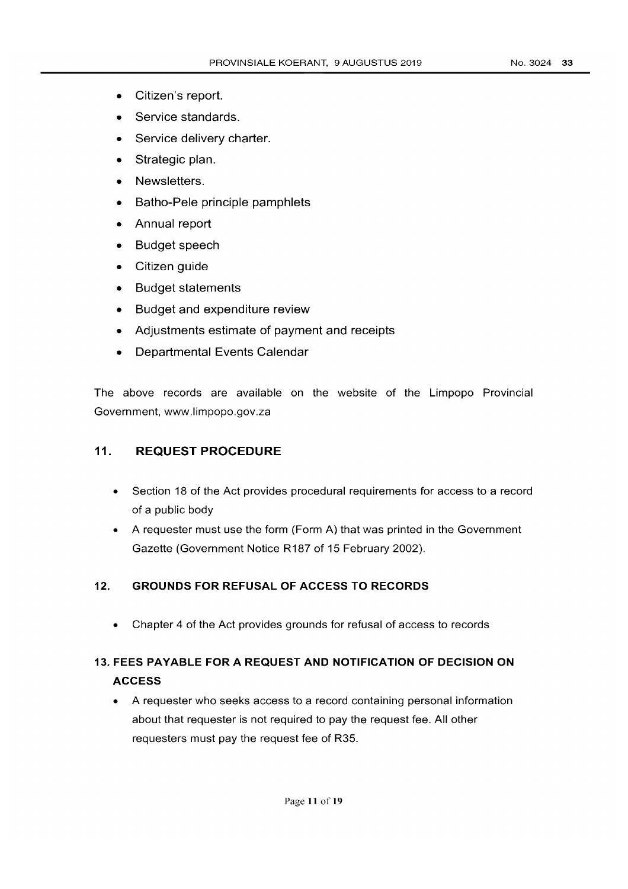- Citizen's report.
- Service standards.
- Service delivery charter.
- Strategic plan.
- Newsletters.
- Batho-Pele principle pamphlets
- Annual report
- Budget speech
- Citizen guide
- Budget statements
- Budget and expenditure review
- Adjustments estimate of payment and receipts
- Departmental Events Calendar

The above records are available on the website of the Limpopo Provincial Government, www.limpopo.gov.za

## 11. REQUEST PROCEDURE

- Section 18 of the Act provides procedural requirements for access to a record of a public body
- A requester must use the form (Form A) that was printed in the Government Gazette (Government Notice R187 of 15 February 2002).

## 12. GROUNDS FOR REFUSAL OF ACCESS TO RECORDS

- Chapter 4 of the Act provides grounds for refusal of access to records

## 13. FEES PAYABLE FOR A REQUEST AND NOTIFICATION OF DECISION ON ACCESS

- A requester who seeks access to a record containing personal information about that requester is not required to pay the request fee. All other requesters must pay the request fee of R35.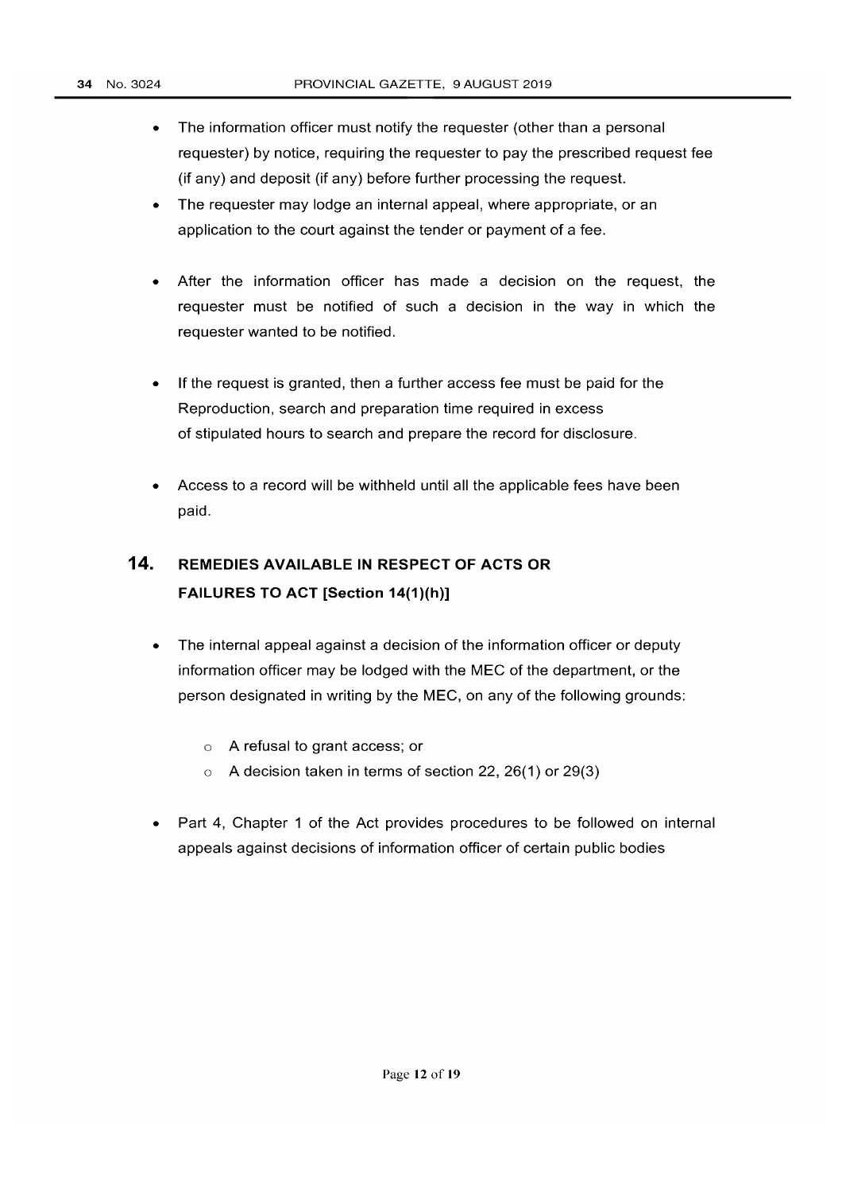- The information officer must notify the requester (other than a personal requester) by notice, requiring the requester to pay the prescribed request fee (if any) and deposit (if any) before further processing the request.
- The requester may lodge an internal appeal, where appropriate, or an application to the court against the tender or payment of a fee.
- After the information officer has made a decision on the request, the requester must be notified of such a decision in the way in which the requester wanted to be notified.
- If the request is granted, then a further access fee must be paid for the Reproduction, search and preparation time required in excess of stipulated hours to search and prepare the record for disclosure.
- Access to a record will be withheld until all the applicable fees have been paid.

## 14. REMEDIES AVAILABLE IN RESPECT OF ACTS OR FAILURES TO ACT [Section 14(1)(h)]

- The internal appeal against a decision of the information officer or deputy information officer may be lodged with the MEC of the department, or the person designated in writing by the MEC, on any of the following grounds:
  - A refusal to grant access; or
  - A decision taken in terms of section 22, 26(1) or 29(3)
- Part 4, Chapter 1 of the Act provides procedures to be followed on internal appeals against decisions of information officer of certain public bodies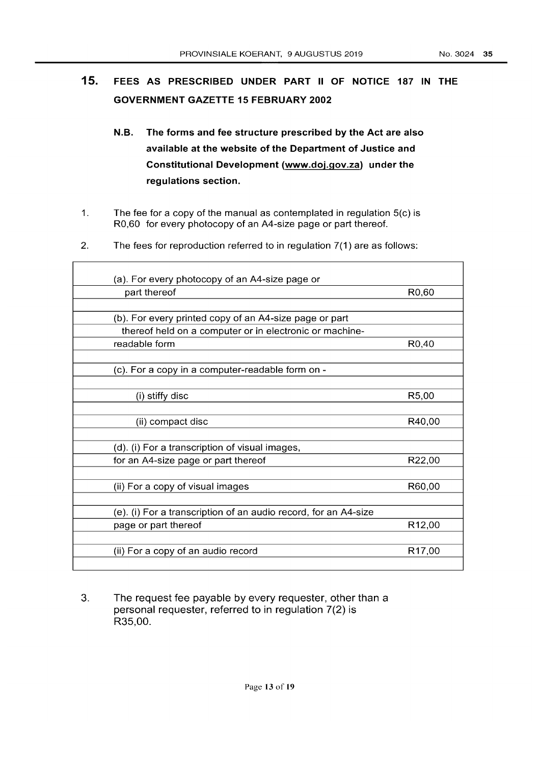## 15. FEES AS PRESCRIBED UNDER PART II OF NOTICE 187 IN THE GOVERNMENT GAZETTE 15 FEBRUARY 2002

**N.B. The forms and fee structure prescribed by the Act are also available at the website of the Department of Justice and Constitutional Development (www.doj.gov.za) under the regulations section.**

1. The fee for a copy of the manual as contemplated in regulation 5(c) is R0,60 for every photocopy of an A4-size page or part thereof.

2. The fees for reproduction referred to in regulation 7(1) are as follows:

| Description | Fee |
|---|---|
| (a). For every photocopy of an A4-size page or part thereof | R0,60 |
| (b). For every printed copy of an A4-size page or part thereof held on a computer or in electronic or machine-readable form | R0,40 |
| (c). For a copy in a computer-readable form on - | |
| (i) stiffy disc | R5,00 |
| (ii) compact disc | R40,00 |
| (d). (i) For a transcription of visual images, for an A4-size page or part thereof | R22,00 |
| (ii) For a copy of visual images | R60,00 |
| (e). (i) For a transcription of an audio record, for an A4-size page or part thereof | R12,00 |
| (ii) For a copy of an audio record | R17,00 |

3. The request fee payable by every requester, other than a personal requester, referred to in regulation 7(2) is R35,00.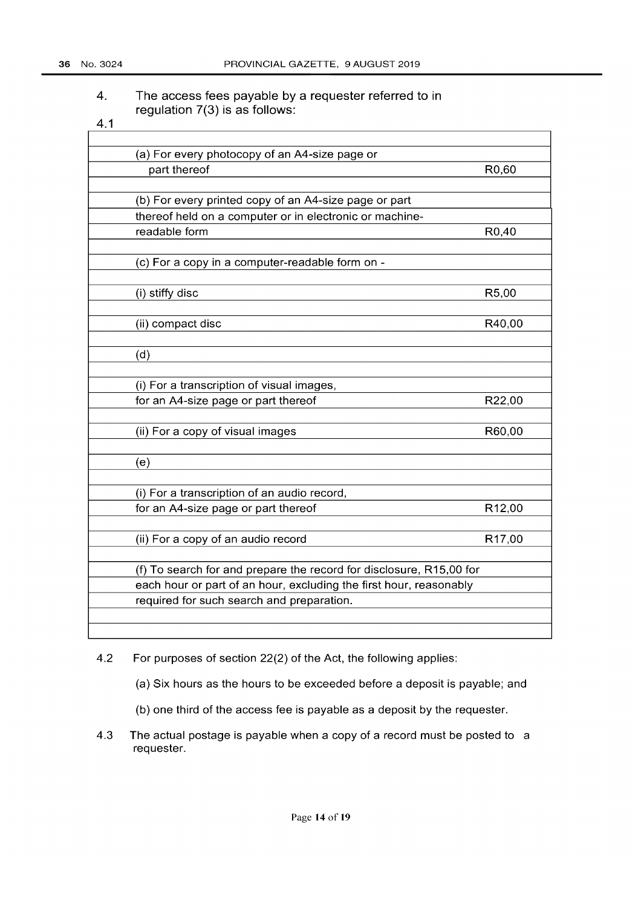4. The access fees payable by a requester referred to in regulation 7(3) is as follows:

4.1

| Item | Fee |
|---|---|
| (a) For every photocopy of an A4-size page or part thereof | R0,60 |
| (b) For every printed copy of an A4-size page or part thereof held on a computer or in electronic or machine-readable form | R0,40 |
| (c) For a copy in a computer-readable form on - | |
| (i) stiffy disc | R5,00 |
| (ii) compact disc | R40,00 |
| (d) | |
| (i) For a transcription of visual images, for an A4-size page or part thereof | R22,00 |
| (ii) For a copy of visual images | R60,00 |
| (e) | |
| (i) For a transcription of an audio record, for an A4-size page or part thereof | R12,00 |
| (ii) For a copy of an audio record | R17,00 |
| (f) To search for and prepare the record for disclosure, R15,00 for each hour or part of an hour, excluding the first hour, reasonably required for such search and preparation. | |

4.2 For purposes of section 22(2) of the Act, the following applies:

(a) Six hours as the hours to be exceeded before a deposit is payable; and

(b) one third of the access fee is payable as a deposit by the requester.

4.3 The actual postage is payable when a copy of a record must be posted to a requester.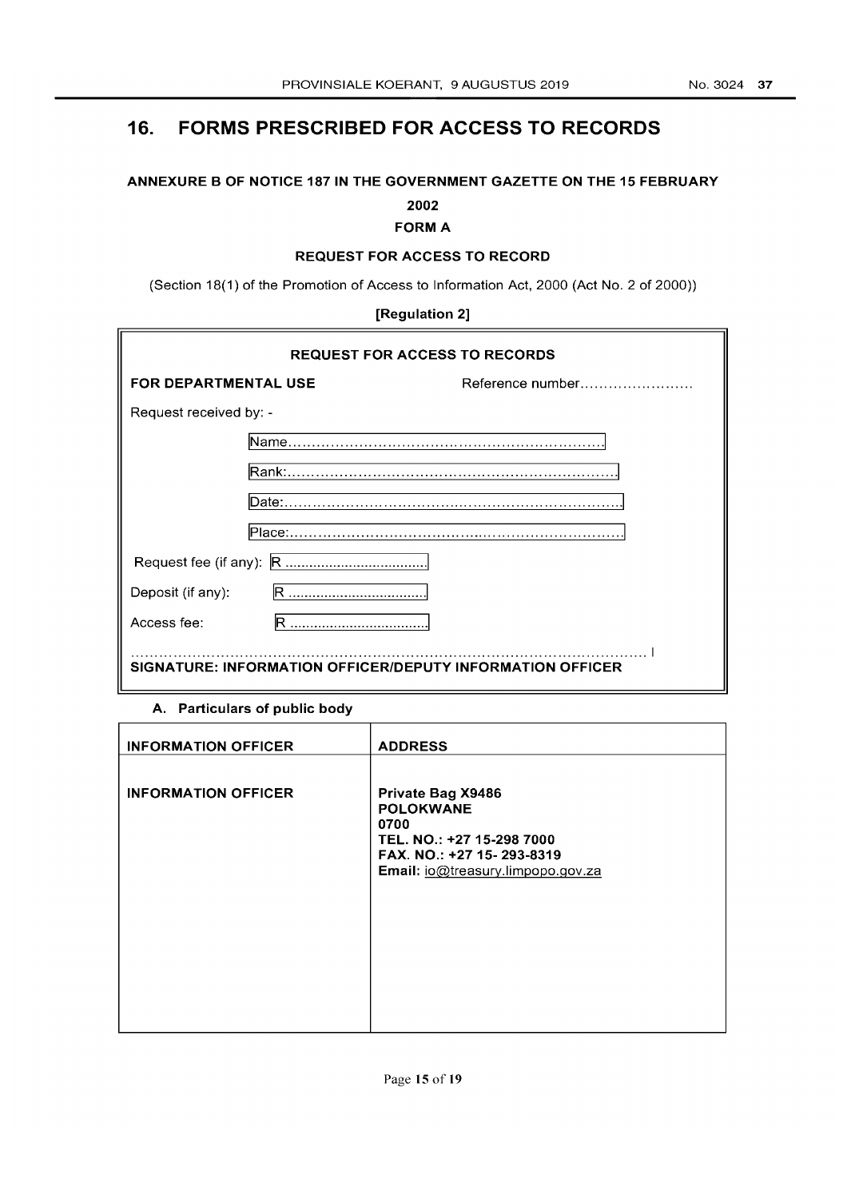# 16. FORMS PRESCRIBED FOR ACCESS TO RECORDS

**ANNEXURE B OF NOTICE 187 IN THE GOVERNMENT GAZETTE ON THE 15 FEBRUARY 2002**

**FORM A**

**REQUEST FOR ACCESS TO RECORD**

(Section 18(1) of the Promotion of Access to Information Act, 2000 (Act No. 2 of 2000))

**[Regulation 2]**

**REQUEST FOR ACCESS TO RECORDS**

**FOR DEPARTMENTAL USE** Reference number........................

Request received by: -

Name.................................................................

Rank:.................................................................

Date:.................................................................

Place:.................................................................

Request fee (if any): R ...................................

Deposit (if any): R ...................................

Access fee: R ...................................

.......................................................................................................

**SIGNATURE: INFORMATION OFFICER/DEPUTY INFORMATION OFFICER**

**A. Particulars of public body**

| INFORMATION OFFICER | ADDRESS |
|---|---|
| **INFORMATION OFFICER** | **Private Bag X9486**<br>**POLOKWANE**<br>**0700**<br>**TEL. NO.: +27 15-298 7000**<br>**FAX. NO.: +27 15- 293-8319**<br>**Email:** io@treasury.limpopo.gov.za |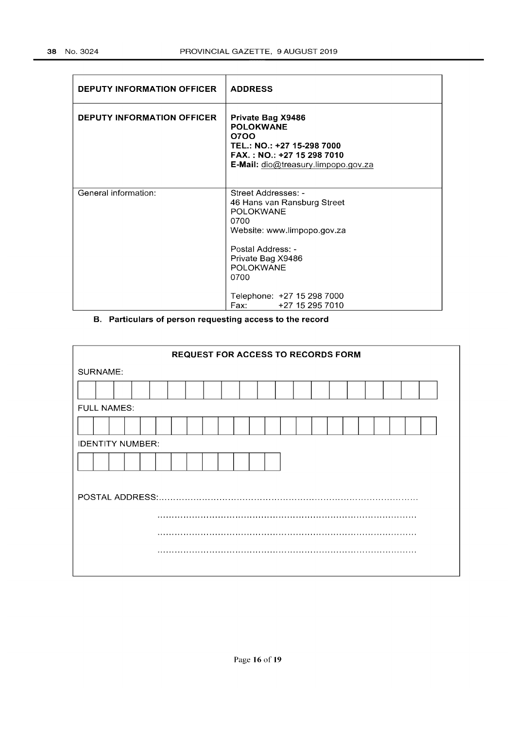| DEPUTY INFORMATION OFFICER | ADDRESS |
|---|---|
| **DEPUTY INFORMATION OFFICER** | **Private Bag X9486**<br>**POLOKWANE**<br>**O7OO**<br>**TEL.: NO.: +27 15-298 7000**<br>**FAX. : NO.: +27 15 298 7010**<br>**E-Mail:** dio@treasury.limpopo.gov.za |
| General information: | Street Addresses: -<br>46 Hans van Ransburg Street<br>POLOKWANE<br>0700<br>Website: www.limpopo.gov.za<br><br>Postal Address: -<br>Private Bag X9486<br>POLOKWANE<br>0700<br><br>Telephone: +27 15 298 7000<br>Fax: +27 15 295 7010 |

**B. Particulars of person requesting access to the record**

**REQUEST FOR ACCESS TO RECORDS FORM**

SURNAME:

| | | | | | | | | | | | | | | | | | | | | |
|---|---|---|---|---|---|---|---|---|---|---|---|---|---|---|---|---|---|---|---|---|

FULL NAMES:

| | | | | | | | | | | | | | | | | | | | | | |
|---|---|---|---|---|---|---|---|---|---|---|---|---|---|---|---|---|---|---|---|---|---|

IDENTITY NUMBER:

| | | | | | | | | | | | | |
|---|---|---|---|---|---|---|---|---|---|---|---|---|

POSTAL ADDRESS:..........................................................................................

..........................................................................................

..........................................................................................

..........................................................................................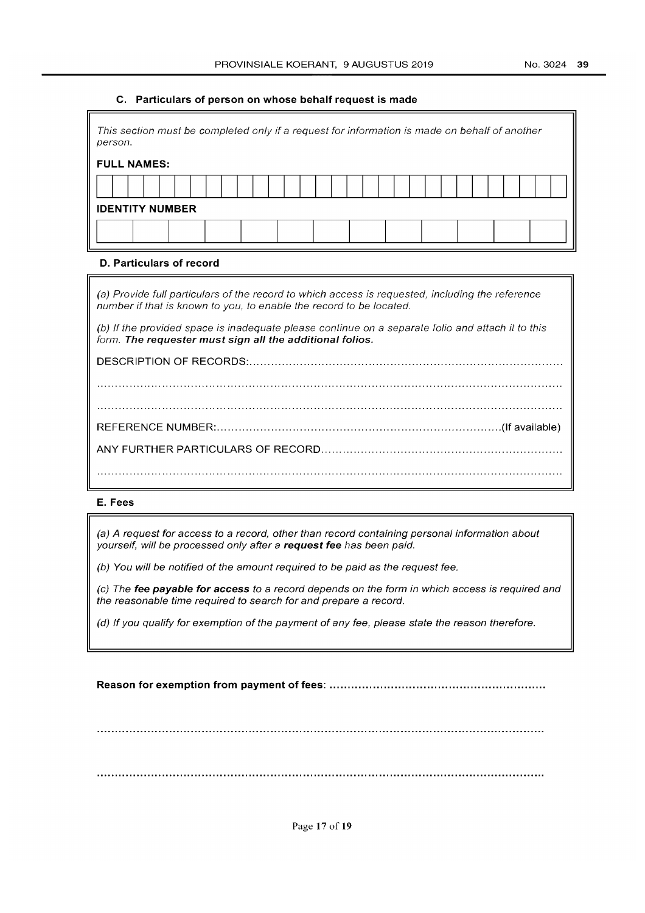### C. Particulars of person on whose behalf request is made

*This section must be completed only if a request for information is made on behalf of another person.*

**FULL NAMES:**

| | | | | | | | | | | | | | | | | | | | | | | | | | | | | | | |
|---|---|---|---|---|---|---|---|---|---|---|---|---|---|---|---|---|---|---|---|---|---|---|---|---|---|---|---|---|---|---|
| | | | | | | | | | | | | | | | | | | | | | | | | | | | | | | |

**IDENTITY NUMBER**

| | | | | | | | | | | | | |
|---|---|---|---|---|---|---|---|---|---|---|---|---|
| | | | | | | | | | | | | |

### D. Particulars of record

*(a) Provide full particulars of the record to which access is requested, including the reference number if that is known to you, to enable the record to be located.*

*(b) If the provided space is inadequate please continue on a separate folio and attach it to this form.* ***The requester must sign all the additional folios.***

DESCRIPTION OF RECORDS:.......................................................................................................

.......................................................................................................................................

.......................................................................................................................................

REFERENCE NUMBER:...........................................................................................(If available)

ANY FURTHER PARTICULARS OF RECORD.................................................................................

.......................................................................................................................................

### E. Fees

*(a) A request for access to a record, other than record containing personal information about yourself, will be processed only after a* ***request fee*** *has been paid.*

*(b) You will be notified of the amount required to be paid as the request fee.*

*(c) The* ***fee payable for access*** *to a record depends on the form in which access is required and the reasonable time required to search for and prepare a record.*

*(d) If you qualify for exemption of the payment of any fee, please state the reason therefore.*

**Reason for exemption from payment of fees: ............................................................**

.......................................................................................................................................

.......................................................................................................................................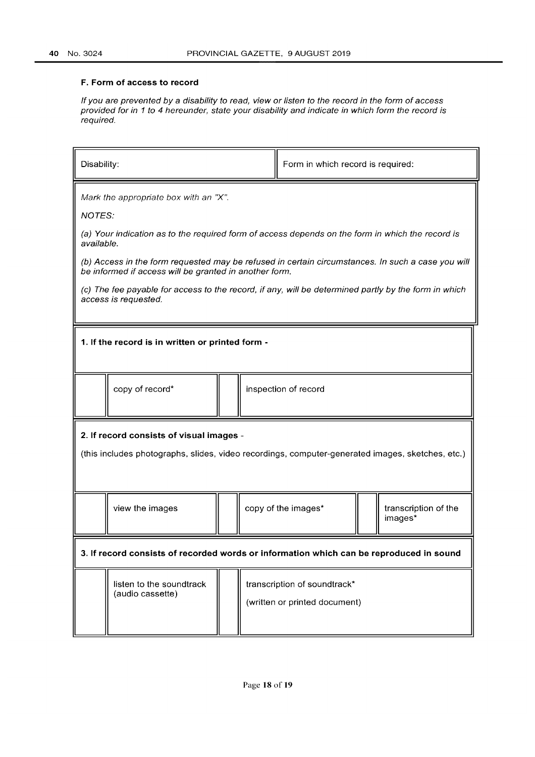### F. Form of access to record

*If you are prevented by a disability to read, view or listen to the record in the form of access provided for in 1 to 4 hereunder, state your disability and indicate in which form the record is required.*

| Disability: | Form in which record is required: |
| --- | --- |

*Mark the appropriate box with an "X".*

*NOTES:*

*(a) Your indication as to the required form of access depends on the form in which the record is available.*

*(b) Access in the form requested may be refused in certain circumstances. In such a case you will be informed if access will be granted in another form.*

*(c) The fee payable for access to the record, if any, will be determined partly by the form in which access is requested.*

**1. If the record is in written or printed form -**

| | | | |
| --- | --- | --- | --- |
| | copy of record* | | inspection of record |

**2. If record consists of visual images -**

(this includes photographs, slides, video recordings, computer-generated images, sketches, etc.)

| | | | | | |
| --- | --- | --- | --- | --- | --- |
| | view the images | | copy of the images* | | transcription of the images* |

**3. If record consists of recorded words or information which can be reproduced in sound**

| | | | |
| --- | --- | --- | --- |
| | listen to the soundtrack (audio cassette) | | transcription of soundtrack* (written or printed document) |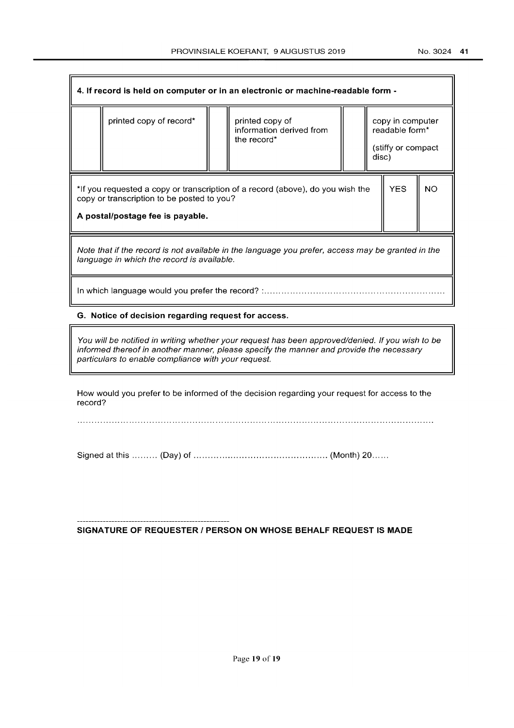| 4. If record is held on computer or in an electronic or machine-readable form - | | | | | |
|---|---|---|---|---|---|
| | printed copy of record* | | printed copy of information derived from the record* | | copy in computer readable form* (stiffy or compact disc) |

| *If you requested a copy or transcription of a record (above), do you wish the copy or transcription to be posted to you? **A postal/postage fee is payable.** | YES | NO |
|---|---|---|

*Note that if the record is not available in the language you prefer, access may be granted in the language in which the record is available.*

In which language would you prefer the record? :..............................................................

**G. Notice of decision regarding request for access.**

*You will be notified in writing whether your request has been approved/denied. If you wish to be informed thereof in another manner, please specify the manner and provide the necessary particulars to enable compliance with your request.*

How would you prefer to be informed of the decision regarding your request for access to the record?

..............................................................................................................................

Signed at this ......... (Day) of ............................................... (Month) 20......

------------------------------------------------------

**SIGNATURE OF REQUESTER / PERSON ON WHOSE BEHALF REQUEST IS MADE**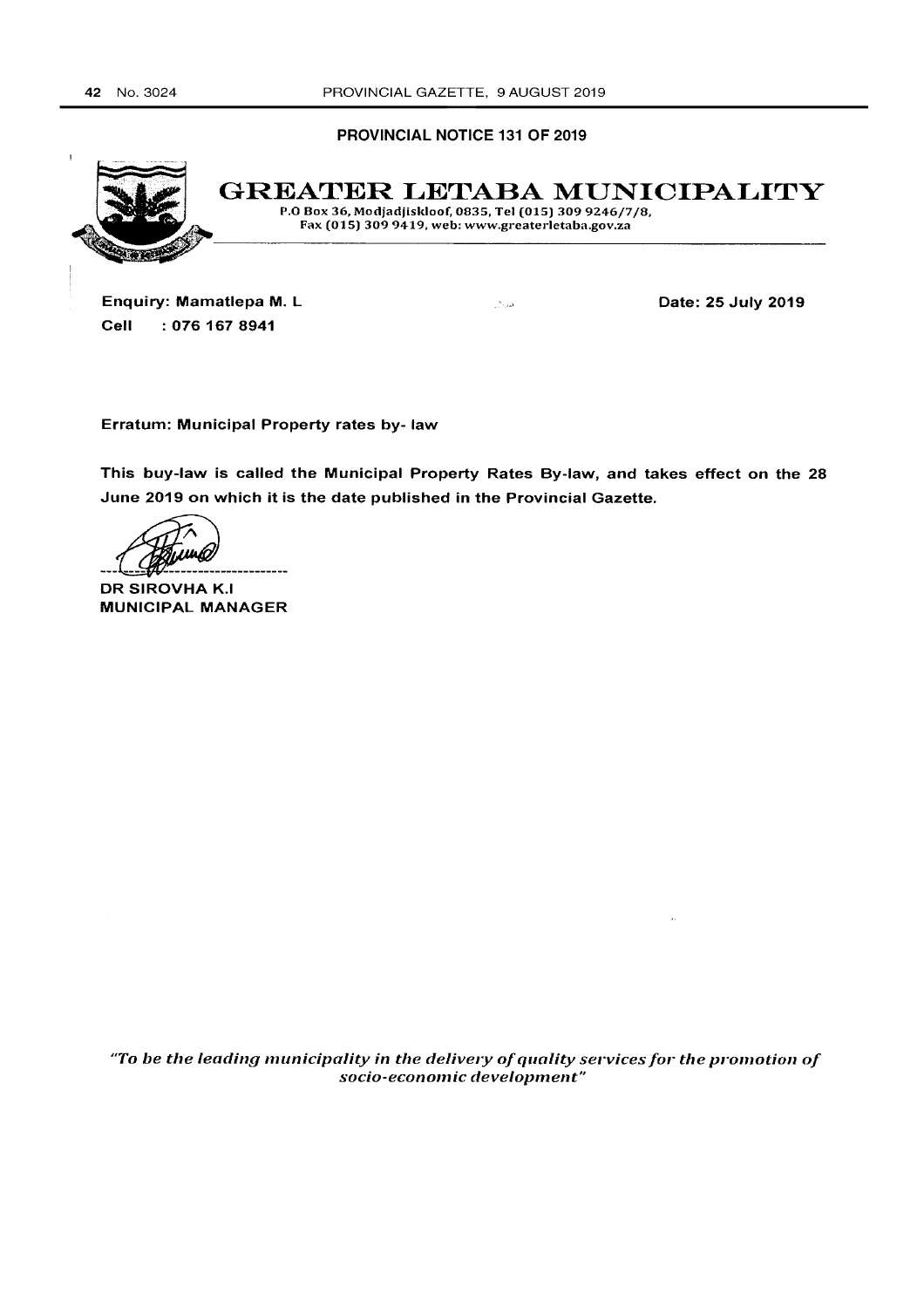## PROVINCIAL NOTICE 131 OF 2019

# GREATER LETABA MUNICIPALITY

P.O Box 36, Modjadjiskloof, 0835, Tel (015) 309 9246/7/8,
Fax (015) 309 9419, web: www.greaterletaba.gov.za

**Enquiry: Mamatlepa M. L**
**Cell : 076 167 8941**

**Date: 25 July 2019**

**Erratum: Municipal Property rates by- law**

**This buy-law is called the Municipal Property Rates By-law, and takes effect on the 28 June 2019 on which it is the date published in the Provincial Gazette.**

**DR SIROVHA K.I**
**MUNICIPAL MANAGER**

*"To be the leading municipality in the delivery of quality services for the promotion of socio-economic development"*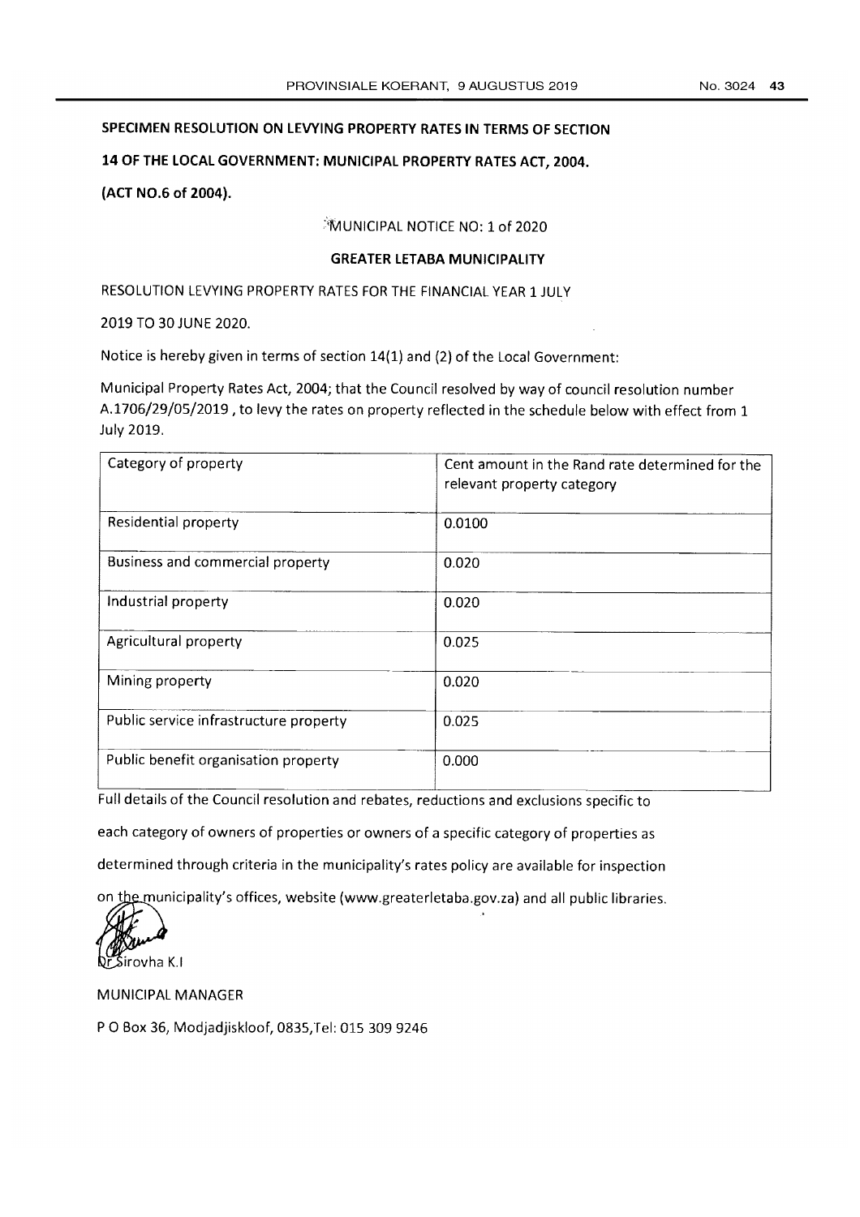**SPECIMEN RESOLUTION ON LEVYING PROPERTY RATES IN TERMS OF SECTION 14 OF THE LOCAL GOVERNMENT: MUNICIPAL PROPERTY RATES ACT, 2004.**

**(ACT NO.6 of 2004).**

MUNICIPAL NOTICE NO: 1 of 2020

**GREATER LETABA MUNICIPALITY**

RESOLUTION LEVYING PROPERTY RATES FOR THE FINANCIAL YEAR 1 JULY 2019 TO 30 JUNE 2020.

Notice is hereby given in terms of section 14(1) and (2) of the Local Government:

Municipal Property Rates Act, 2004; that the Council resolved by way of council resolution number A.1706/29/05/2019 , to levy the rates on property reflected in the schedule below with effect from 1 July 2019.

| Category of property | Cent amount in the Rand rate determined for the relevant property category |
|---|---|
| Residential property | 0.0100 |
| Business and commercial property | 0.020 |
| Industrial property | 0.020 |
| Agricultural property | 0.025 |
| Mining property | 0.020 |
| Public service infrastructure property | 0.025 |
| Public benefit organisation property | 0.000 |

Full details of the Council resolution and rebates, reductions and exclusions specific to each category of owners of properties or owners of a specific category of properties as determined through criteria in the municipality's rates policy are available for inspection on the municipality's offices, website (www.greaterletaba.gov.za) and all public libraries.

Dr Sirovha K.I

MUNICIPAL MANAGER

P O Box 36, Modjadjiskloof, 0835,Tel: 015 309 9246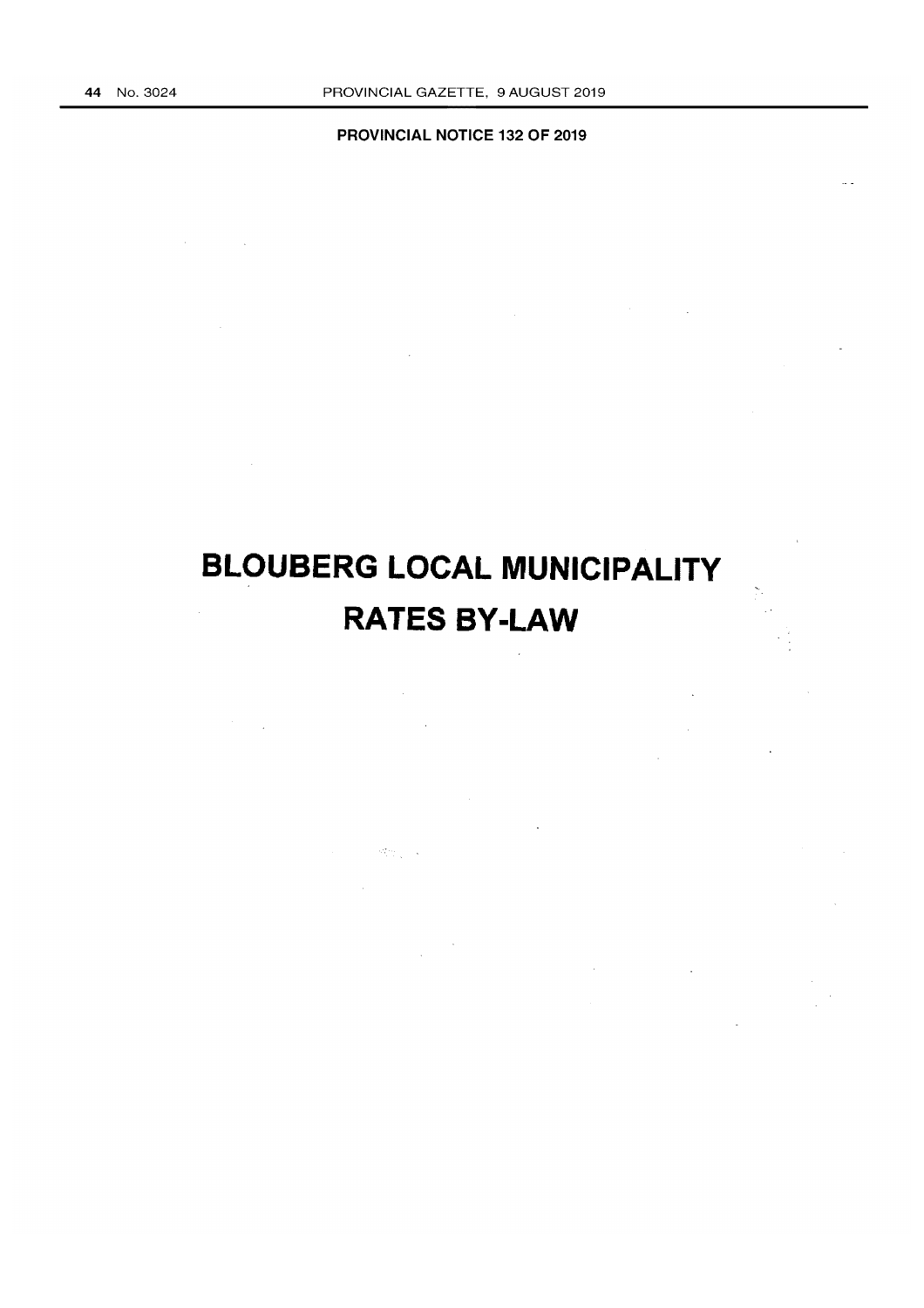**PROVINCIAL NOTICE 132 OF 2019**

# BLOUBERG LOCAL MUNICIPALITY

# RATES BY-LAW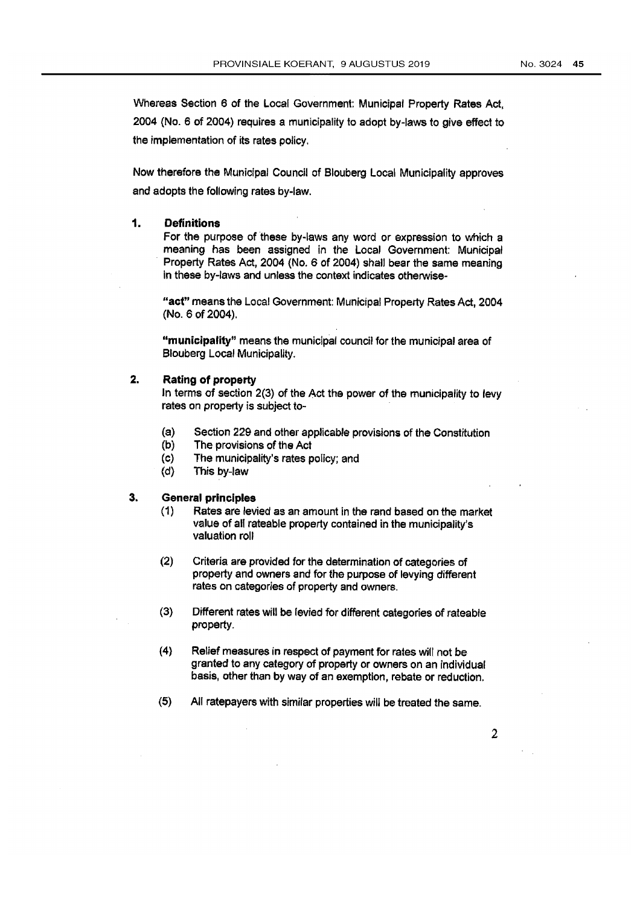Whereas Section 6 of the Local Government: Municipal Property Rates Act, 2004 (No. 6 of 2004) requires a municipality to adopt by-laws to give effect to the implementation of its rates policy.

Now therefore the Municipal Council of Blouberg Local Municipality approves and adopts the following rates by-law.

## 1. Definitions

For the purpose of these by-laws any word or expression to which a meaning has been assigned in the Local Government: Municipal Property Rates Act, 2004 (No. 6 of 2004) shall bear the same meaning in these by-laws and unless the context indicates otherwise-

**"act"** means the Local Government: Municipal Property Rates Act, 2004 (No. 6 of 2004).

**"municipality"** means the municipal council for the municipal area of Blouberg Local Municipality.

## 2. Rating of property

In terms of section 2(3) of the Act the power of the municipality to levy rates on property is subject to-

(a) Section 229 and other applicable provisions of the Constitution
(b) The provisions of the Act
(c) The municipality's rates policy; and
(d) This by-law

## 3. General principles

(1) Rates are levied as an amount in the rand based on the market value of all rateable property contained in the municipality's valuation roll

(2) Criteria are provided for the determination of categories of property and owners and for the purpose of levying different rates on categories of property and owners.

(3) Different rates will be levied for different categories of rateable property.

(4) Relief measures in respect of payment for rates will not be granted to any category of property or owners on an individual basis, other than by way of an exemption, rebate or reduction.

(5) All ratepayers with similar properties will be treated the same.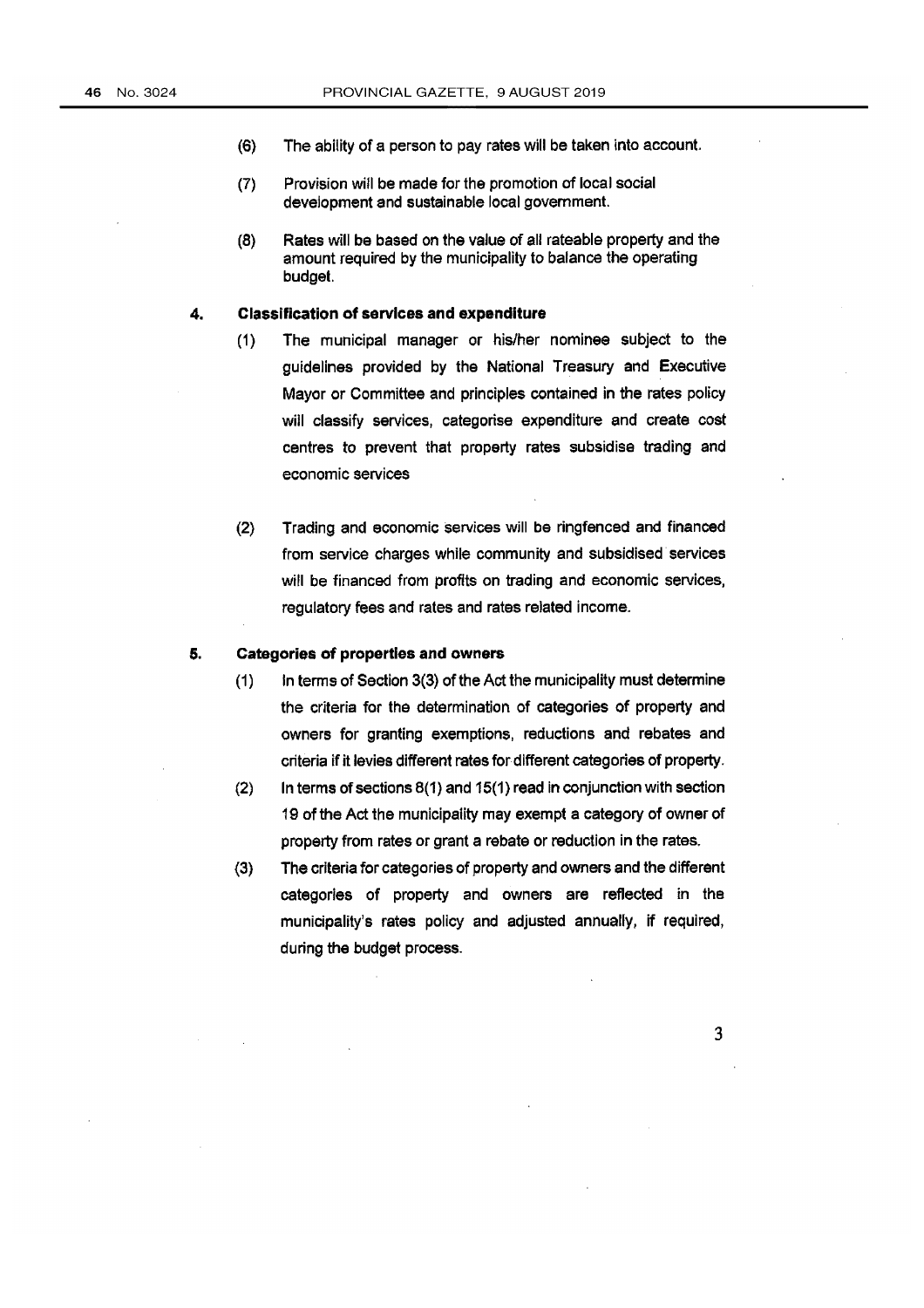(6) The ability of a person to pay rates will be taken into account.

(7) Provision will be made for the promotion of local social development and sustainable local government.

(8) Rates will be based on the value of all rateable property and the amount required by the municipality to balance the operating budget.

## 4. Classification of services and expenditure

(1) The municipal manager or his/her nominee subject to the guidelines provided by the National Treasury and Executive Mayor or Committee and principles contained in the rates policy will classify services, categorise expenditure and create cost centres to prevent that property rates subsidise trading and economic services

(2) Trading and economic services will be ringfenced and financed from service charges while community and subsidised services will be financed from profits on trading and economic services, regulatory fees and rates and rates related income.

## 5. Categories of properties and owners

(1) In terms of Section 3(3) of the Act the municipality must determine the criteria for the determination of categories of property and owners for granting exemptions, reductions and rebates and criteria if it levies different rates for different categories of property.

(2) In terms of sections 8(1) and 15(1) read in conjunction with section 19 of the Act the municipality may exempt a category of owner of property from rates or grant a rebate or reduction in the rates.

(3) The criteria for categories of property and owners and the different categories of property and owners are reflected in the municipality's rates policy and adjusted annually, if required, during the budget process.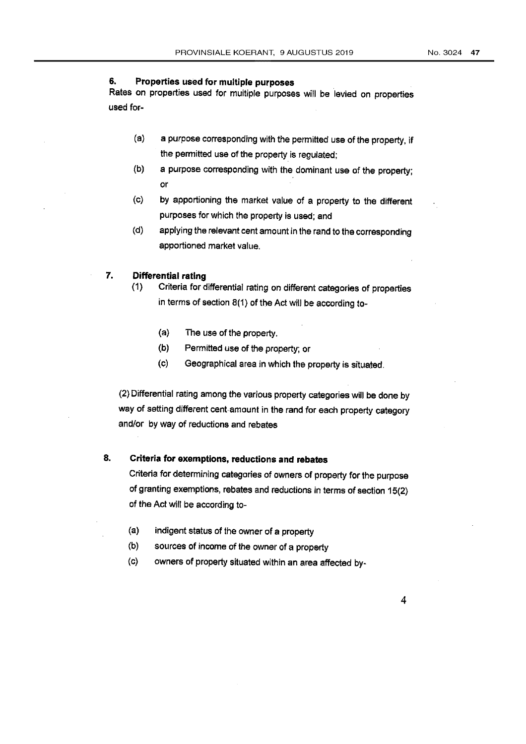## 6. Properties used for multiple purposes

Rates on properties used for multiple purposes will be levied on properties used for-

- (a) a purpose corresponding with the permitted use of the property, if the permitted use of the property is regulated;
- (b) a purpose corresponding with the dominant use of the property; or
- (c) by apportioning the market value of a property to the different purposes for which the property is used; and
- (d) applying the relevant cent amount in the rand to the corresponding apportioned market value.

## 7. Differential rating

(1) Criteria for differential rating on different categories of properties in terms of section 8(1) of the Act will be according to-

- (a) The use of the property.
- (b) Permitted use of the property; or
- (c) Geographical area in which the property is situated.

(2) Differential rating among the various property categories will be done by way of setting different cent amount in the rand for each property category and/or by way of reductions and rebates

## 8. Criteria for exemptions, reductions and rebates

Criteria for determining categories of owners of property for the purpose of granting exemptions, rebates and reductions in terms of section 15(2) of the Act will be according to-

- (a) indigent status of the owner of a property
- (b) sources of income of the owner of a property
- (c) owners of property situated within an area affected by-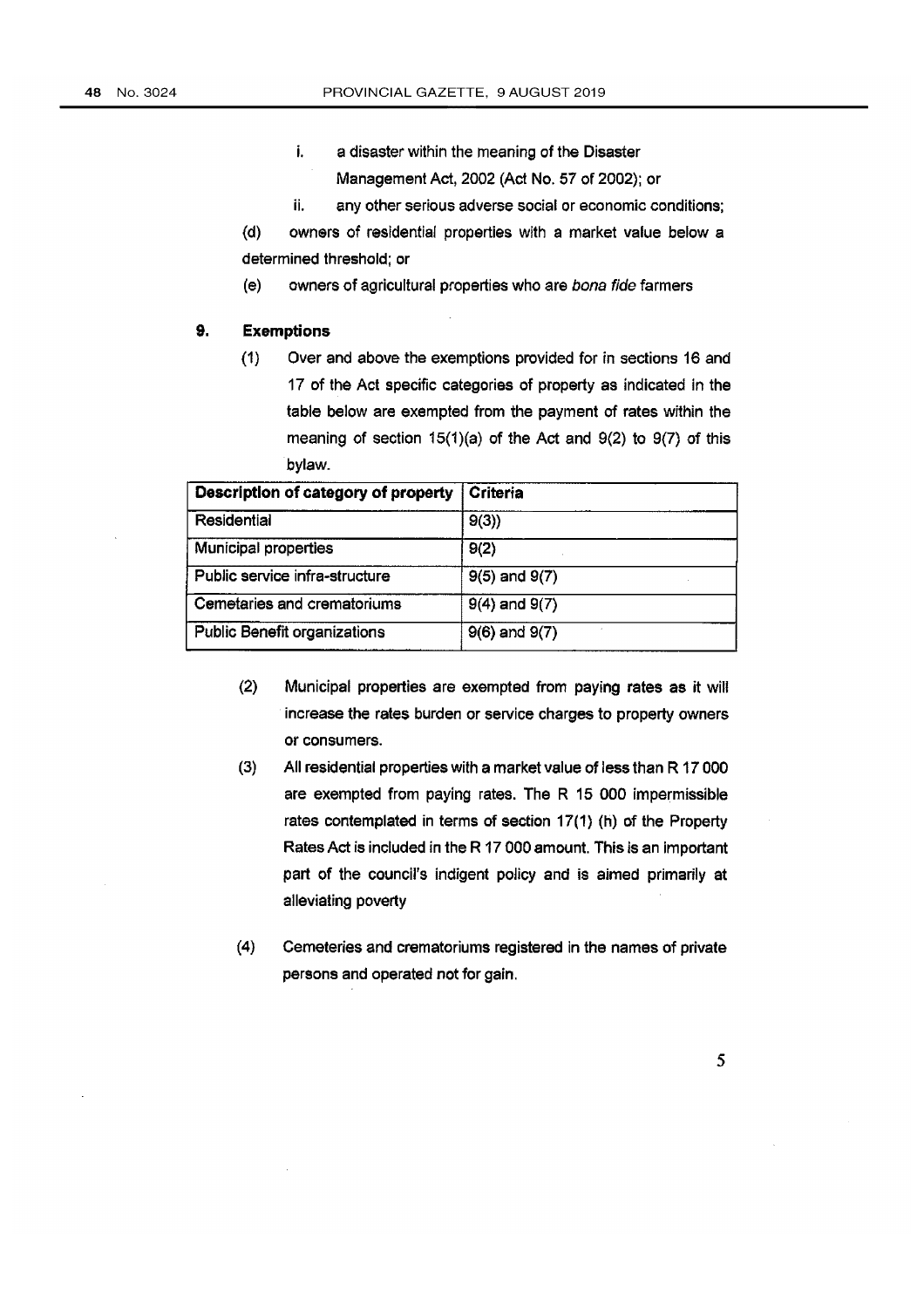i. a disaster within the meaning of the Disaster Management Act, 2002 (Act No. 57 of 2002); or

ii. any other serious adverse social or economic conditions;

(d) owners of residential properties with a market value below a determined threshold; or

(e) owners of agricultural properties who are *bona fide* farmers

## 9. Exemptions

(1) Over and above the exemptions provided for in sections 16 and 17 of the Act specific categories of property as indicated in the table below are exempted from the payment of rates within the meaning of section 15(1)(a) of the Act and 9(2) to 9(7) of this bylaw.

| Description of category of property | Criteria |
|---|---|
| Residential | 9(3)) |
| Municipal properties | 9(2) |
| Public service infra-structure | 9(5) and 9(7) |
| Cemetaries and crematoriums | 9(4) and 9(7) |
| Public Benefit organizations | 9(6) and 9(7) |

(2) Municipal properties are exempted from paying rates as it will increase the rates burden or service charges to property owners or consumers.

(3) All residential properties with a market value of less than R 17 000 are exempted from paying rates. The R 15 000 impermissible rates contemplated in terms of section 17(1) (h) of the Property Rates Act is included in the R 17 000 amount. This is an important part of the council's indigent policy and is aimed primarily at alleviating poverty

(4) Cemeteries and crematoriums registered in the names of private persons and operated not for gain.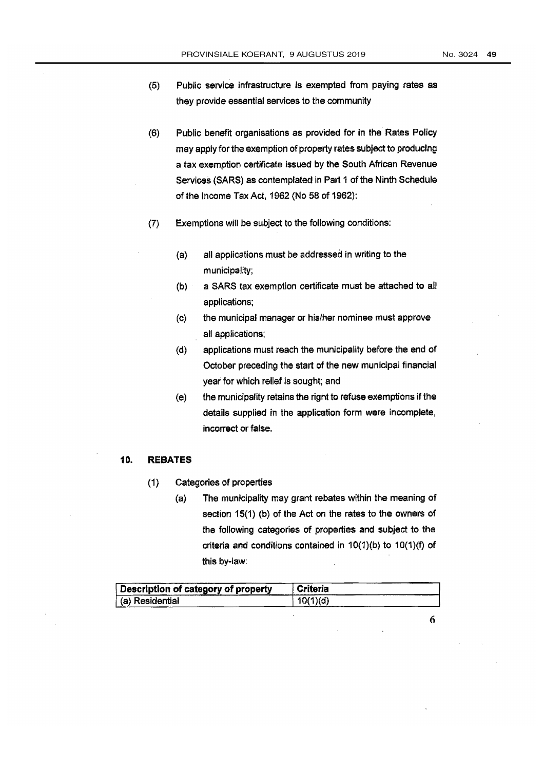(5) Public service infrastructure is exempted from paying rates as they provide essential services to the community

(6) Public benefit organisations as provided for in the Rates Policy may apply for the exemption of property rates subject to producing a tax exemption certificate issued by the South African Revenue Services (SARS) as contemplated in Part 1 of the Ninth Schedule of the Income Tax Act, 1962 (No 58 of 1962):

(7) Exemptions will be subject to the following conditions:

- (a) all applications must be addressed in writing to the municipality;
- (b) a SARS tax exemption certificate must be attached to all applications;
- (c) the municipal manager or his/her nominee must approve all applications;
- (d) applications must reach the municipality before the end of October preceding the start of the new municipal financial year for which relief is sought; and
- (e) the municipality retains the right to refuse exemptions if the details supplied in the application form were incomplete, incorrect or false.

## 10. REBATES

(1) Categories of properties

(a) The municipality may grant rebates within the meaning of section 15(1) (b) of the Act on the rates to the owners of the following categories of properties and subject to the criteria and conditions contained in 10(1)(b) to 10(1)(f) of this by-law:

| Description of category of property | Criteria |
|---|---|
| (a) Residential | 10(1)(d) |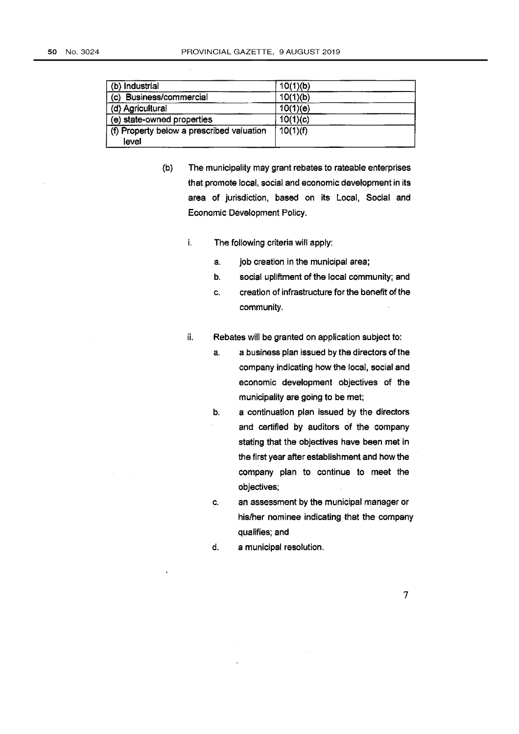| (b) Industrial | 10(1)(b) |
|---|---|
| (c) Business/commercial | 10(1)(b) |
| (d) Agricultural | 10(1)(e) |
| (e) state-owned properties | 10(1)(c) |
| (f) Property below a prescribed valuation level | 10(1)(f) |

(b) The municipality may grant rebates to rateable enterprises that promote local, social and economic development in its area of jurisdiction, based on its Local, Social and Economic Development Policy.

i. The following criteria will apply:

a. job creation in the municipal area;

b. social upliftment of the local community; and

c. creation of infrastructure for the benefit of the community.

ii. Rebates will be granted on application subject to:

a. a business plan issued by the directors of the company indicating how the local, social and economic development objectives of the municipality are going to be met;

b. a continuation plan issued by the directors and certified by auditors of the company stating that the objectives have been met in the first year after establishment and how the company plan to continue to meet the objectives;

c. an assessment by the municipal manager or his/her nominee indicating that the company qualifies; and

d. a municipal resolution.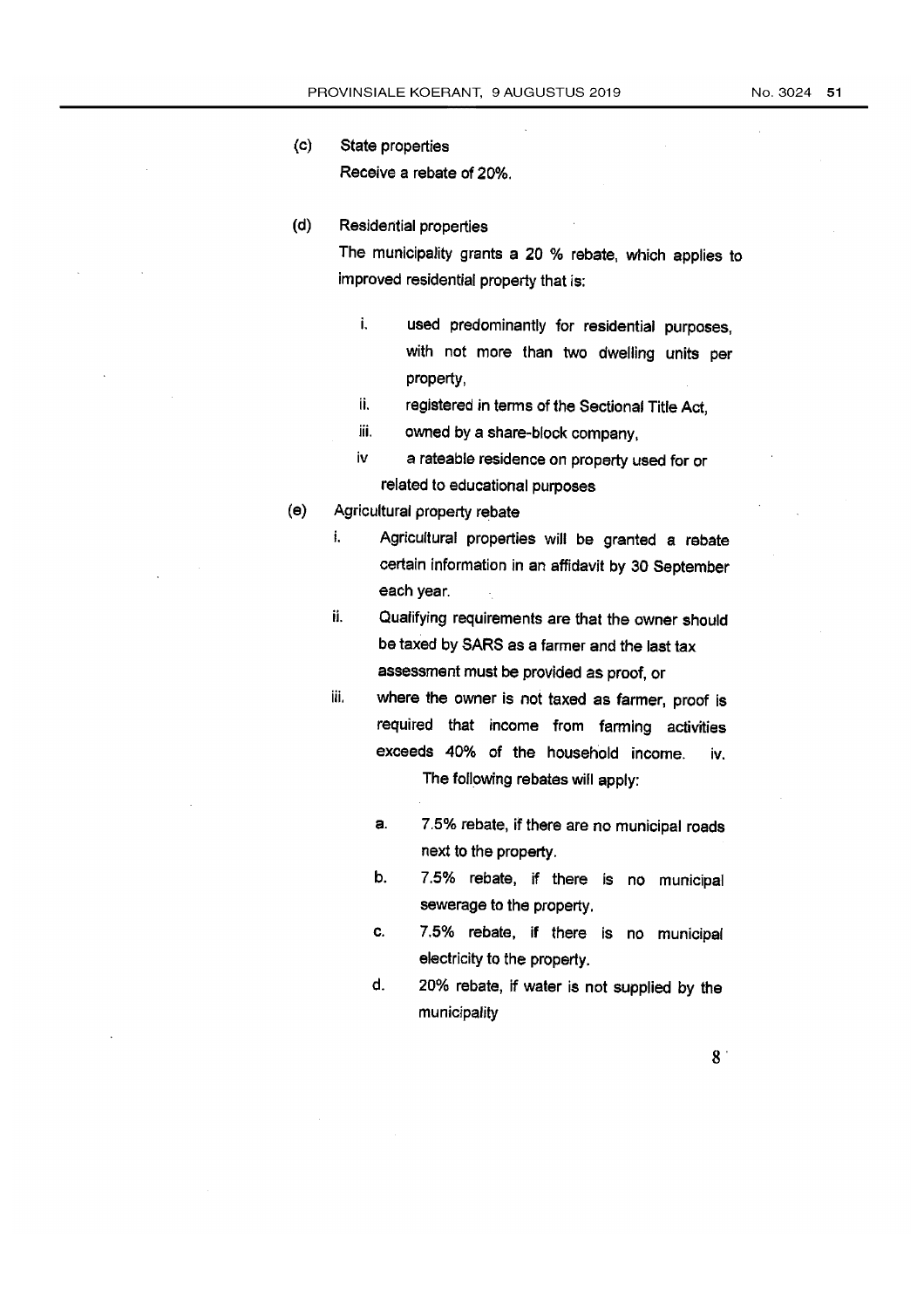(c) State properties

Receive a rebate of 20%.

(d) Residential properties

The municipality grants a 20 % rebate, which applies to improved residential property that is:

i. used predominantly for residential purposes, with not more than two dwelling units per property,
ii. registered in terms of the Sectional Title Act,
iii. owned by a share-block company,
iv a rateable residence on property used for or related to educational purposes

(e) Agricultural property rebate

i. Agricultural properties will be granted a rebate certain information in an affidavit by 30 September each year.
ii. Qualifying requirements are that the owner should be taxed by SARS as a farmer and the last tax assessment must be provided as proof, or
iii. where the owner is not taxed as farmer, proof is required that income from farming activities exceeds 40% of the household income. iv. The following rebates will apply:

   a. 7.5% rebate, if there are no municipal roads next to the property.
   b. 7.5% rebate, if there is no municipal sewerage to the property.
   c. 7.5% rebate, if there is no municipal electricity to the property.
   d. 20% rebate, if water is not supplied by the municipality

8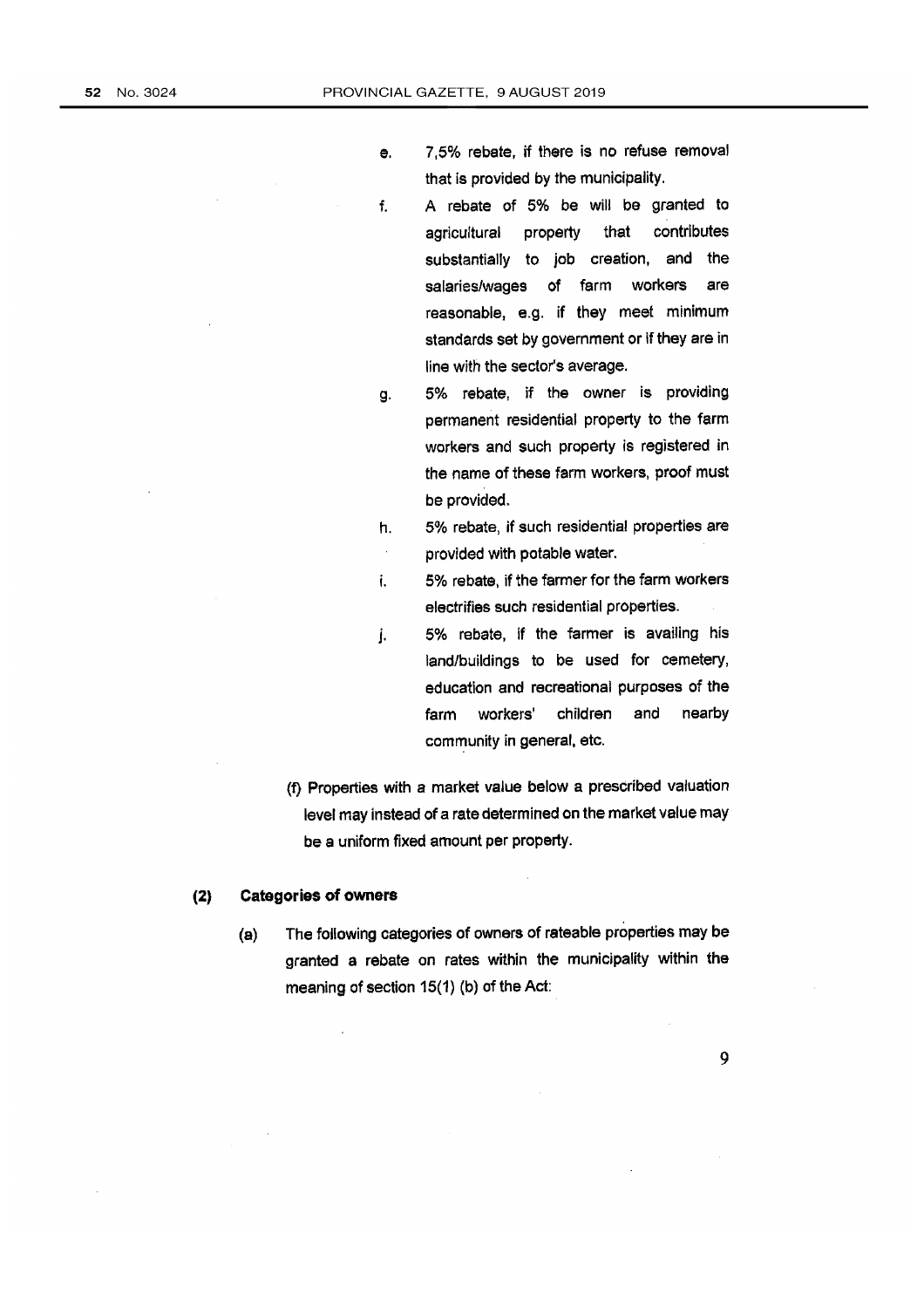e. 7,5% rebate, if there is no refuse removal that is provided by the municipality.

f. A rebate of 5% be will be granted to agricultural property that contributes substantially to job creation, and the salaries/wages of farm workers are reasonable, e.g. if they meet minimum standards set by government or if they are in line with the sector's average.

g. 5% rebate, if the owner is providing permanent residential property to the farm workers and such property is registered in the name of these farm workers, proof must be provided.

h. 5% rebate, if such residential properties are provided with potable water.

i. 5% rebate, if the farmer for the farm workers electrifies such residential properties.

j. 5% rebate, if the farmer is availing his land/buildings to be used for cemetery, education and recreational purposes of the farm workers' children and nearby community in general, etc.

(f) Properties with a market value below a prescribed valuation level may instead of a rate determined on the market value may be a uniform fixed amount per property.

**(2) Categories of owners**

(a) The following categories of owners of rateable properties may be granted a rebate on rates within the municipality within the meaning of section 15(1) (b) of the Act: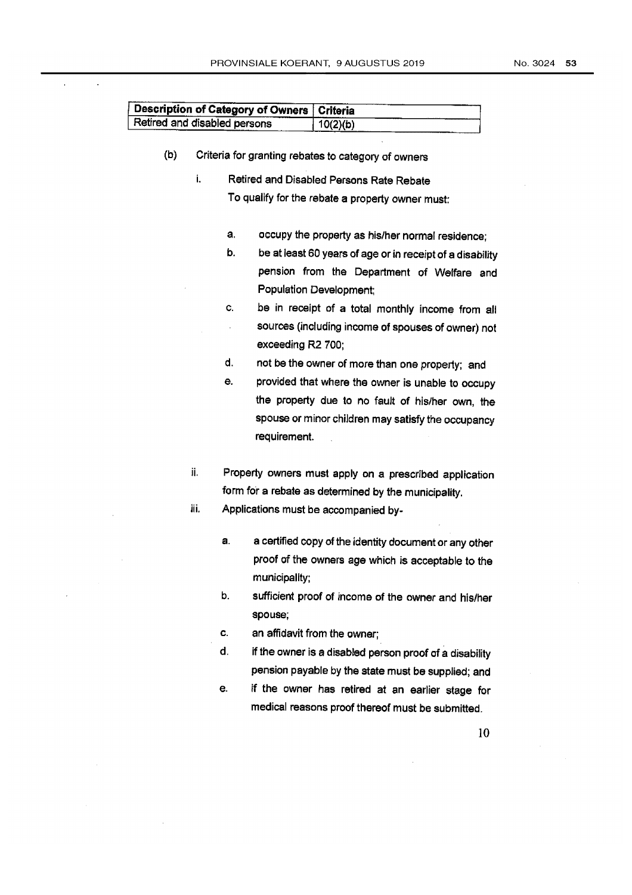| Description of Category of Owners | Criteria |
| --- | --- |
| Retired and disabled persons | 10(2)(b) |

(b) Criteria for granting rebates to category of owners

i. Retired and Disabled Persons Rate Rebate

To qualify for the rebate a property owner must:

a. occupy the property as his/her normal residence;

b. be at least 60 years of age or in receipt of a disability pension from the Department of Welfare and Population Development;

c. be in receipt of a total monthly income from all sources (including income of spouses of owner) not exceeding R2 700;

d. not be the owner of more than one property; and

e. provided that where the owner is unable to occupy the property due to no fault of his/her own, the spouse or minor children may satisfy the occupancy requirement.

ii. Property owners must apply on a prescribed application form for a rebate as determined by the municipality.

iii. Applications must be accompanied by-

a. a certified copy of the identity document or any other proof of the owners age which is acceptable to the municipality;

b. sufficient proof of income of the owner and his/her spouse;

c. an affidavit from the owner;

d. if the owner is a disabled person proof of a disability pension payable by the state must be supplied; and

e. if the owner has retired at an earlier stage for medical reasons proof thereof must be submitted.

10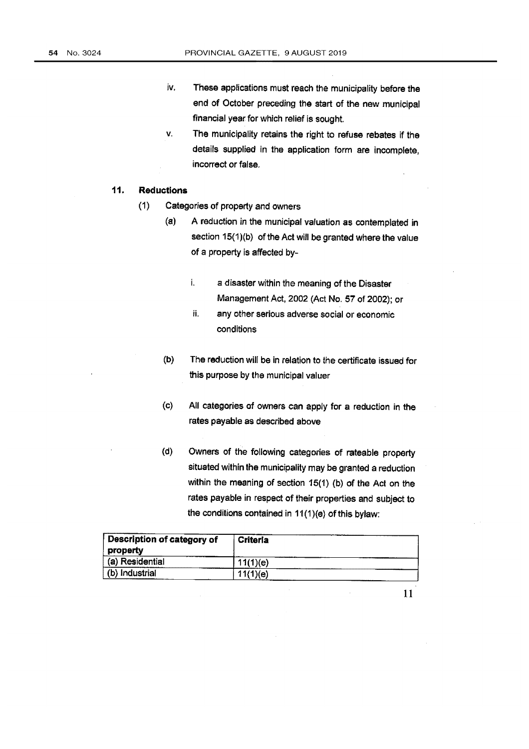iv. These applications must reach the municipality before the end of October preceding the start of the new municipal financial year for which relief is sought.

v. The municipality retains the right to refuse rebates if the details supplied in the application form are incomplete, incorrect or false.

## 11. Reductions

(1) Categories of property and owners

(a) A reduction in the municipal valuation as contemplated in section 15(1)(b) of the Act will be granted where the value of a property is affected by-

i. a disaster within the meaning of the Disaster Management Act, 2002 (Act No. 57 of 2002); or

ii. any other serious adverse social or economic conditions

(b) The reduction will be in relation to the certificate issued for this purpose by the municipal valuer

(c) All categories of owners can apply for a reduction in the rates payable as described above

(d) Owners of the following categories of rateable property situated within the municipality may be granted a reduction within the meaning of section 15(1) (b) of the Act on the rates payable in respect of their properties and subject to the conditions contained in 11(1)(e) of this bylaw:

| Description of category of property | Criteria |
|---|---|
| (a) Residential | 11(1)(e) |
| (b) Industrial | 11(1)(e) |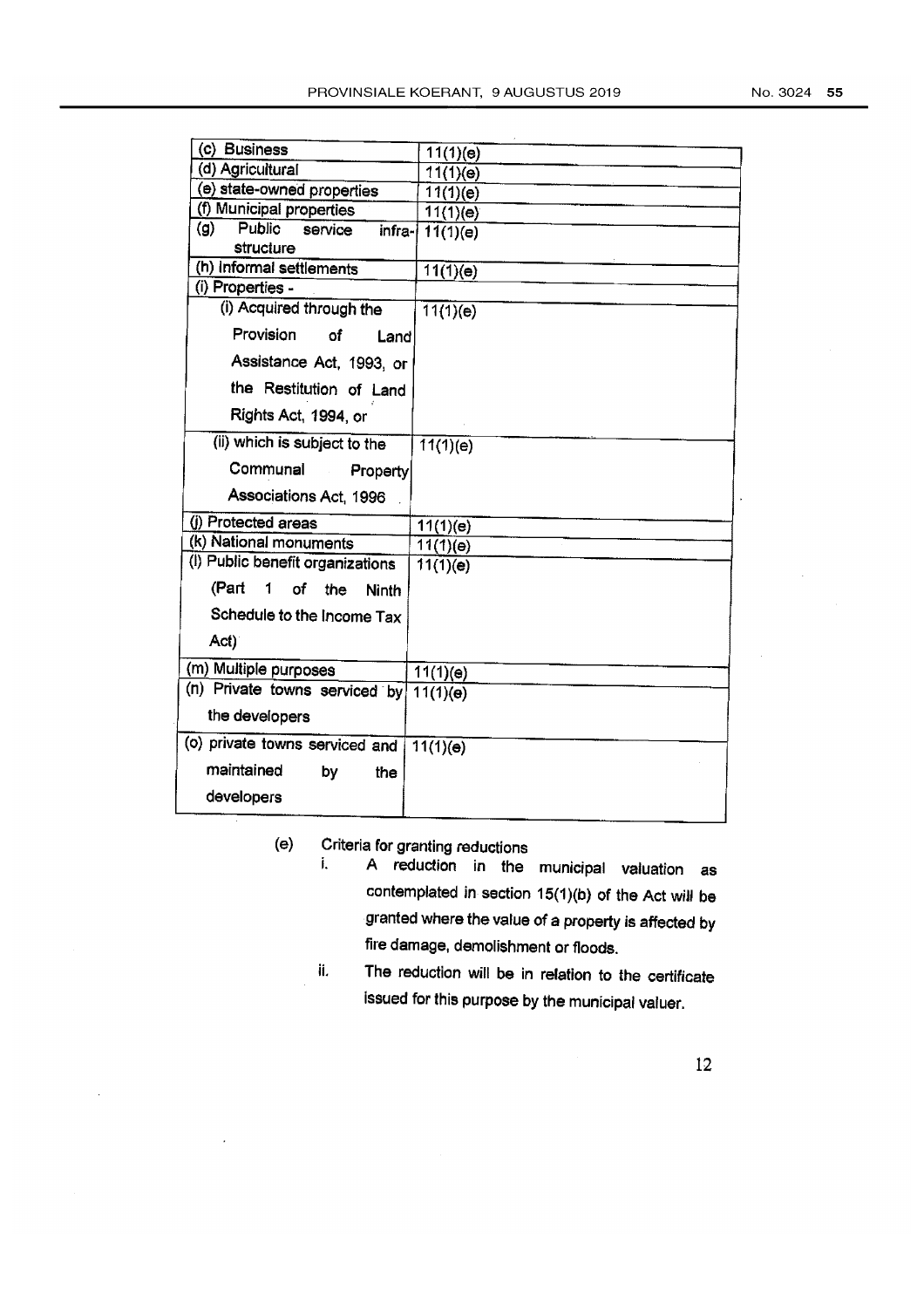| | |
|---|---|
| (c) Business | 11(1)(e) |
| (d) Agricultural | 11(1)(e) |
| (e) state-owned properties | 11(1)(e) |
| (f) Municipal properties | 11(1)(e) |
| (g) Public service infra-structure | 11(1)(e) |
| (h) Informal settlements | 11(1)(e) |
| (i) Properties - | |
| (i) Acquired through the Provision of Land Assistance Act, 1993, or the Restitution of Land Rights Act, 1994, or | 11(1)(e) |
| (ii) which is subject to the Communal Property Associations Act, 1996 | 11(1)(e) |
| (j) Protected areas | 11(1)(e) |
| (k) National monuments | 11(1)(e) |
| (l) Public benefit organizations (Part 1 of the Ninth Schedule to the Income Tax Act) | 11(1)(e) |
| (m) Multiple purposes | 11(1)(e) |
| (n) Private towns serviced by the developers | 11(1)(e) |
| (o) private towns serviced and maintained by the developers | 11(1)(e) |

(e) Criteria for granting reductions

i. A reduction in the municipal valuation as contemplated in section 15(1)(b) of the Act will be granted where the value of a property is affected by fire damage, demolishment or floods.

ii. The reduction will be in relation to the certificate issued for this purpose by the municipal valuer.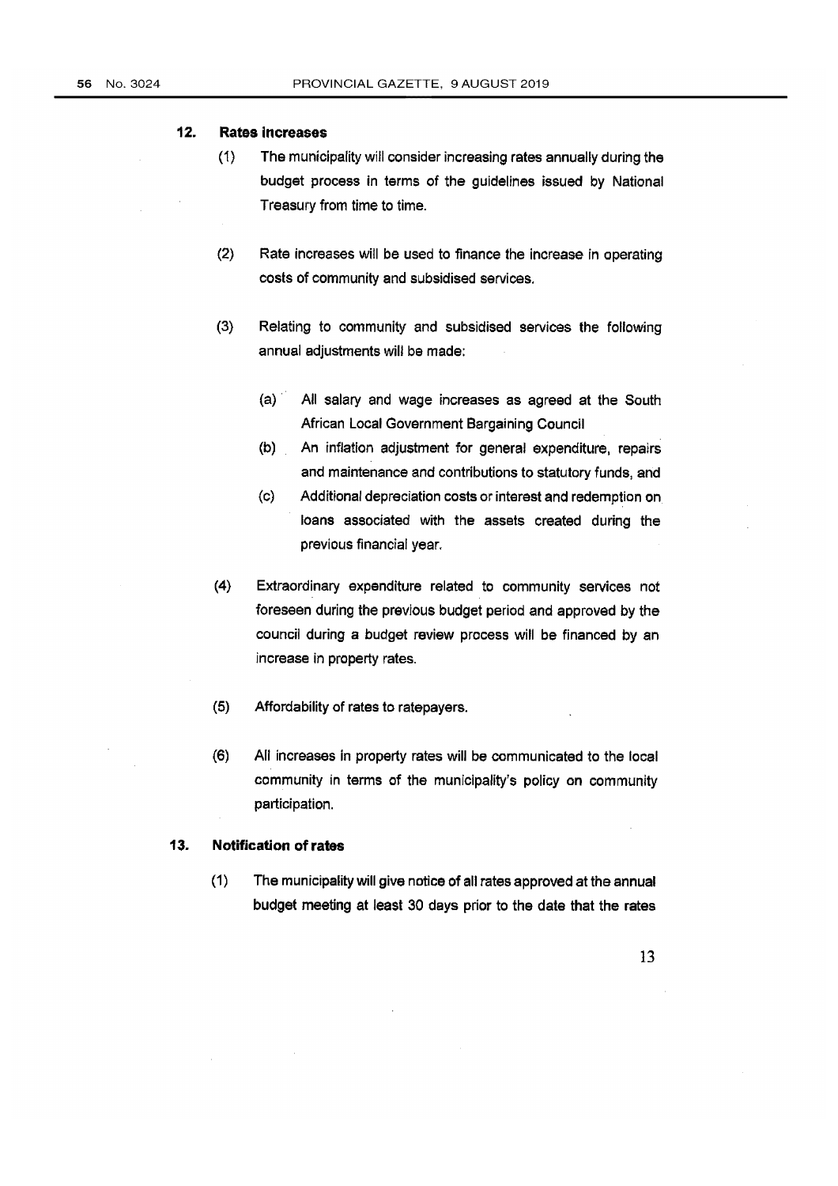## 12. Rates increases

(1) The municipality will consider increasing rates annually during the budget process in terms of the guidelines issued by National Treasury from time to time.

(2) Rate increases will be used to finance the increase in operating costs of community and subsidised services.

(3) Relating to community and subsidised services the following annual adjustments will be made:

- (a) All salary and wage increases as agreed at the South African Local Government Bargaining Council
- (b) An inflation adjustment for general expenditure, repairs and maintenance and contributions to statutory funds, and
- (c) Additional depreciation costs or interest and redemption on loans associated with the assets created during the previous financial year.

(4) Extraordinary expenditure related to community services not foreseen during the previous budget period and approved by the council during a budget review process will be financed by an increase in property rates.

(5) Affordability of rates to ratepayers.

(6) All increases in property rates will be communicated to the local community in terms of the municipality's policy on community participation.

## 13. Notification of rates

(1) The municipality will give notice of all rates approved at the annual budget meeting at least 30 days prior to the date that the rates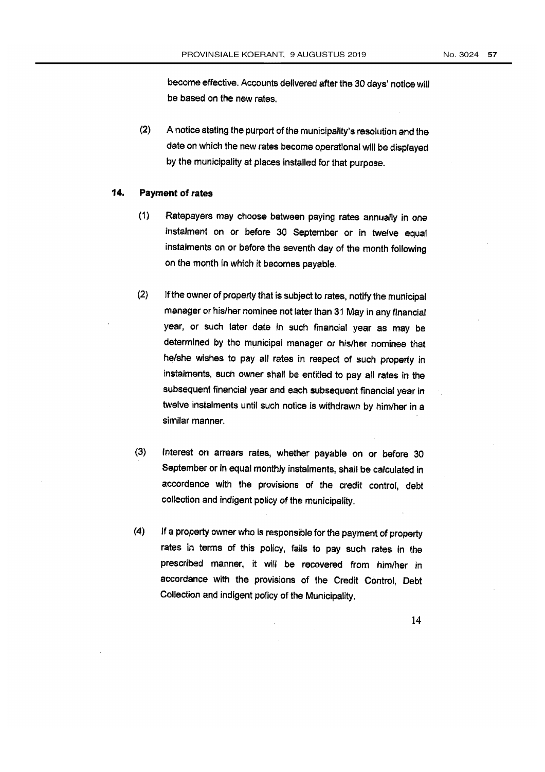become effective. Accounts delivered after the 30 days' notice will be based on the new rates.

(2) A notice stating the purport of the municipality's resolution and the date on which the new rates become operational will be displayed by the municipality at places installed for that purpose.

## 14. Payment of rates

(1) Ratepayers may choose between paying rates annually in one instalment on or before 30 September or in twelve equal instalments on or before the seventh day of the month following on the month in which it becomes payable.

(2) If the owner of property that is subject to rates, notify the municipal manager or his/her nominee not later than 31 May in any financial year, or such later date in such financial year as may be determined by the municipal manager or his/her nominee that he/she wishes to pay all rates in respect of such property in instalments, such owner shall be entitled to pay all rates in the subsequent financial year and each subsequent financial year in twelve instalments until such notice is withdrawn by him/her in a similar manner.

(3) Interest on arrears rates, whether payable on or before 30 September or in equal monthly instalments, shall be calculated in accordance with the provisions of the credit control, debt collection and indigent policy of the municipality.

(4) If a property owner who is responsible for the payment of property rates in terms of this policy, fails to pay such rates in the prescribed manner, it will be recovered from him/her in accordance with the provisions of the Credit Control, Debt Collection and indigent policy of the Municipality.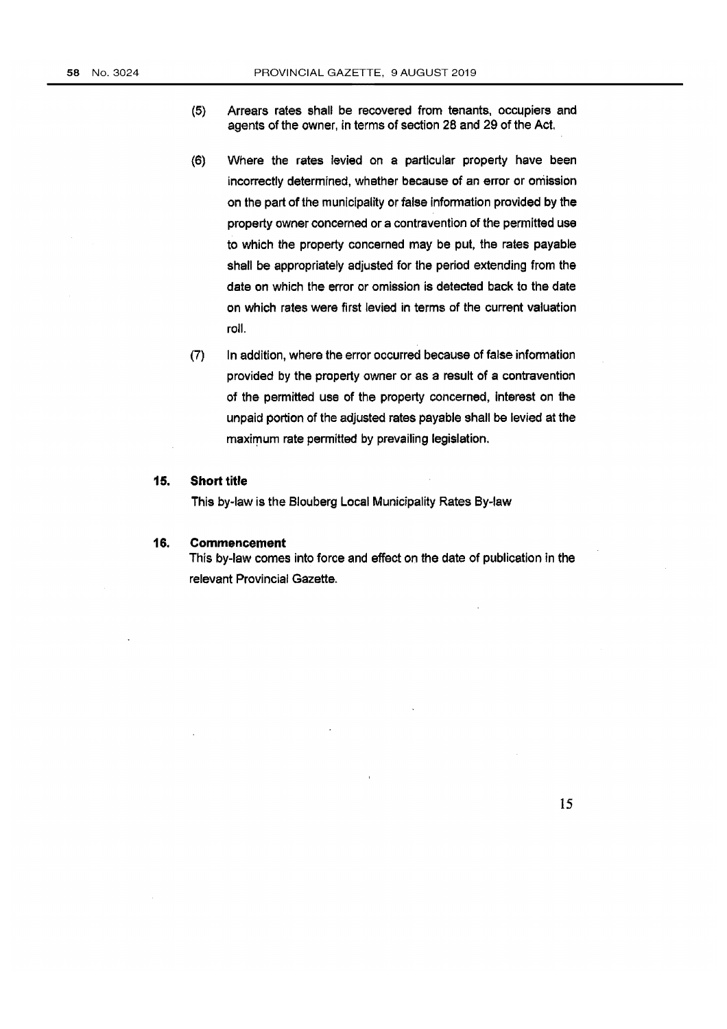(5) Arrears rates shall be recovered from tenants, occupiers and agents of the owner, in terms of section 28 and 29 of the Act.

(6) Where the rates levied on a particular property have been incorrectly determined, whether because of an error or omission on the part of the municipality or false information provided by the property owner concerned or a contravention of the permitted use to which the property concerned may be put, the rates payable shall be appropriately adjusted for the period extending from the date on which the error or omission is detected back to the date on which rates were first levied in terms of the current valuation roll.

(7) In addition, where the error occurred because of false information provided by the property owner or as a result of a contravention of the permitted use of the property concerned, interest on the unpaid portion of the adjusted rates payable shall be levied at the maximum rate permitted by prevailing legislation.

## 15. Short title

This by-law is the Blouberg Local Municipality Rates By-law

## 16. Commencement

This by-law comes into force and effect on the date of publication in the relevant Provincial Gazette.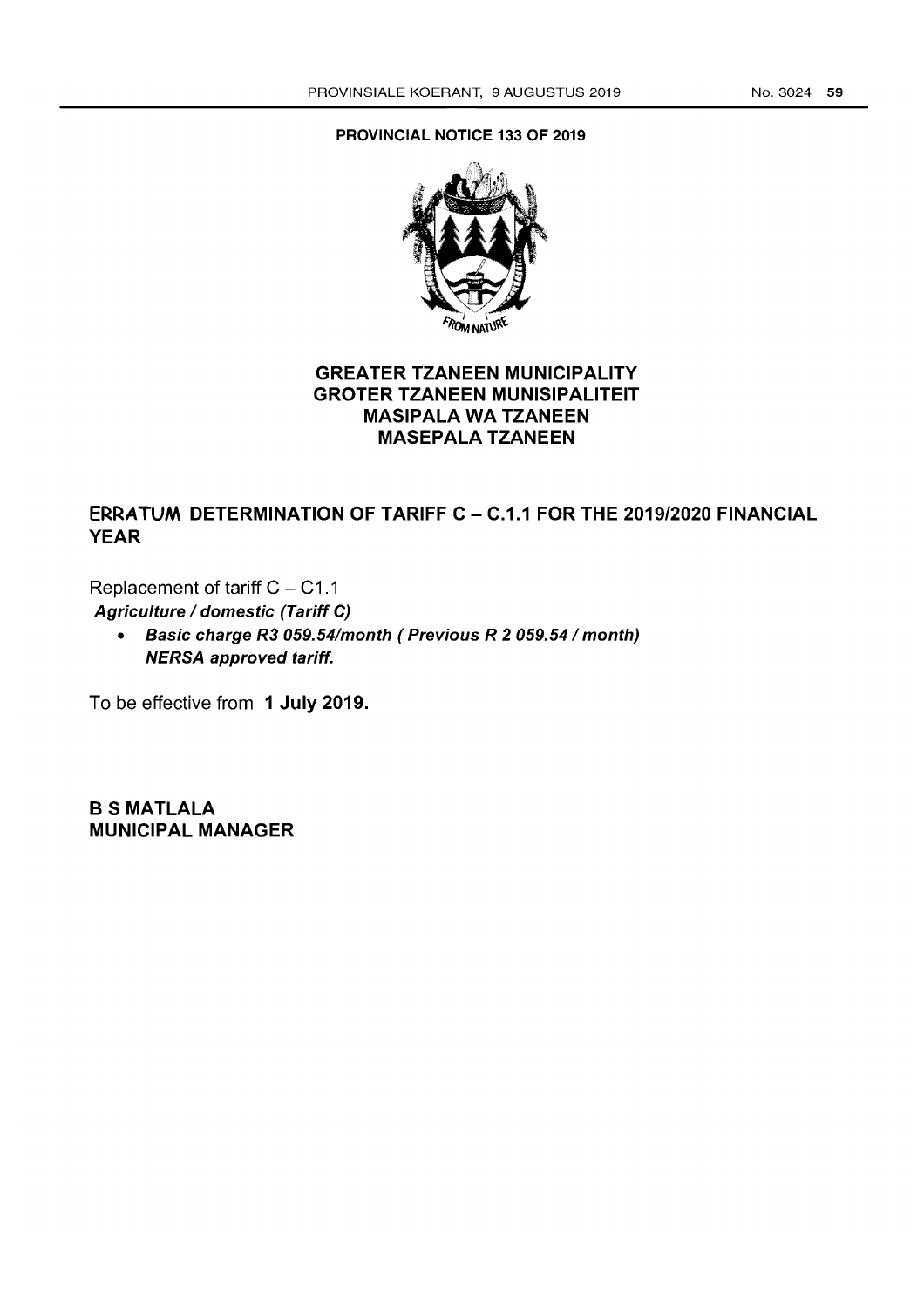**PROVINCIAL NOTICE 133 OF 2019**

**GREATER TZANEEN MUNICIPALITY**
**GROTER TZANEEN MUNISIPALITEIT**
**MASIPALA WA TZANEEN**
**MASEPALA TZANEEN**

## ERRATUM DETERMINATION OF TARIFF C – C.1.1 FOR THE 2019/2020 FINANCIAL YEAR

Replacement of tariff C – C1.1

***Agriculture / domestic (Tariff C)***

- ***Basic charge R3 059.54/month ( Previous R 2 059.54 / month)***
  ***NERSA approved tariff.***

To be effective from **1 July 2019.**

**B S MATLALA**
**MUNICIPAL MANAGER**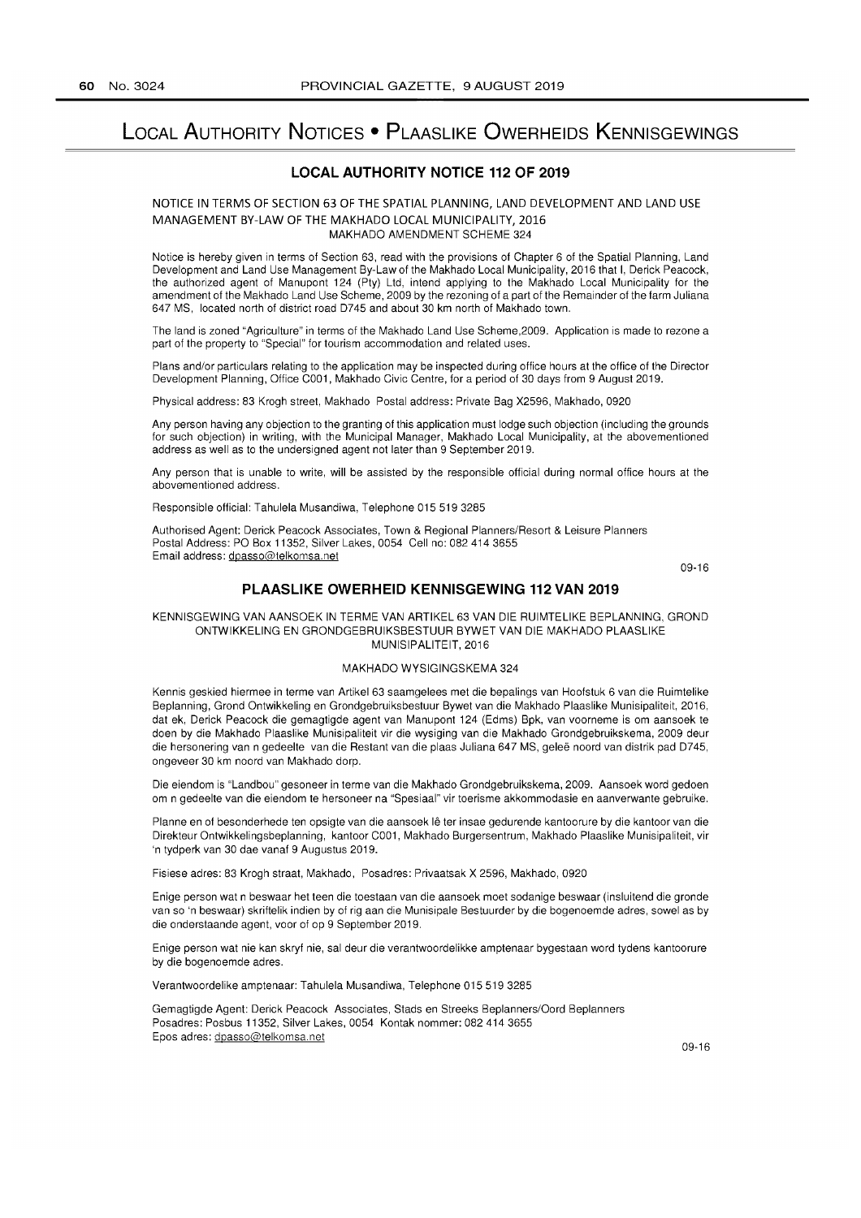# Local Authority Notices • Plaaslike Owerheids Kennisgewings

## LOCAL AUTHORITY NOTICE 112 OF 2019

NOTICE IN TERMS OF SECTION 63 OF THE SPATIAL PLANNING, LAND DEVELOPMENT AND LAND USE MANAGEMENT BY-LAW OF THE MAKHADO LOCAL MUNICIPALITY, 2016
MAKHADO AMENDMENT SCHEME 324

Notice is hereby given in terms of Section 63, read with the provisions of Chapter 6 of the Spatial Planning, Land Development and Land Use Management By-Law of the Makhado Local Municipality, 2016 that I, Derick Peacock, the authorized agent of Manupont 124 (Pty) Ltd, intend applying to the Makhado Local Municipality for the amendment of the Makhado Land Use Scheme, 2009 by the rezoning of a part of the Remainder of the farm Juliana 647 MS, located north of district road D745 and about 30 km north of Makhado town.

The land is zoned "Agriculture" in terms of the Makhado Land Use Scheme,2009. Application is made to rezone a part of the property to "Special" for tourism accommodation and related uses.

Plans and/or particulars relating to the application may be inspected during office hours at the office of the Director Development Planning, Office C001, Makhado Civic Centre, for a period of 30 days from 9 August 2019.

Physical address: 83 Krogh street, Makhado Postal address: Private Bag X2596, Makhado, 0920

Any person having any objection to the granting of this application must lodge such objection (including the grounds for such objection) in writing, with the Municipal Manager, Makhado Local Municipality, at the abovementioned address as well as to the undersigned agent not later than 9 September 2019.

Any person that is unable to write, will be assisted by the responsible official during normal office hours at the abovementioned address.

Responsible official: Tahulela Musandiwa, Telephone 015 519 3285

Authorised Agent: Derick Peacock Associates, Town & Regional Planners/Resort & Leisure Planners
Postal Address: PO Box 11352, Silver Lakes, 0054 Cell no: 082 414 3655
Email address: dpasso@telkomsa.net

09-16

## PLAASLIKE OWERHEID KENNISGEWING 112 VAN 2019

KENNISGEWING VAN AANSOEK IN TERME VAN ARTIKEL 63 VAN DIE RUIMTELIKE BEPLANNING, GROND ONTWIKKELING EN GRONDGEBRUIKSBESTUUR BYWET VAN DIE MAKHADO PLAASLIKE MUNISIPALITEIT, 2016

MAKHADO WYSIGINGSKEMA 324

Kennis geskied hiermee in terme van Artikel 63 saamgelees met die bepalings van Hoofstuk 6 van die Ruimtelike Beplanning, Grond Ontwikkeling en Grondgebruiksbestuur Bywet van die Makhado Plaaslike Munisipaliteit, 2016, dat ek, Derick Peacock die gemagtigde agent van Manupont 124 (Edms) Bpk, van voorneme is om aansoek te doen by die Makhado Plaaslike Munisipaliteit vir die wysiging van die Makhado Grondgebruikskema, 2009 deur die hersonering van n gedeelte van die Restant van die plaas Juliana 647 MS, geleë noord van distrik pad D745, ongeveer 30 km noord van Makhado dorp.

Die eiendom is "Landbou" gesoneer in terme van die Makhado Grondgebruikskema, 2009. Aansoek word gedoen om n gedeelte van die eiendom te hersoneer na "Spesiaal" vir toerisme akkommodasie en aanverwante gebruike.

Planne en of besonderhede ten opsigte van die aansoek lê ter insae gedurende kantoorure by die kantoor van die Direkteur Ontwikkelingsbeplanning, kantoor C001, Makhado Burgersentrum, Makhado Plaaslike Munisipaliteit, vir 'n tydperk van 30 dae vanaf 9 Augustus 2019.

Fisiese adres: 83 Krogh straat, Makhado, Posadres: Privaatsak X 2596, Makhado, 0920

Enige person wat n beswaar het teen die toestaan van die aansoek moet sodanige beswaar (insluitend die gronde van so 'n beswaar) skriftelik indien by of rig aan die Munisipale Bestuurder by die bogenoemde adres, sowel as by die onderstaande agent, voor of op 9 September 2019.

Enige person wat nie kan skryf nie, sal deur die verantwoordelikke amptenaar bygestaan word tydens kantoorure by die bogenoemde adres.

Verantwoordelike amptenaar: Tahulela Musandiwa, Telephone 015 519 3285

Gemagtigde Agent: Derick Peacock Associates, Stads en Streeks Beplanners/Oord Beplanners
Posadres: Posbus 11352, Silver Lakes, 0054 Kontak nommer: 082 414 3655
Epos adres: dpasso@telkomsa.net

09-16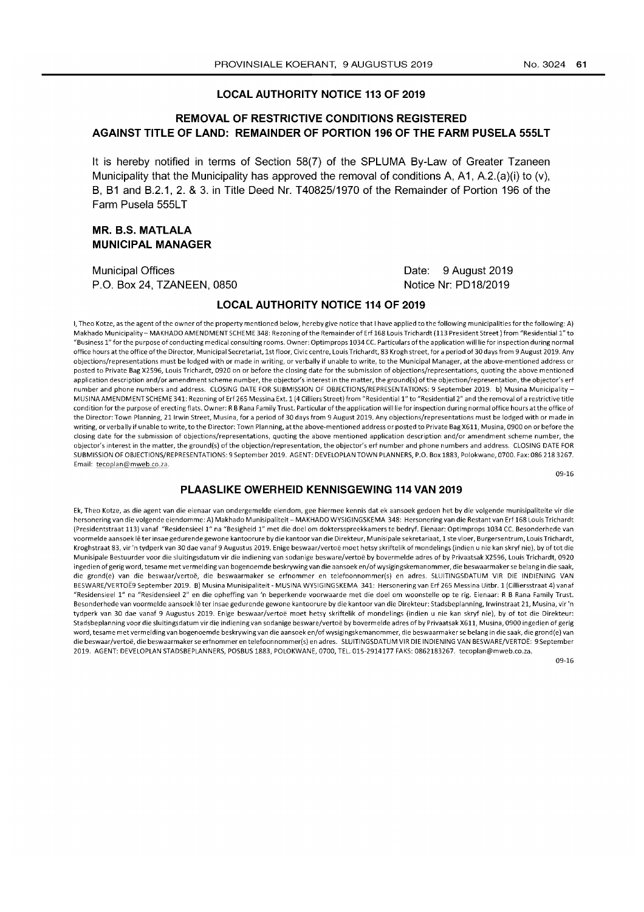## LOCAL AUTHORITY NOTICE 113 OF 2019

## REMOVAL OF RESTRICTIVE CONDITIONS REGISTERED AGAINST TITLE OF LAND: REMAINDER OF PORTION 196 OF THE FARM PUSELA 555LT

It is hereby notified in terms of Section 58(7) of the SPLUMA By-Law of Greater Tzaneen Municipality that the Municipality has approved the removal of conditions A, A1, A.2.(a)(i) to (v), B, B1 and B.2.1, 2. & 3. in Title Deed Nr. T40825/1970 of the Remainder of Portion 196 of the Farm Pusela 555LT

**MR. B.S. MATLALA**
**MUNICIPAL MANAGER**

Municipal Offices
P.O. Box 24, TZANEEN, 0850

Date: 9 August 2019
Notice Nr: PD18/2019

## LOCAL AUTHORITY NOTICE 114 OF 2019

I, Theo Kotze, as the agent of the owner of the property mentioned below, hereby give notice that I have applied to the following municipalities for the following: A) Makhado Municipality – MAKHADO AMENDMENT SCHEME 348: Rezoning of the Remainder of Erf 168 Louis Trichardt (113 President Street) from "Residential 1" to "Business 1" for the purpose of conducting medical consulting rooms. Owner: Optimprops 1034 CC. Particulars of the application will lie for inspection during normal office hours at the office of the Director, Municipal Secretariat, 1st floor, Civic centre, Louis Trichardt, 83 Krogh street, for a period of 30 days from 9 August 2019. Any objections/representations must be lodged with or made in writing, or verbally if unable to write, to the Municipal Manager, at the above-mentioned address or posted to Private Bag X2596, Louis Trichardt, 0920 on or before the closing date for the submission of objections/representations, quoting the above mentioned application description and/or amendment scheme number, the objector's interest in the matter, the ground(s) of the objection/representation, the objector's erf number and phone numbers and address. CLOSING DATE FOR SUBMISSION OF OBJECTIONS/REPRESENTATIONS: 9 September 2019. b) Musina Municipality – MUSINA AMENDMENT SCHEME 341: Rezoning of Erf 265 Messina Ext. 1 (4 Cilliers Street) from "Residential 1" to "Residential 2" and the removal of a restrictive title condition for the purpose of erecting flats. Owner: R B Rana Family Trust. Particular of the application will lie for inspection during normal office hours at the office of the Director: Town Planning, 21 Irwin Street, Musina, for a period of 30 days from 9 August 2019. Any objections/representations must be lodged with or made in writing, or verbally if unable to write, to the Director: Town Planning, at the above-mentioned address or posted to Private Bag X611, Musina, 0900 on or before the closing date for the submission of objections/representations, quoting the above mentioned application description and/or amendment scheme number, the objector's interest in the matter, the ground(s) of the objection/representation, the objector's erf number and phone numbers and address. CLOSING DATE FOR SUBMISSION OF OBJECTIONS/REPRESENTATIONS: 9 September 2019. AGENT: DEVELOPLAN TOWN PLANNERS, P.O. Box 1883, Polokwane, 0700. Fax: 086 218 3267. Email: tecoplan@mweb.co.za.

09-16

## PLAASLIKE OWERHEID KENNISGEWING 114 VAN 2019

Ek, Theo Kotze, as die agent van die eienaar van ondergemelde eiendom, gee hiermee kennis dat ek aansoek gedoen het by die volgende munisipaliteite vir die hersonering van die volgende eiendomme: A) Makhado Munisipaliteit – MAKHADO WYSIGINGSKEMA 348: Hersonering van die Restant van Erf 168 Louis Trichardt (Presidentstraat 113) vanaf "Residensieel 1" na "Besigheid 1" met die doel om dokterspreekkamers te bedryf. Eienaar: Optimprops 1034 CC. Besonderhede van voormelde aansoek lê ter insae gedurende gewone kantoorure by die kantoor van die Direkteur, Munisipale sekretariat, 1 ste vloer, Burgersentrum, Louis Trichardt, Kroghstraat 83, vir 'n tydperk van 30 dae vanaf 9 Augustus 2019. Enige beswaar/vertoë moet hetsy skriftelik of mondelings (indien u nie kan skryf nie), by of tot die Munisipale Bestuurder voor die sluitingsdatum vir die indiening van sodanige besware/vertoë by bovermelde adres of by Privaatsak X2596, Louis Trichardt, 0920 ingedien of gerig word, tesame met vermelding van bogenoemde beskrywing van die aansoek en/of wysigingskemanommer, die beswaarmaker se belang in die saak, die grond(e) van die beswaar/vertoë, die beswaarmaker se erfnommer en telefoonnommer(s) en adres. SLUITINGSDATUM VIR DIE INDIENING VAN BESWARE/VERTOË 9 September 2019. B) Musina Munisipaliteit - MUSINA WYSIGINGSKEMA 341: Hersonering van Erf 265 Messina Uitbr. 1 (Cilliersstraat 4) vanaf "Residensieel 1" na "Residensieel 2" en die opheffing van 'n beperkende voorwaarde met die doel om woonstelle op te rig. Eienaar: R B Rana Family Trust. Besonderhede van voormelde aansoek lê ter insae gedurende gewone kantoorure by die kantoor van die Direkteur: Stadsbeplanning, Irwinstraat 21, Musina, vir 'n tydperk van 30 dae vanaf 9 Augustus 2019. Enige beswaar/vertoë moet hetsy skriftelik of mondelings (indien u nie kan skryf nie), by of tot die Direkteur: Stadsbeplanning voor die sluitingsdatum vir die indiening van sodanige besware/vertoë by bovermelde adres of by Privaatsak X611, Musina, 0900 ingedien of gerig word, tesame met vermelding van bogenoemde beskrywing van die aansoek en/of wysigingskemanommer, die beswaarmaker se belang in die saak, die grond(e) van die beswaar/vertoë, die beswaarmaker se erfnommer en telefoonnommer(s) en adres. SLUITINGSDATUM VIR DIE INDIENING VAN BESWARE/VERTOË: 9 September 2019. AGENT: DEVELOPLAN STADSBEPLANNERS, POSBUS 1883, POLOKWANE, 0700, TEL. 015-2914177 FAKS: 0862183267. tecoplan@mweb.co.za.

09-16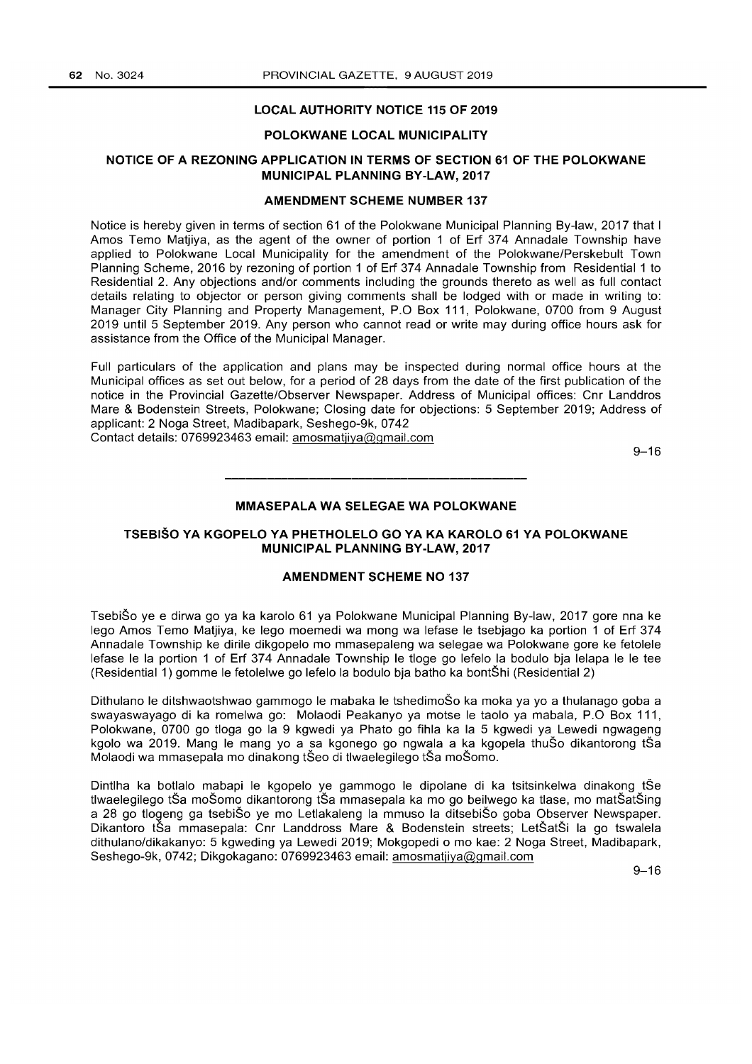## LOCAL AUTHORITY NOTICE 115 OF 2019

### POLOKWANE LOCAL MUNICIPALITY

### NOTICE OF A REZONING APPLICATION IN TERMS OF SECTION 61 OF THE POLOKWANE MUNICIPAL PLANNING BY-LAW, 2017

### AMENDMENT SCHEME NUMBER 137

Notice is hereby given in terms of section 61 of the Polokwane Municipal Planning By-law, 2017 that I Amos Temo Matjiya, as the agent of the owner of portion 1 of Erf 374 Annadale Township have applied to Polokwane Local Municipality for the amendment of the Polokwane/Perskebult Town Planning Scheme, 2016 by rezoning of portion 1 of Erf 374 Annadale Township from Residential 1 to Residential 2. Any objections and/or comments including the grounds thereto as well as full contact details relating to objector or person giving comments shall be lodged with or made in writing to: Manager City Planning and Property Management, P.O Box 111, Polokwane, 0700 from 9 August 2019 until 5 September 2019. Any person who cannot read or write may during office hours ask for assistance from the Office of the Municipal Manager.

Full particulars of the application and plans may be inspected during normal office hours at the Municipal offices as set out below, for a period of 28 days from the date of the first publication of the notice in the Provincial Gazette/Observer Newspaper. Address of Municipal offices: Cnr Landdros Mare & Bodenstein Streets, Polokwane; Closing date for objections: 5 September 2019; Address of applicant: 2 Noga Street, Madibapark, Seshego-9k, 0742
Contact details: 0769923463 email: amosmatjiya@gmail.com

9–16

---

### MMASEPALA WA SELEGAE WA POLOKWANE

### TSEBIŠO YA KGOPELO YA PHETHOLELO GO YA KA KAROLO 61 YA POLOKWANE MUNICIPAL PLANNING BY-LAW, 2017

### AMENDMENT SCHEME NO 137

TsebiŠo ye e dirwa go ya ka karolo 61 ya Polokwane Municipal Planning By-law, 2017 gore nna ke lego Amos Temo Matjiya, ke lego moemedi wa mong wa lefase le tsebjago ka portion 1 of Erf 374 Annadale Township ke dirile dikgopelo mo mmasepaleng wa selegae wa Polokwane gore ke fetolele lefase le la portion 1 of Erf 374 Annadale Township le tloge go lefelo la bodulo bja lelapa le le tee (Residential 1) gomme le fetolelwe go lefelo la bodulo bja batho ka bontŠhi (Residential 2)

Dithulano le ditshwaotshwao gammogo le mabaka le tshedimoŠo ka moka ya yo a thulanago goba a swayaswayago di ka romelwa go: Molaodi Peakanyo ya motse le taolo ya mabala, P.O Box 111, Polokwane, 0700 go tloga go la 9 kgwedi ya Phato go fihla ka la 5 kgwedi ya Lewedi ngwageng kgolo wa 2019. Mang le mang yo a sa kgonego go ngwala a ka kgopela thuŠo dikantorong tŠa Molaodi wa mmasepala mo dinakong tŠeo di tlwaelegilego tŠa moŠomo.

Dintlha ka botlalo mabapi le kgopelo ye gammogo le dipolane di ka tsitsinkelwa dinakong tŠe tlwaelegilego tŠa moŠomo dikantorong tŠa mmasepala ka mo go beilwego ka tlase, mo matŠatŠing a 28 go tlogeng ga tsebiŠo ye mo Letlakaleng la mmuso la ditsebiŠo goba Observer Newspaper. Dikantoro tŠa mmasepala: Cnr Landdross Mare & Bodenstein streets; LetŠatŠi la go tswalela dithulano/dikakanyo: 5 kgweding ya Lewedi 2019; Mokgopedi o mo kae: 2 Noga Street, Madibapark, Seshego-9k, 0742; Dikgokagano: 0769923463 email: amosmatjiya@gmail.com

9–16